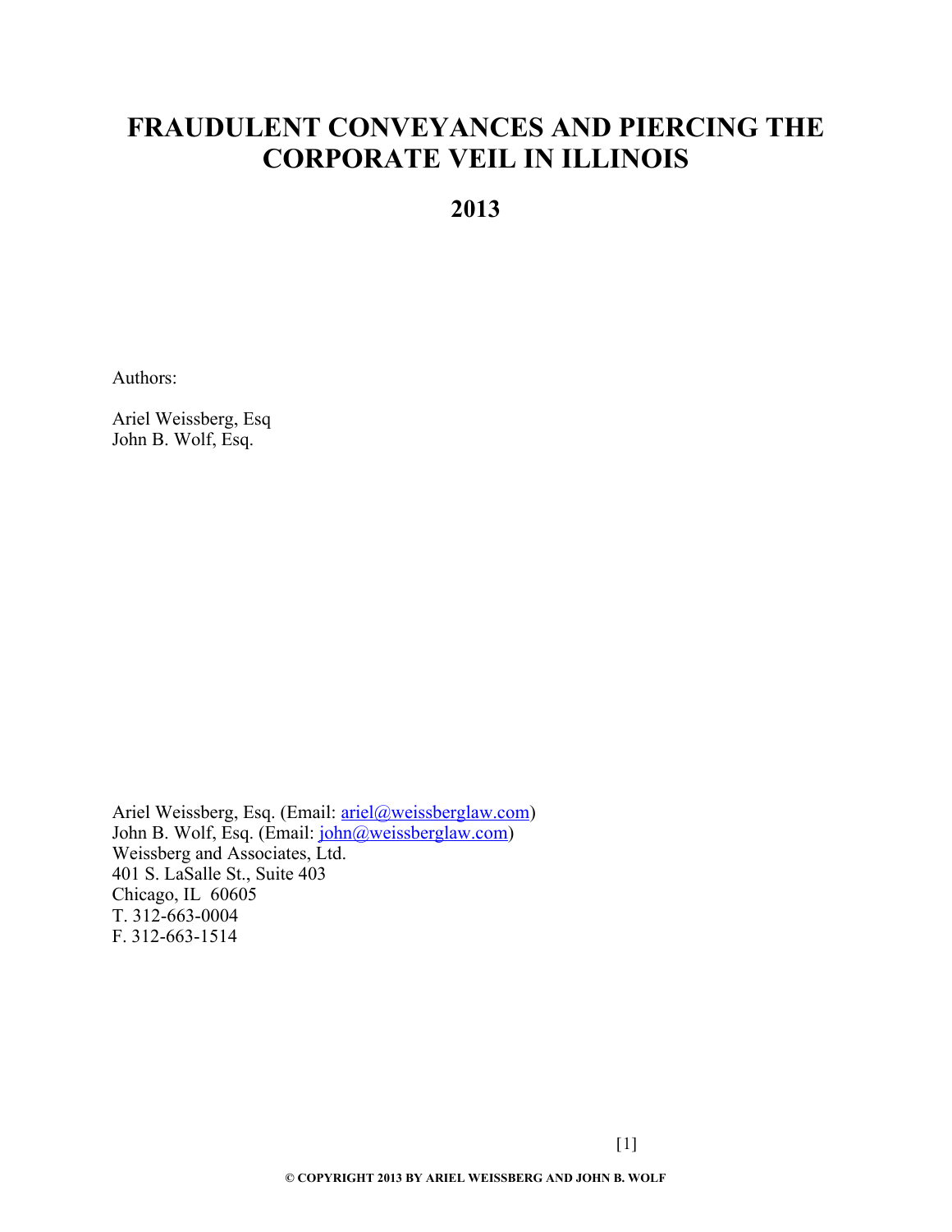# FRAUDULENT CONVEYANCES AND PIERCING THE CORPORATE VEIL IN ILLINOIS

## 2013

Authors:

Ariel Weissberg, Esq
John B. Wolf, Esq.

Ariel Weissberg, Esq. (Email: ariel@weissberglaw.com)
John B. Wolf, Esq. (Email: john@weissberglaw.com)
Weissberg and Associates, Ltd.
401 S. LaSalle St., Suite 403
Chicago, IL 60605
T. 312-663-0004
F. 312-663-1514

**© COPYRIGHT 2013 BY ARIEL WEISSBERG AND JOHN B. WOLF**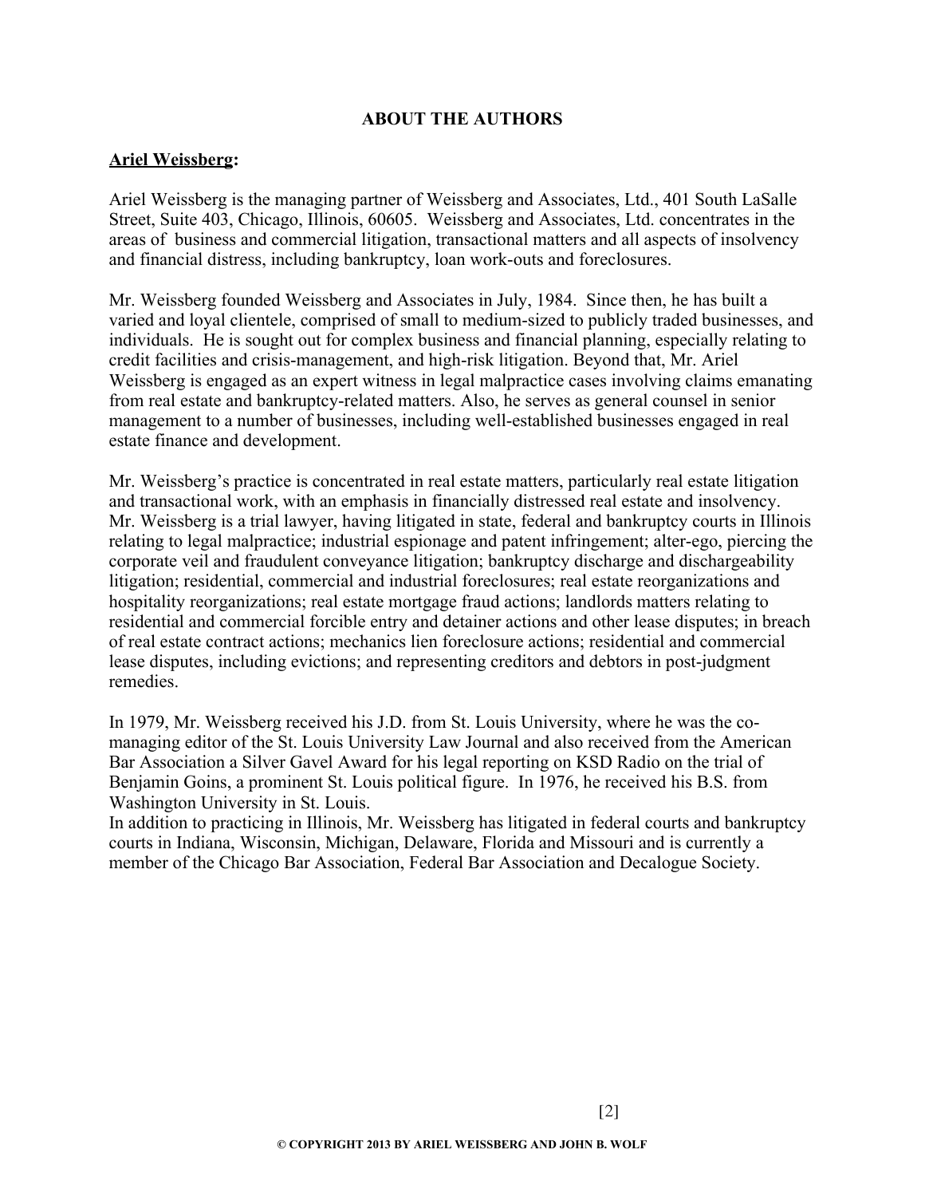## ABOUT THE AUTHORS

**Ariel Weissberg:**

Ariel Weissberg is the managing partner of Weissberg and Associates, Ltd., 401 South LaSalle Street, Suite 403, Chicago, Illinois, 60605. Weissberg and Associates, Ltd. concentrates in the areas of business and commercial litigation, transactional matters and all aspects of insolvency and financial distress, including bankruptcy, loan work-outs and foreclosures.

Mr. Weissberg founded Weissberg and Associates in July, 1984. Since then, he has built a varied and loyal clientele, comprised of small to medium-sized to publicly traded businesses, and individuals. He is sought out for complex business and financial planning, especially relating to credit facilities and crisis-management, and high-risk litigation. Beyond that, Mr. Ariel Weissberg is engaged as an expert witness in legal malpractice cases involving claims emanating from real estate and bankruptcy-related matters. Also, he serves as general counsel in senior management to a number of businesses, including well-established businesses engaged in real estate finance and development.

Mr. Weissberg's practice is concentrated in real estate matters, particularly real estate litigation and transactional work, with an emphasis in financially distressed real estate and insolvency. Mr. Weissberg is a trial lawyer, having litigated in state, federal and bankruptcy courts in Illinois relating to legal malpractice; industrial espionage and patent infringement; alter-ego, piercing the corporate veil and fraudulent conveyance litigation; bankruptcy discharge and dischargeability litigation; residential, commercial and industrial foreclosures; real estate reorganizations and hospitality reorganizations; real estate mortgage fraud actions; landlords matters relating to residential and commercial forcible entry and detainer actions and other lease disputes; in breach of real estate contract actions; mechanics lien foreclosure actions; residential and commercial lease disputes, including evictions; and representing creditors and debtors in post-judgment remedies.

In 1979, Mr. Weissberg received his J.D. from St. Louis University, where he was the co-managing editor of the St. Louis University Law Journal and also received from the American Bar Association a Silver Gavel Award for his legal reporting on KSD Radio on the trial of Benjamin Goins, a prominent St. Louis political figure. In 1976, he received his B.S. from Washington University in St. Louis.

In addition to practicing in Illinois, Mr. Weissberg has litigated in federal courts and bankruptcy courts in Indiana, Wisconsin, Michigan, Delaware, Florida and Missouri and is currently a member of the Chicago Bar Association, Federal Bar Association and Decalogue Society.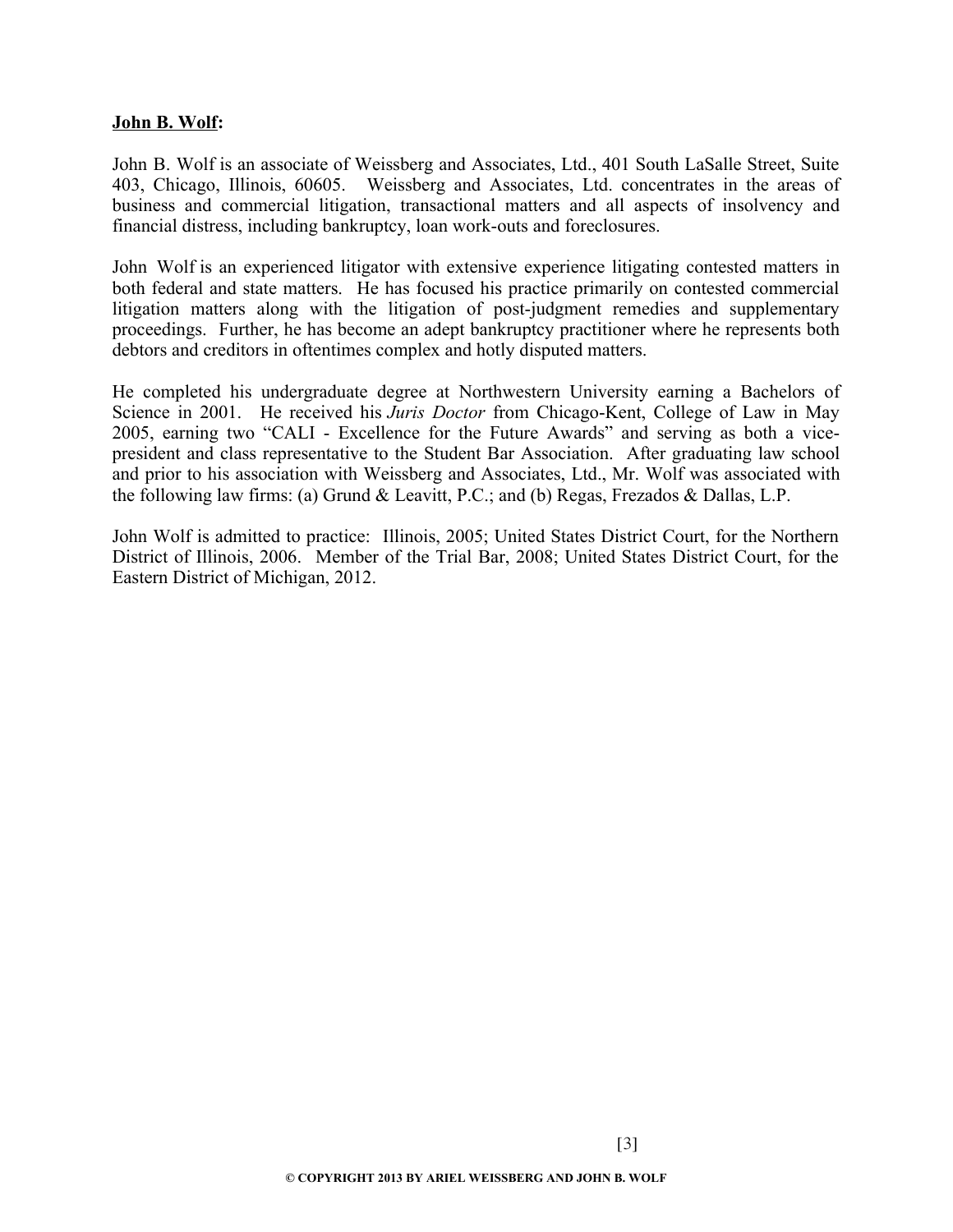**John B. Wolf:**

John B. Wolf is an associate of Weissberg and Associates, Ltd., 401 South LaSalle Street, Suite 403, Chicago, Illinois, 60605. Weissberg and Associates, Ltd. concentrates in the areas of business and commercial litigation, transactional matters and all aspects of insolvency and financial distress, including bankruptcy, loan work-outs and foreclosures.

John Wolf is an experienced litigator with extensive experience litigating contested matters in both federal and state matters. He has focused his practice primarily on contested commercial litigation matters along with the litigation of post-judgment remedies and supplementary proceedings. Further, he has become an adept bankruptcy practitioner where he represents both debtors and creditors in oftentimes complex and hotly disputed matters.

He completed his undergraduate degree at Northwestern University earning a Bachelors of Science in 2001. He received his *Juris Doctor* from Chicago-Kent, College of Law in May 2005, earning two "CALI - Excellence for the Future Awards" and serving as both a vice-president and class representative to the Student Bar Association. After graduating law school and prior to his association with Weissberg and Associates, Ltd., Mr. Wolf was associated with the following law firms: (a) Grund & Leavitt, P.C.; and (b) Regas, Frezados & Dallas, L.P.

John Wolf is admitted to practice: Illinois, 2005; United States District Court, for the Northern District of Illinois, 2006. Member of the Trial Bar, 2008; United States District Court, for the Eastern District of Michigan, 2012.

**© COPYRIGHT 2013 BY ARIEL WEISSBERG AND JOHN B. WOLF**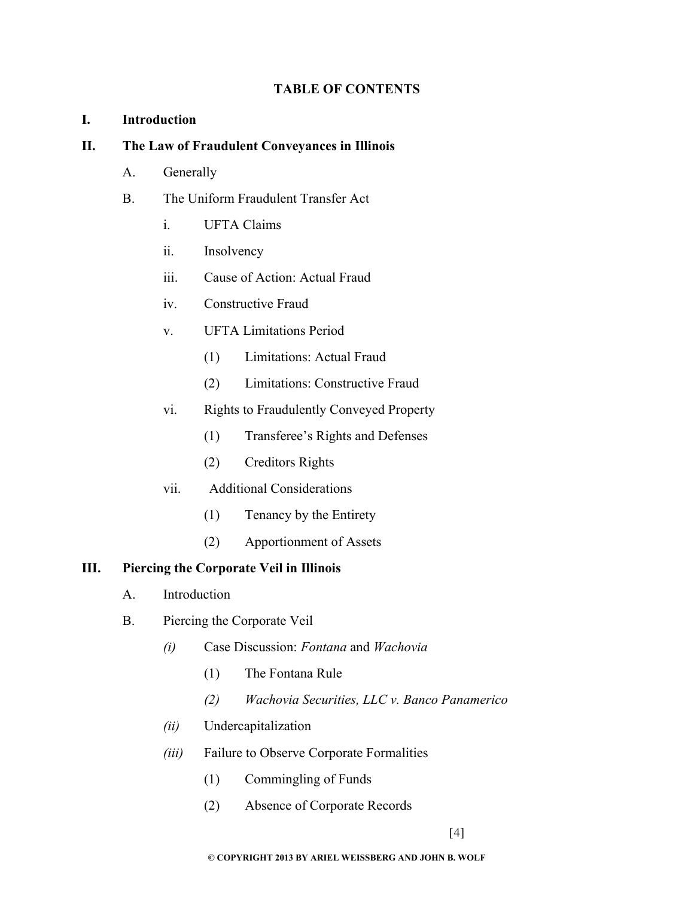# TABLE OF CONTENTS

**I. Introduction**

**II. The Law of Fraudulent Conveyances in Illinois**

- A. Generally
- B. The Uniform Fraudulent Transfer Act
  - i. UFTA Claims
  - ii. Insolvency
  - iii. Cause of Action: Actual Fraud
  - iv. Constructive Fraud
  - v. UFTA Limitations Period
    - (1) Limitations: Actual Fraud
    - (2) Limitations: Constructive Fraud
  - vi. Rights to Fraudulently Conveyed Property
    - (1) Transferee's Rights and Defenses
    - (2) Creditors Rights
  - vii. Additional Considerations
    - (1) Tenancy by the Entirety
    - (2) Apportionment of Assets

**III. Piercing the Corporate Veil in Illinois**

- A. Introduction
- B. Piercing the Corporate Veil
  - *(i)* Case Discussion: *Fontana* and *Wachovia*
    - (1) The Fontana Rule
    - *(2) Wachovia Securities, LLC v. Banco Panamerico*
  - *(ii)* Undercapitalization
  - *(iii)* Failure to Observe Corporate Formalities
    - (1) Commingling of Funds
    - (2) Absence of Corporate Records

**© COPYRIGHT 2013 BY ARIEL WEISSBERG AND JOHN B. WOLF**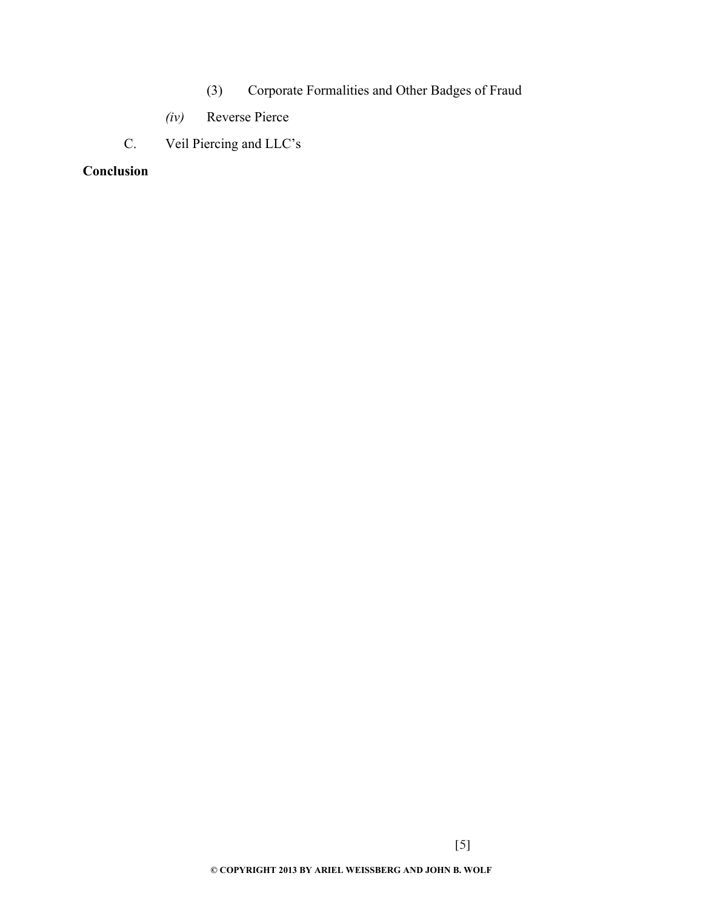(3) Corporate Formalities and Other Badges of Fraud

*(iv)* Reverse Pierce

C. Veil Piercing and LLC's

**Conclusion**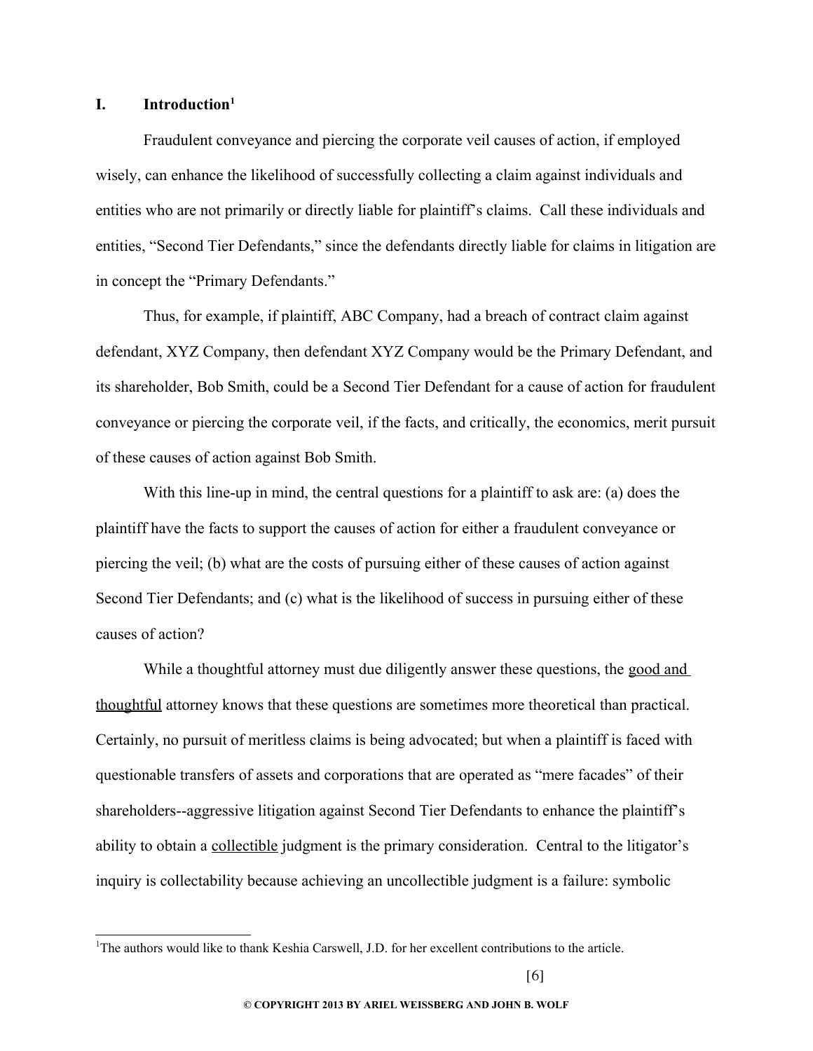## I. Introduction[1]

Fraudulent conveyance and piercing the corporate veil causes of action, if employed wisely, can enhance the likelihood of successfully collecting a claim against individuals and entities who are not primarily or directly liable for plaintiff's claims. Call these individuals and entities, "Second Tier Defendants," since the defendants directly liable for claims in litigation are in concept the "Primary Defendants."

Thus, for example, if plaintiff, ABC Company, had a breach of contract claim against defendant, XYZ Company, then defendant XYZ Company would be the Primary Defendant, and its shareholder, Bob Smith, could be a Second Tier Defendant for a cause of action for fraudulent conveyance or piercing the corporate veil, if the facts, and critically, the economics, merit pursuit of these causes of action against Bob Smith.

With this line-up in mind, the central questions for a plaintiff to ask are: (a) does the plaintiff have the facts to support the causes of action for either a fraudulent conveyance or piercing the veil; (b) what are the costs of pursuing either of these causes of action against Second Tier Defendants; and (c) what is the likelihood of success in pursuing either of these causes of action?

While a thoughtful attorney must due diligently answer these questions, the <u>good and thoughtful</u> attorney knows that these questions are sometimes more theoretical than practical. Certainly, no pursuit of meritless claims is being advocated; but when a plaintiff is faced with questionable transfers of assets and corporations that are operated as "mere facades" of their shareholders--aggressive litigation against Second Tier Defendants to enhance the plaintiff's ability to obtain a <u>collectible</u> judgment is the primary consideration. Central to the litigator's inquiry is collectability because achieving an uncollectible judgment is a failure: symbolic

[1] The authors would like to thank Keshia Carswell, J.D. for her excellent contributions to the article.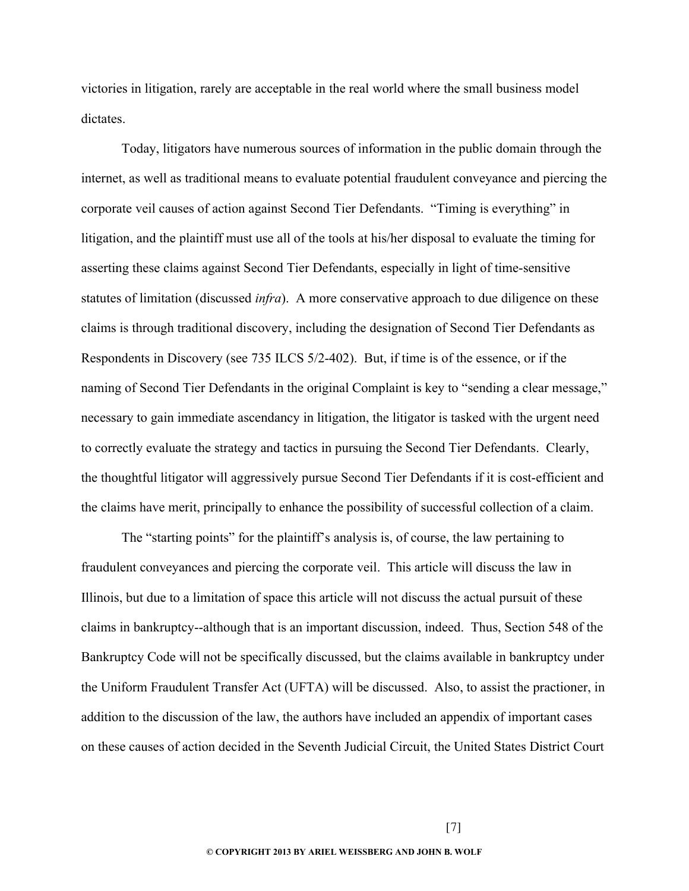victories in litigation, rarely are acceptable in the real world where the small business model dictates.

Today, litigators have numerous sources of information in the public domain through the internet, as well as traditional means to evaluate potential fraudulent conveyance and piercing the corporate veil causes of action against Second Tier Defendants. "Timing is everything" in litigation, and the plaintiff must use all of the tools at his/her disposal to evaluate the timing for asserting these claims against Second Tier Defendants, especially in light of time-sensitive statutes of limitation (discussed *infra*). A more conservative approach to due diligence on these claims is through traditional discovery, including the designation of Second Tier Defendants as Respondents in Discovery (see 735 ILCS 5/2-402). But, if time is of the essence, or if the naming of Second Tier Defendants in the original Complaint is key to "sending a clear message," necessary to gain immediate ascendancy in litigation, the litigator is tasked with the urgent need to correctly evaluate the strategy and tactics in pursuing the Second Tier Defendants. Clearly, the thoughtful litigator will aggressively pursue Second Tier Defendants if it is cost-efficient and the claims have merit, principally to enhance the possibility of successful collection of a claim.

The "starting points" for the plaintiff's analysis is, of course, the law pertaining to fraudulent conveyances and piercing the corporate veil. This article will discuss the law in Illinois, but due to a limitation of space this article will not discuss the actual pursuit of these claims in bankruptcy--although that is an important discussion, indeed. Thus, Section 548 of the Bankruptcy Code will not be specifically discussed, but the claims available in bankruptcy under the Uniform Fraudulent Transfer Act (UFTA) will be discussed. Also, to assist the practioner, in addition to the discussion of the law, the authors have included an appendix of important cases on these causes of action decided in the Seventh Judicial Circuit, the United States District Court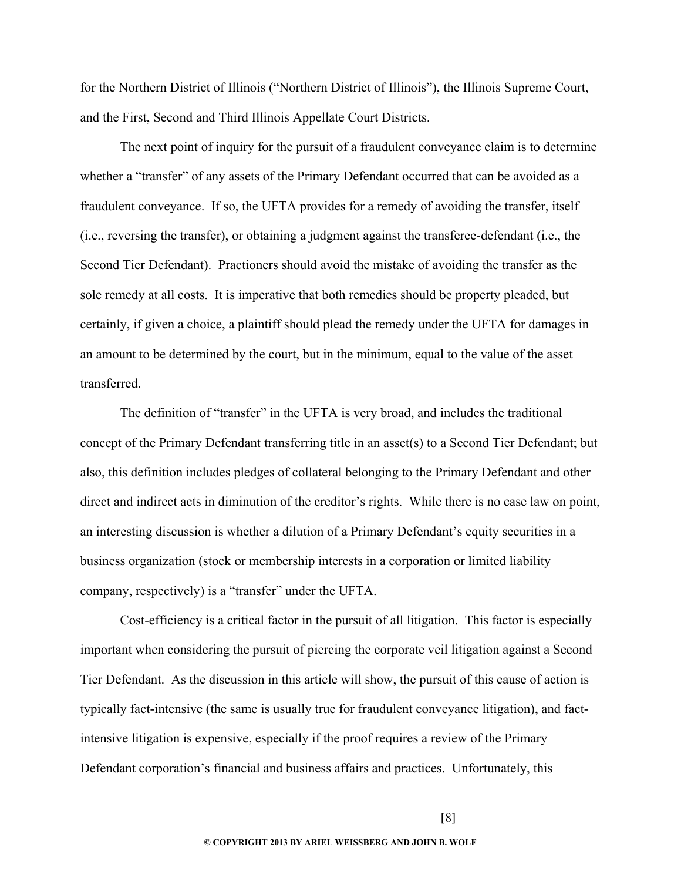for the Northern District of Illinois ("Northern District of Illinois"), the Illinois Supreme Court, and the First, Second and Third Illinois Appellate Court Districts.

The next point of inquiry for the pursuit of a fraudulent conveyance claim is to determine whether a "transfer" of any assets of the Primary Defendant occurred that can be avoided as a fraudulent conveyance. If so, the UFTA provides for a remedy of avoiding the transfer, itself (i.e., reversing the transfer), or obtaining a judgment against the transferee-defendant (i.e., the Second Tier Defendant). Practioners should avoid the mistake of avoiding the transfer as the sole remedy at all costs. It is imperative that both remedies should be property pleaded, but certainly, if given a choice, a plaintiff should plead the remedy under the UFTA for damages in an amount to be determined by the court, but in the minimum, equal to the value of the asset transferred.

The definition of "transfer" in the UFTA is very broad, and includes the traditional concept of the Primary Defendant transferring title in an asset(s) to a Second Tier Defendant; but also, this definition includes pledges of collateral belonging to the Primary Defendant and other direct and indirect acts in diminution of the creditor's rights. While there is no case law on point, an interesting discussion is whether a dilution of a Primary Defendant's equity securities in a business organization (stock or membership interests in a corporation or limited liability company, respectively) is a "transfer" under the UFTA.

Cost-efficiency is a critical factor in the pursuit of all litigation. This factor is especially important when considering the pursuit of piercing the corporate veil litigation against a Second Tier Defendant. As the discussion in this article will show, the pursuit of this cause of action is typically fact-intensive (the same is usually true for fraudulent conveyance litigation), and fact-intensive litigation is expensive, especially if the proof requires a review of the Primary Defendant corporation's financial and business affairs and practices. Unfortunately, this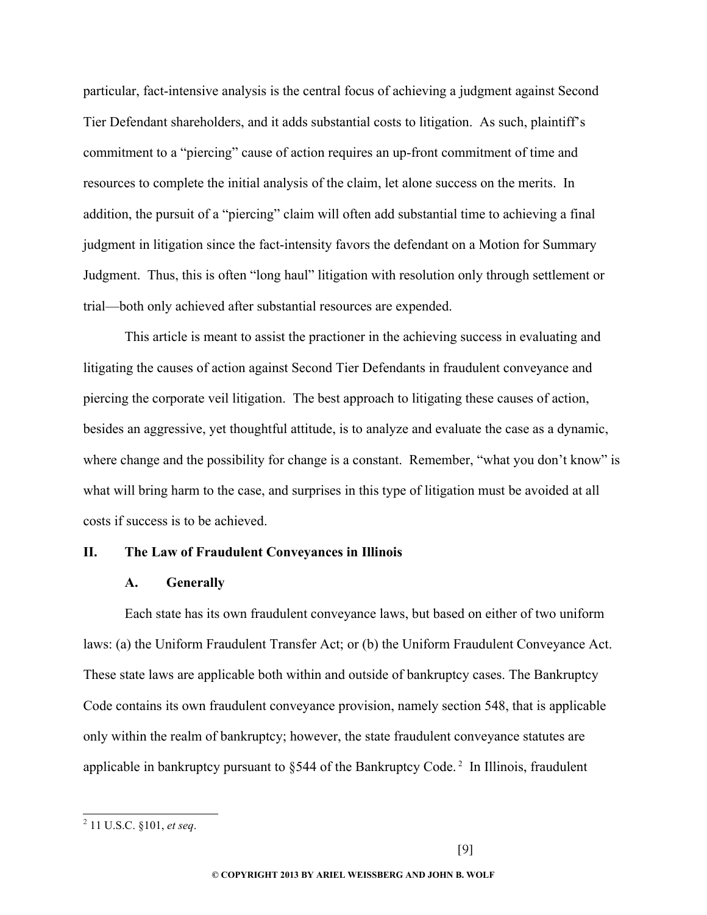particular, fact-intensive analysis is the central focus of achieving a judgment against Second Tier Defendant shareholders, and it adds substantial costs to litigation. As such, plaintiff's commitment to a "piercing" cause of action requires an up-front commitment of time and resources to complete the initial analysis of the claim, let alone success on the merits. In addition, the pursuit of a "piercing" claim will often add substantial time to achieving a final judgment in litigation since the fact-intensity favors the defendant on a Motion for Summary Judgment. Thus, this is often "long haul" litigation with resolution only through settlement or trial—both only achieved after substantial resources are expended.

This article is meant to assist the practioner in the achieving success in evaluating and litigating the causes of action against Second Tier Defendants in fraudulent conveyance and piercing the corporate veil litigation. The best approach to litigating these causes of action, besides an aggressive, yet thoughtful attitude, is to analyze and evaluate the case as a dynamic, where change and the possibility for change is a constant. Remember, "what you don't know" is what will bring harm to the case, and surprises in this type of litigation must be avoided at all costs if success is to be achieved.

## II. The Law of Fraudulent Conveyances in Illinois

### A. Generally

Each state has its own fraudulent conveyance laws, but based on either of two uniform laws: (a) the Uniform Fraudulent Transfer Act; or (b) the Uniform Fraudulent Conveyance Act. These state laws are applicable both within and outside of bankruptcy cases. The Bankruptcy Code contains its own fraudulent conveyance provision, namely section 548, that is applicable only within the realm of bankruptcy; however, the state fraudulent conveyance statutes are applicable in bankruptcy pursuant to §544 of the Bankruptcy Code.[2] In Illinois, fraudulent

[2] 11 U.S.C. §101, *et seq*.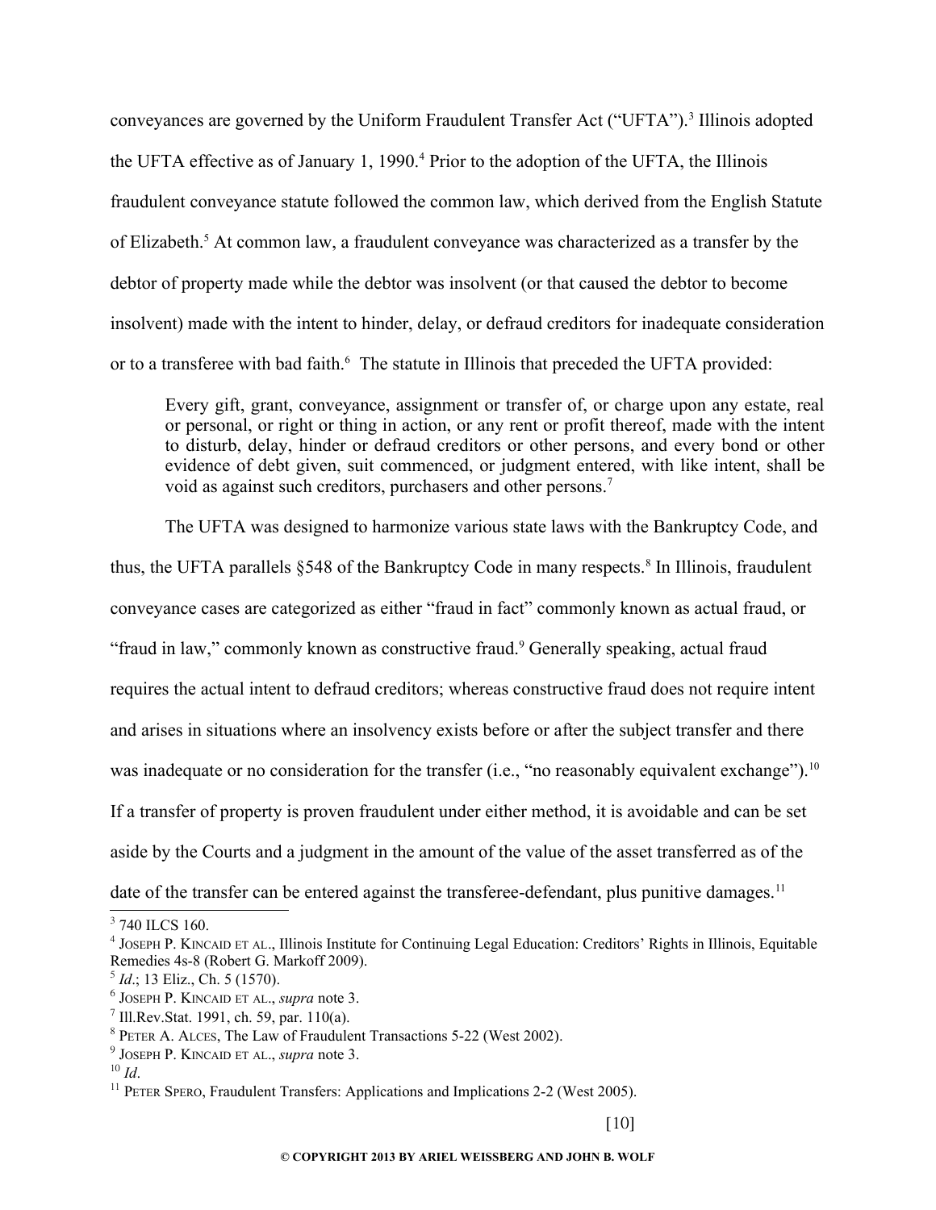conveyances are governed by the Uniform Fraudulent Transfer Act ("UFTA").[3] Illinois adopted the UFTA effective as of January 1, 1990.[4] Prior to the adoption of the UFTA, the Illinois fraudulent conveyance statute followed the common law, which derived from the English Statute of Elizabeth.[5] At common law, a fraudulent conveyance was characterized as a transfer by the debtor of property made while the debtor was insolvent (or that caused the debtor to become insolvent) made with the intent to hinder, delay, or defraud creditors for inadequate consideration or to a transferee with bad faith.[6] The statute in Illinois that preceded the UFTA provided:

> Every gift, grant, conveyance, assignment or transfer of, or charge upon any estate, real or personal, or right or thing in action, or any rent or profit thereof, made with the intent to disturb, delay, hinder or defraud creditors or other persons, and every bond or other evidence of debt given, suit commenced, or judgment entered, with like intent, shall be void as against such creditors, purchasers and other persons.[7]

The UFTA was designed to harmonize various state laws with the Bankruptcy Code, and thus, the UFTA parallels §548 of the Bankruptcy Code in many respects.[8] In Illinois, fraudulent conveyance cases are categorized as either "fraud in fact" commonly known as actual fraud, or "fraud in law," commonly known as constructive fraud.[9] Generally speaking, actual fraud requires the actual intent to defraud creditors; whereas constructive fraud does not require intent and arises in situations where an insolvency exists before or after the subject transfer and there was inadequate or no consideration for the transfer (i.e., "no reasonably equivalent exchange").[10] If a transfer of property is proven fraudulent under either method, it is avoidable and can be set aside by the Courts and a judgment in the amount of the value of the asset transferred as of the date of the transfer can be entered against the transferee-defendant, plus punitive damages.[11]

---

[3] 740 ILCS 160.

[4] JOSEPH P. KINCAID ET AL., Illinois Institute for Continuing Legal Education: Creditors' Rights in Illinois, Equitable Remedies 4s-8 (Robert G. Markoff 2009).

[5] *Id*.; 13 Eliz., Ch. 5 (1570).

[6] JOSEPH P. KINCAID ET AL., *supra* note 3.

[7] Ill.Rev.Stat. 1991, ch. 59, par. 110(a).

[8] PETER A. ALCES, The Law of Fraudulent Transactions 5-22 (West 2002).

[9] JOSEPH P. KINCAID ET AL., *supra* note 3.

[10] *Id*.

[11] PETER SPERO, Fraudulent Transfers: Applications and Implications 2-2 (West 2005).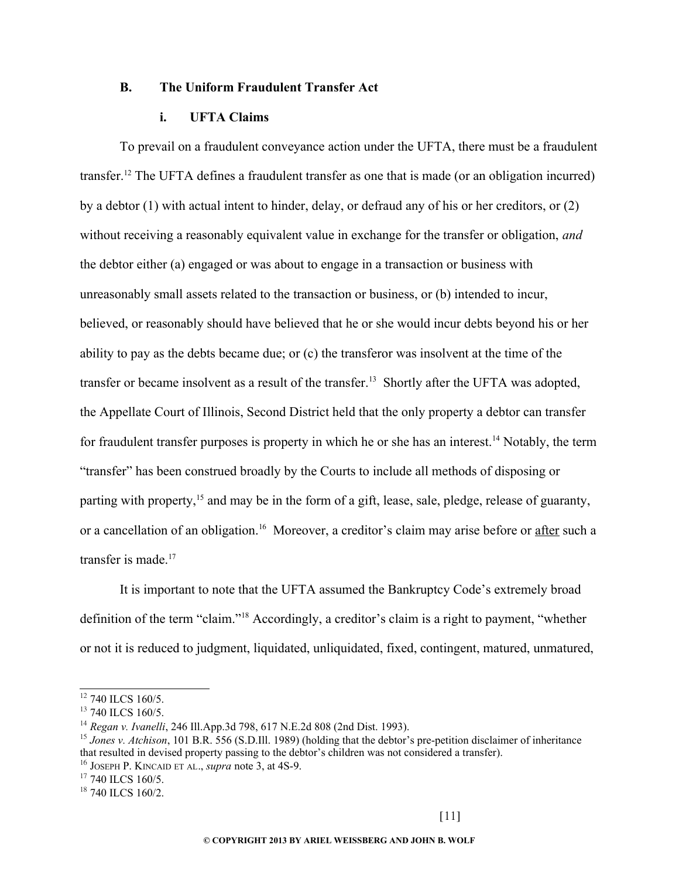### B. The Uniform Fraudulent Transfer Act

#### i. UFTA Claims

To prevail on a fraudulent conveyance action under the UFTA, there must be a fraudulent transfer.[12] The UFTA defines a fraudulent transfer as one that is made (or an obligation incurred) by a debtor (1) with actual intent to hinder, delay, or defraud any of his or her creditors, or (2) without receiving a reasonably equivalent value in exchange for the transfer or obligation, *and* the debtor either (a) engaged or was about to engage in a transaction or business with unreasonably small assets related to the transaction or business, or (b) intended to incur, believed, or reasonably should have believed that he or she would incur debts beyond his or her ability to pay as the debts became due; or (c) the transferor was insolvent at the time of the transfer or became insolvent as a result of the transfer.[13] Shortly after the UFTA was adopted, the Appellate Court of Illinois, Second District held that the only property a debtor can transfer for fraudulent transfer purposes is property in which he or she has an interest.[14] Notably, the term "transfer" has been construed broadly by the Courts to include all methods of disposing or parting with property,[15] and may be in the form of a gift, lease, sale, pledge, release of guaranty, or a cancellation of an obligation.[16] Moreover, a creditor's claim may arise before or <u>after</u> such a transfer is made.[17]

It is important to note that the UFTA assumed the Bankruptcy Code's extremely broad definition of the term "claim."[18] Accordingly, a creditor's claim is a right to payment, "whether or not it is reduced to judgment, liquidated, unliquidated, fixed, contingent, matured, unmatured,

---

[12] 740 ILCS 160/5.

[13] 740 ILCS 160/5.

[14] *Regan v. Ivanelli*, 246 Ill.App.3d 798, 617 N.E.2d 808 (2nd Dist. 1993).

[15] *Jones v. Atchison*, 101 B.R. 556 (S.D.Ill. 1989) (holding that the debtor's pre-petition disclaimer of inheritance that resulted in devised property passing to the debtor's children was not considered a transfer).

[16] JOSEPH P. KINCAID ET AL., *supra* note 3, at 4S-9.

[17] 740 ILCS 160/5.

[18] 740 ILCS 160/2.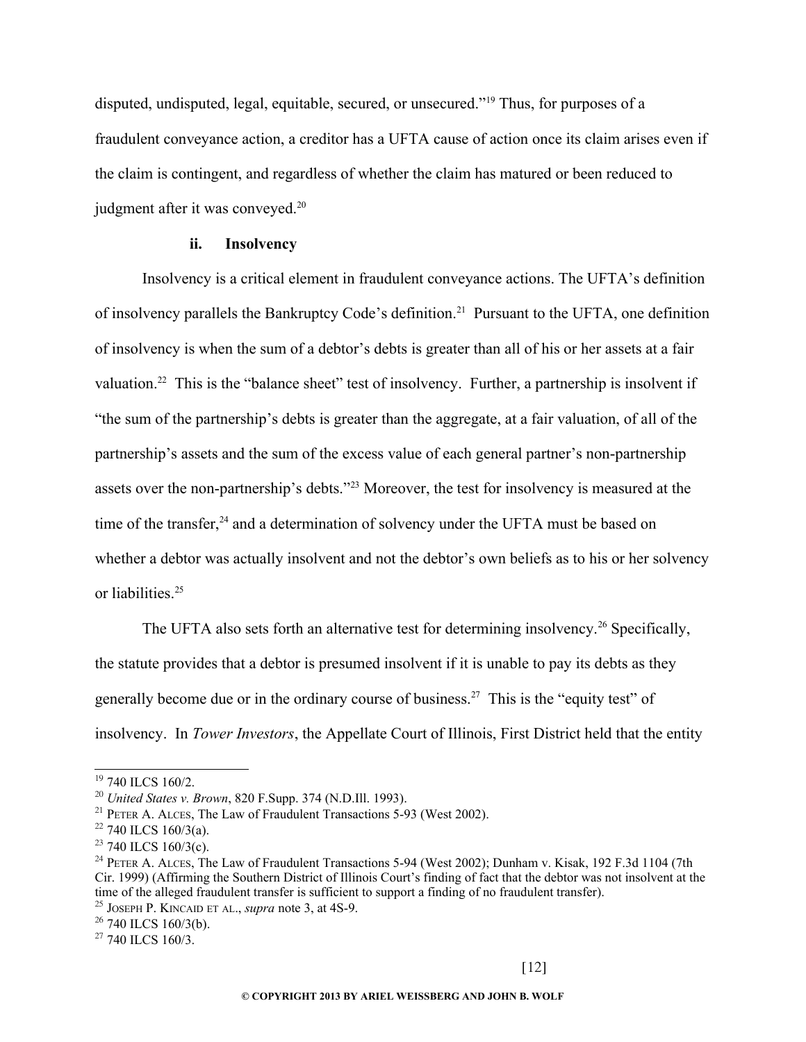disputed, undisputed, legal, equitable, secured, or unsecured."[19] Thus, for purposes of a fraudulent conveyance action, a creditor has a UFTA cause of action once its claim arises even if the claim is contingent, and regardless of whether the claim has matured or been reduced to judgment after it was conveyed.[20]

### ii. Insolvency

Insolvency is a critical element in fraudulent conveyance actions. The UFTA's definition of insolvency parallels the Bankruptcy Code's definition.[21] Pursuant to the UFTA, one definition of insolvency is when the sum of a debtor's debts is greater than all of his or her assets at a fair valuation.[22] This is the "balance sheet" test of insolvency. Further, a partnership is insolvent if "the sum of the partnership's debts is greater than the aggregate, at a fair valuation, of all of the partnership's assets and the sum of the excess value of each general partner's non-partnership assets over the non-partnership's debts."[23] Moreover, the test for insolvency is measured at the time of the transfer,[24] and a determination of solvency under the UFTA must be based on whether a debtor was actually insolvent and not the debtor's own beliefs as to his or her solvency or liabilities.[25]

The UFTA also sets forth an alternative test for determining insolvency.[26] Specifically, the statute provides that a debtor is presumed insolvent if it is unable to pay its debts as they generally become due or in the ordinary course of business.[27] This is the "equity test" of insolvency. In *Tower Investors*, the Appellate Court of Illinois, First District held that the entity

---

[19] 740 ILCS 160/2.

[20] *United States v. Brown*, 820 F.Supp. 374 (N.D.Ill. 1993).

[21] Peter A. Alces, The Law of Fraudulent Transactions 5-93 (West 2002).

[22] 740 ILCS 160/3(a).

[23] 740 ILCS 160/3(c).

[24] Peter A. Alces, The Law of Fraudulent Transactions 5-94 (West 2002); Dunham v. Kisak, 192 F.3d 1104 (7th Cir. 1999) (Affirming the Southern District of Illinois Court's finding of fact that the debtor was not insolvent at the time of the alleged fraudulent transfer is sufficient to support a finding of no fraudulent transfer).

[25] Joseph P. Kincaid et al., *supra* note 3, at 4S-9.

[26] 740 ILCS 160/3(b).

[27] 740 ILCS 160/3.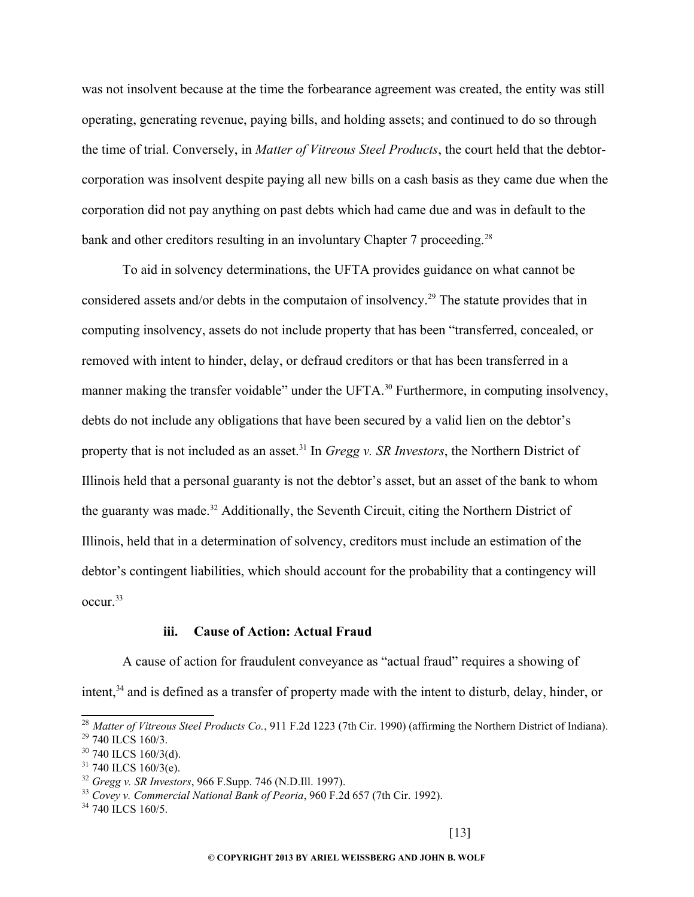was not insolvent because at the time the forbearance agreement was created, the entity was still operating, generating revenue, paying bills, and holding assets; and continued to do so through the time of trial. Conversely, in *Matter of Vitreous Steel Products*, the court held that the debtor-corporation was insolvent despite paying all new bills on a cash basis as they came due when the corporation did not pay anything on past debts which had came due and was in default to the bank and other creditors resulting in an involuntary Chapter 7 proceeding.[28]

To aid in solvency determinations, the UFTA provides guidance on what cannot be considered assets and/or debts in the computaion of insolvency.[29] The statute provides that in computing insolvency, assets do not include property that has been "transferred, concealed, or removed with intent to hinder, delay, or defraud creditors or that has been transferred in a manner making the transfer voidable" under the UFTA.[30] Furthermore, in computing insolvency, debts do not include any obligations that have been secured by a valid lien on the debtor's property that is not included as an asset.[31] In *Gregg v. SR Investors*, the Northern District of Illinois held that a personal guaranty is not the debtor's asset, but an asset of the bank to whom the guaranty was made.[32] Additionally, the Seventh Circuit, citing the Northern District of Illinois, held that in a determination of solvency, creditors must include an estimation of the debtor's contingent liabilities, which should account for the probability that a contingency will occur.[33]

#### iii. Cause of Action: Actual Fraud

A cause of action for fraudulent conveyance as "actual fraud" requires a showing of intent,[34] and is defined as a transfer of property made with the intent to disturb, delay, hinder, or

---

[28] *Matter of Vitreous Steel Products Co.*, 911 F.2d 1223 (7th Cir. 1990) (affirming the Northern District of Indiana).
[29] 740 ILCS 160/3.
[30] 740 ILCS 160/3(d).
[31] 740 ILCS 160/3(e).
[32] *Gregg v. SR Investors*, 966 F.Supp. 746 (N.D.Ill. 1997).
[33] *Covey v. Commercial National Bank of Peoria*, 960 F.2d 657 (7th Cir. 1992).
[34] 740 ILCS 160/5.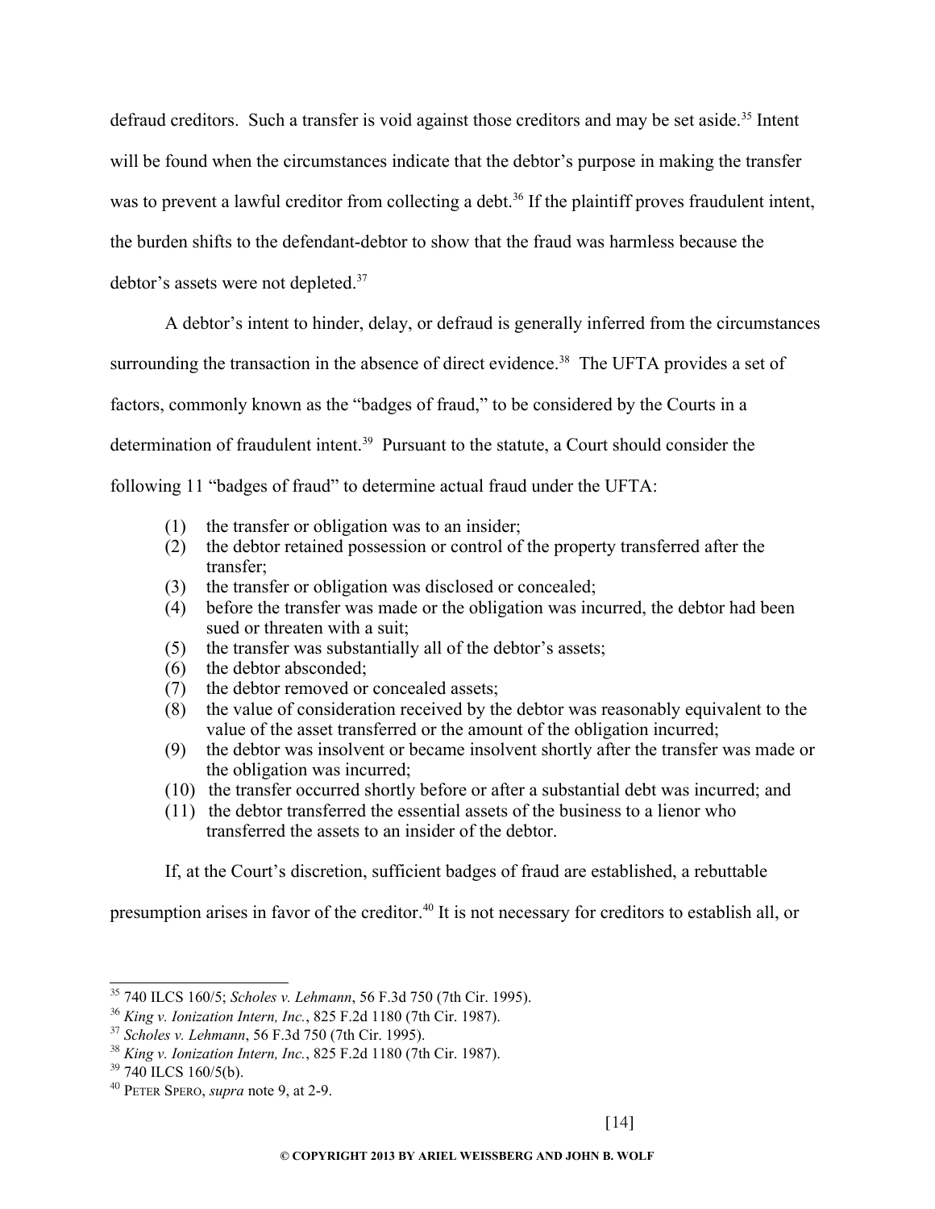defraud creditors. Such a transfer is void against those creditors and may be set aside.[35] Intent will be found when the circumstances indicate that the debtor's purpose in making the transfer was to prevent a lawful creditor from collecting a debt.[36] If the plaintiff proves fraudulent intent, the burden shifts to the defendant-debtor to show that the fraud was harmless because the debtor's assets were not depleted.[37]

A debtor's intent to hinder, delay, or defraud is generally inferred from the circumstances surrounding the transaction in the absence of direct evidence.[38] The UFTA provides a set of factors, commonly known as the "badges of fraud," to be considered by the Courts in a determination of fraudulent intent.[39] Pursuant to the statute, a Court should consider the following 11 "badges of fraud" to determine actual fraud under the UFTA:

(1) the transfer or obligation was to an insider;
(2) the debtor retained possession or control of the property transferred after the transfer;
(3) the transfer or obligation was disclosed or concealed;
(4) before the transfer was made or the obligation was incurred, the debtor had been sued or threaten with a suit;
(5) the transfer was substantially all of the debtor's assets;
(6) the debtor absconded;
(7) the debtor removed or concealed assets;
(8) the value of consideration received by the debtor was reasonably equivalent to the value of the asset transferred or the amount of the obligation incurred;
(9) the debtor was insolvent or became insolvent shortly after the transfer was made or the obligation was incurred;
(10) the transfer occurred shortly before or after a substantial debt was incurred; and
(11) the debtor transferred the essential assets of the business to a lienor who transferred the assets to an insider of the debtor.

If, at the Court's discretion, sufficient badges of fraud are established, a rebuttable presumption arises in favor of the creditor.[40] It is not necessary for creditors to establish all, or

---

[35] 740 ILCS 160/5; *Scholes v. Lehmann*, 56 F.3d 750 (7th Cir. 1995).
[36] *King v. Ionization Intern, Inc.*, 825 F.2d 1180 (7th Cir. 1987).
[37] *Scholes v. Lehmann*, 56 F.3d 750 (7th Cir. 1995).
[38] *King v. Ionization Intern, Inc.*, 825 F.2d 1180 (7th Cir. 1987).
[39] 740 ILCS 160/5(b).
[40] PETER SPERO, *supra* note 9, at 2-9.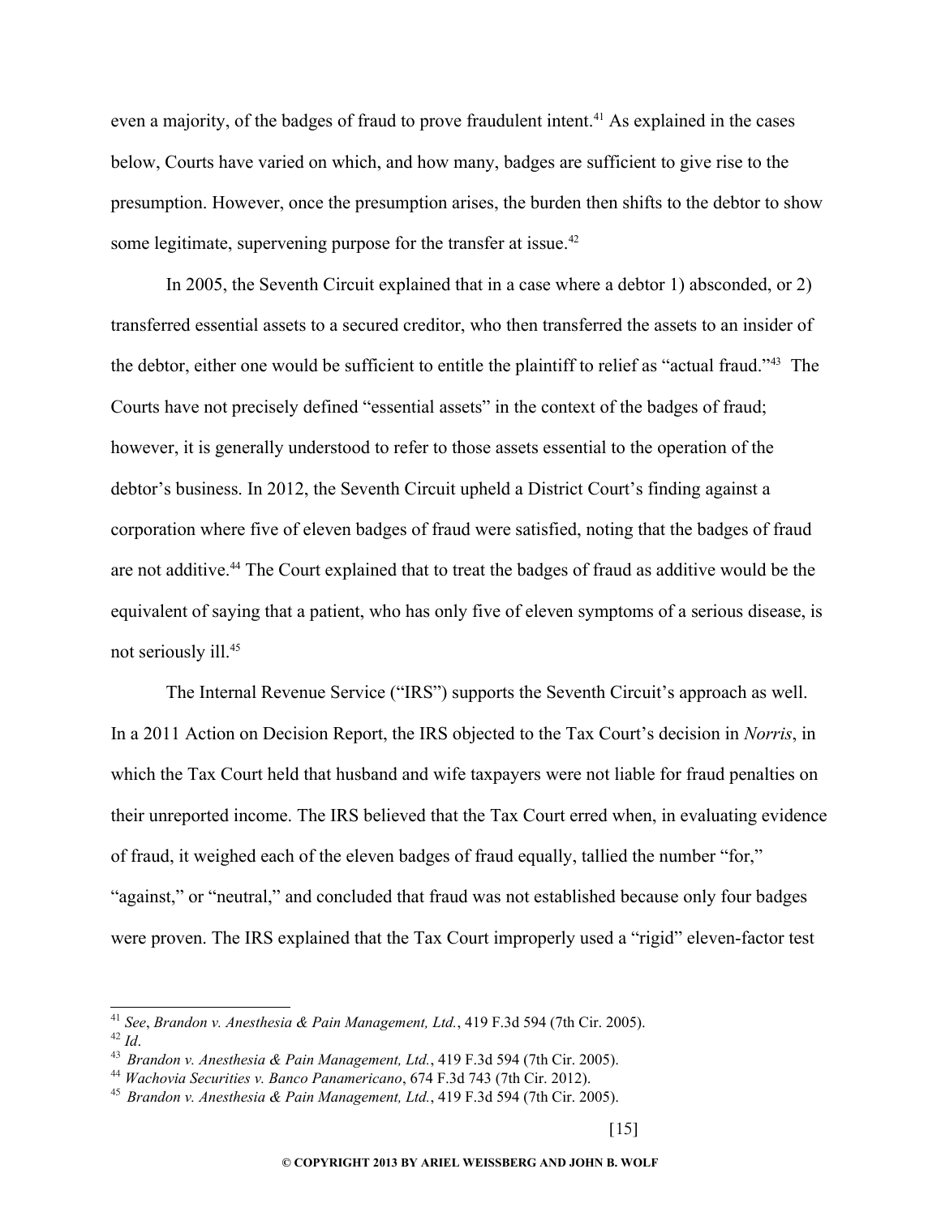even a majority, of the badges of fraud to prove fraudulent intent.[41] As explained in the cases below, Courts have varied on which, and how many, badges are sufficient to give rise to the presumption. However, once the presumption arises, the burden then shifts to the debtor to show some legitimate, supervening purpose for the transfer at issue.[42]

In 2005, the Seventh Circuit explained that in a case where a debtor 1) absconded, or 2) transferred essential assets to a secured creditor, who then transferred the assets to an insider of the debtor, either one would be sufficient to entitle the plaintiff to relief as "actual fraud."[43] The Courts have not precisely defined "essential assets" in the context of the badges of fraud; however, it is generally understood to refer to those assets essential to the operation of the debtor's business. In 2012, the Seventh Circuit upheld a District Court's finding against a corporation where five of eleven badges of fraud were satisfied, noting that the badges of fraud are not additive.[44] The Court explained that to treat the badges of fraud as additive would be the equivalent of saying that a patient, who has only five of eleven symptoms of a serious disease, is not seriously ill.[45]

The Internal Revenue Service ("IRS") supports the Seventh Circuit's approach as well. In a 2011 Action on Decision Report, the IRS objected to the Tax Court's decision in *Norris*, in which the Tax Court held that husband and wife taxpayers were not liable for fraud penalties on their unreported income. The IRS believed that the Tax Court erred when, in evaluating evidence of fraud, it weighed each of the eleven badges of fraud equally, tallied the number "for," "against," or "neutral," and concluded that fraud was not established because only four badges were proven. The IRS explained that the Tax Court improperly used a "rigid" eleven-factor test

---

[41] *See*, *Brandon v. Anesthesia & Pain Management, Ltd.*, 419 F.3d 594 (7th Cir. 2005).
[42] *Id*.
[43] *Brandon v. Anesthesia & Pain Management, Ltd.*, 419 F.3d 594 (7th Cir. 2005).
[44] *Wachovia Securities v. Banco Panamericano*, 674 F.3d 743 (7th Cir. 2012).
[45] *Brandon v. Anesthesia & Pain Management, Ltd.*, 419 F.3d 594 (7th Cir. 2005).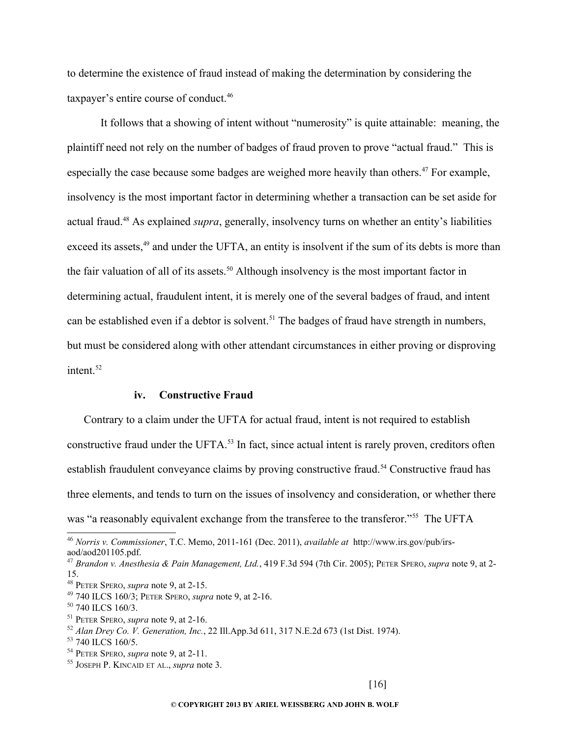to determine the existence of fraud instead of making the determination by considering the taxpayer's entire course of conduct.[46]

It follows that a showing of intent without "numerosity" is quite attainable: meaning, the plaintiff need not rely on the number of badges of fraud proven to prove "actual fraud." This is especially the case because some badges are weighed more heavily than others.[47] For example, insolvency is the most important factor in determining whether a transaction can be set aside for actual fraud.[48] As explained *supra*, generally, insolvency turns on whether an entity's liabilities exceed its assets,[49] and under the UFTA, an entity is insolvent if the sum of its debts is more than the fair valuation of all of its assets.[50] Although insolvency is the most important factor in determining actual, fraudulent intent, it is merely one of the several badges of fraud, and intent can be established even if a debtor is solvent.[51] The badges of fraud have strength in numbers, but must be considered along with other attendant circumstances in either proving or disproving intent.[52]

### iv. Constructive Fraud

Contrary to a claim under the UFTA for actual fraud, intent is not required to establish constructive fraud under the UFTA.[53] In fact, since actual intent is rarely proven, creditors often establish fraudulent conveyance claims by proving constructive fraud.[54] Constructive fraud has three elements, and tends to turn on the issues of insolvency and consideration, or whether there was "a reasonably equivalent exchange from the transferee to the transferor."[55] The UFTA

---

[46] *Norris v. Commissioner*, T.C. Memo, 2011-161 (Dec. 2011), *available at* http://www.irs.gov/pub/irs-aod/aod201105.pdf.

[47] *Brandon v. Anesthesia & Pain Management, Ltd.*, 419 F.3d 594 (7th Cir. 2005); PETER SPERO, *supra* note 9, at 2-15.

[48] PETER SPERO, *supra* note 9, at 2-15.

[49] 740 ILCS 160/3; PETER SPERO, *supra* note 9, at 2-16.

[50] 740 ILCS 160/3.

[51] PETER SPERO, *supra* note 9, at 2-16.

[52] *Alan Drey Co. V. Generation, Inc.*, 22 Ill.App.3d 611, 317 N.E.2d 673 (1st Dist. 1974).

[53] 740 ILCS 160/5.

[54] PETER SPERO, *supra* note 9, at 2-11.

[55] JOSEPH P. KINCAID ET AL., *supra* note 3.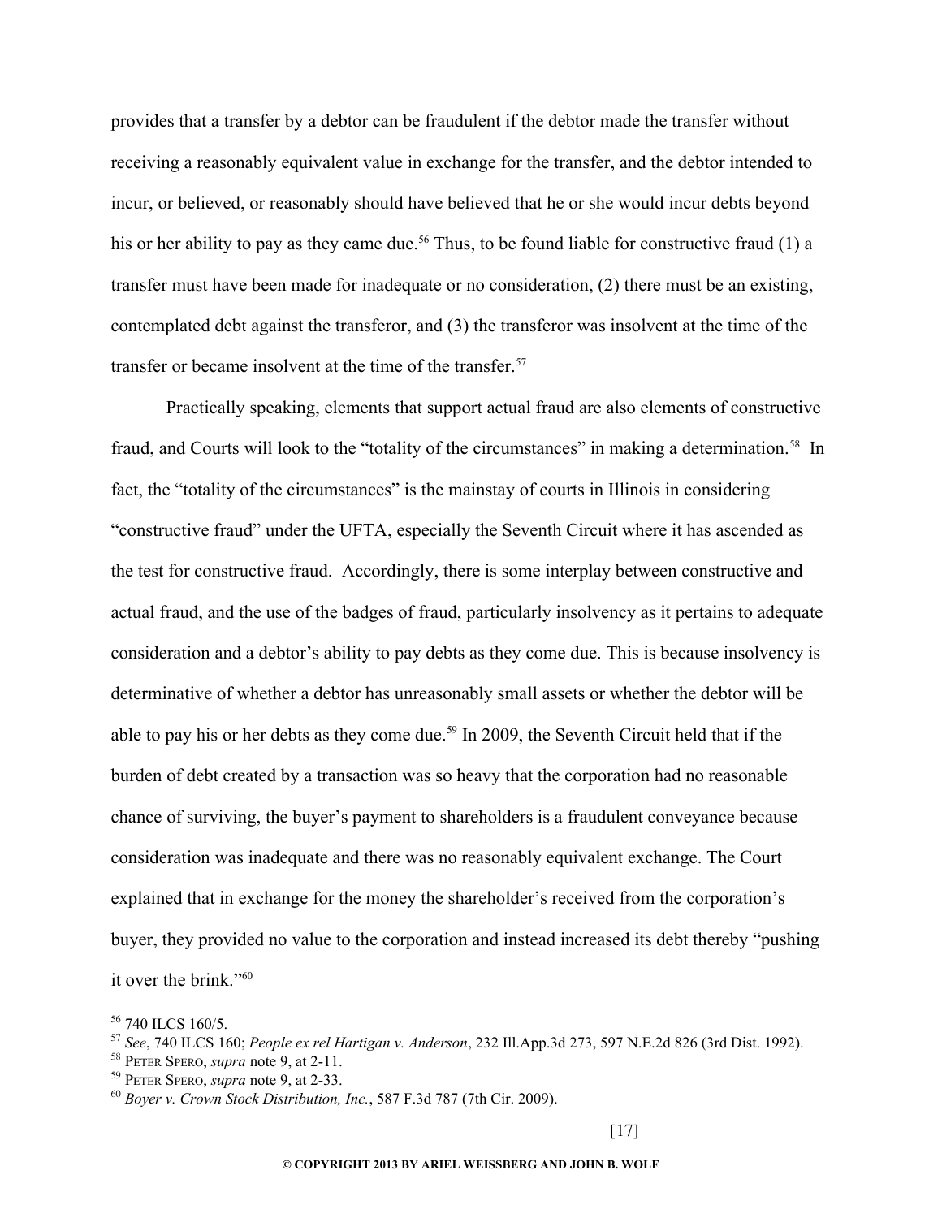provides that a transfer by a debtor can be fraudulent if the debtor made the transfer without receiving a reasonably equivalent value in exchange for the transfer, and the debtor intended to incur, or believed, or reasonably should have believed that he or she would incur debts beyond his or her ability to pay as they came due.[56] Thus, to be found liable for constructive fraud (1) a transfer must have been made for inadequate or no consideration, (2) there must be an existing, contemplated debt against the transferor, and (3) the transferor was insolvent at the time of the transfer or became insolvent at the time of the transfer.[57]

Practically speaking, elements that support actual fraud are also elements of constructive fraud, and Courts will look to the "totality of the circumstances" in making a determination.[58] In fact, the "totality of the circumstances" is the mainstay of courts in Illinois in considering "constructive fraud" under the UFTA, especially the Seventh Circuit where it has ascended as the test for constructive fraud. Accordingly, there is some interplay between constructive and actual fraud, and the use of the badges of fraud, particularly insolvency as it pertains to adequate consideration and a debtor's ability to pay debts as they come due. This is because insolvency is determinative of whether a debtor has unreasonably small assets or whether the debtor will be able to pay his or her debts as they come due.[59] In 2009, the Seventh Circuit held that if the burden of debt created by a transaction was so heavy that the corporation had no reasonable chance of surviving, the buyer's payment to shareholders is a fraudulent conveyance because consideration was inadequate and there was no reasonably equivalent exchange. The Court explained that in exchange for the money the shareholder's received from the corporation's buyer, they provided no value to the corporation and instead increased its debt thereby "pushing it over the brink."[60]

---

[56] 740 ILCS 160/5.

[57] *See*, 740 ILCS 160; *People ex rel Hartigan v. Anderson*, 232 Ill.App.3d 273, 597 N.E.2d 826 (3rd Dist. 1992).

[58] PETER SPERO, *supra* note 9, at 2-11.

[59] PETER SPERO, *supra* note 9, at 2-33.

[60] *Boyer v. Crown Stock Distribution, Inc.*, 587 F.3d 787 (7th Cir. 2009).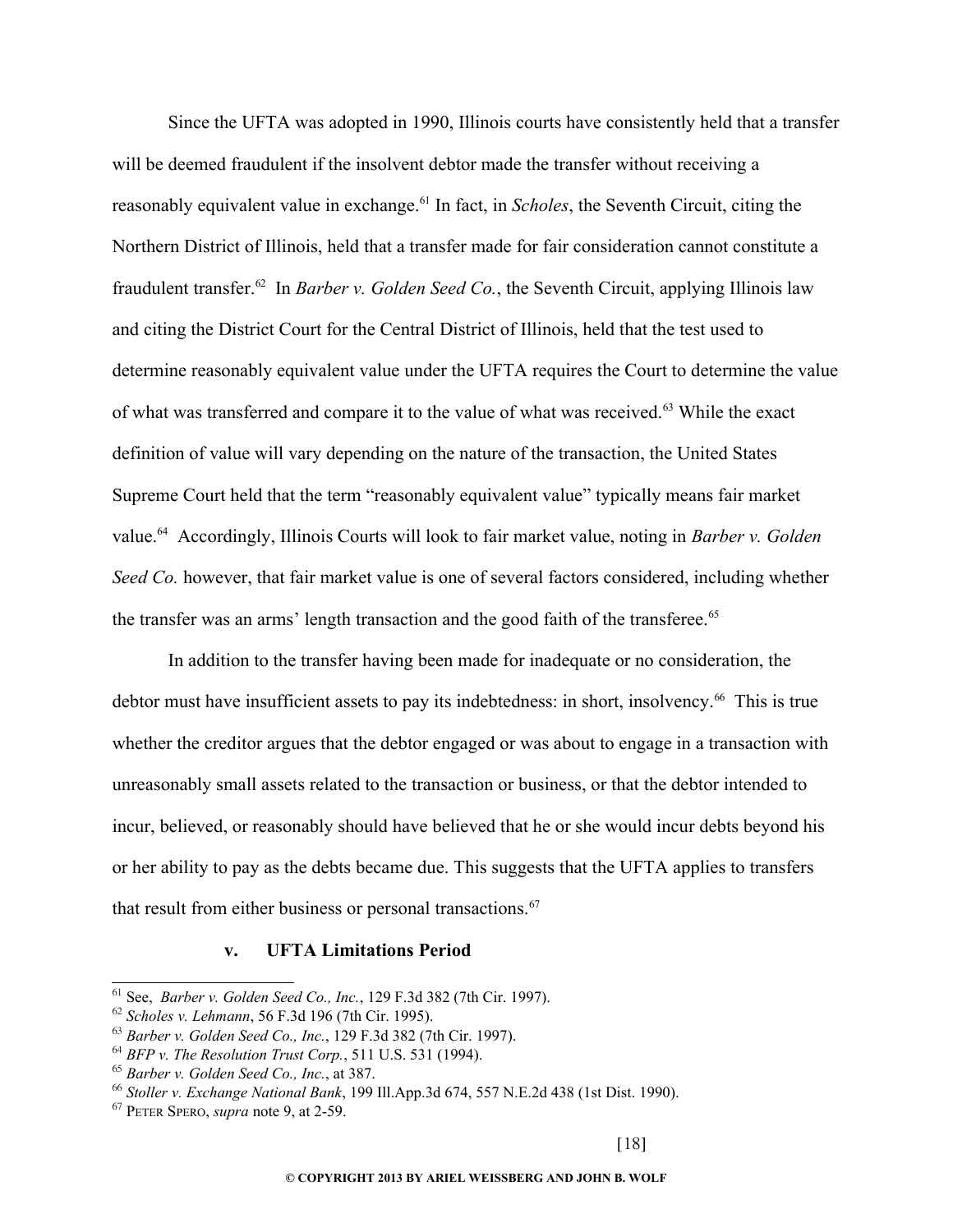Since the UFTA was adopted in 1990, Illinois courts have consistently held that a transfer will be deemed fraudulent if the insolvent debtor made the transfer without receiving a reasonably equivalent value in exchange.[61] In fact, in *Scholes*, the Seventh Circuit, citing the Northern District of Illinois, held that a transfer made for fair consideration cannot constitute a fraudulent transfer.[62] In *Barber v. Golden Seed Co.*, the Seventh Circuit, applying Illinois law and citing the District Court for the Central District of Illinois, held that the test used to determine reasonably equivalent value under the UFTA requires the Court to determine the value of what was transferred and compare it to the value of what was received.[63] While the exact definition of value will vary depending on the nature of the transaction, the United States Supreme Court held that the term "reasonably equivalent value" typically means fair market value.[64] Accordingly, Illinois Courts will look to fair market value, noting in *Barber v. Golden Seed Co.* however, that fair market value is one of several factors considered, including whether the transfer was an arms' length transaction and the good faith of the transferee.[65]

In addition to the transfer having been made for inadequate or no consideration, the debtor must have insufficient assets to pay its indebtedness: in short, insolvency.[66] This is true whether the creditor argues that the debtor engaged or was about to engage in a transaction with unreasonably small assets related to the transaction or business, or that the debtor intended to incur, believed, or reasonably should have believed that he or she would incur debts beyond his or her ability to pay as the debts became due. This suggests that the UFTA applies to transfers that result from either business or personal transactions.[67]

### v. UFTA Limitations Period

[61] See, *Barber v. Golden Seed Co., Inc.*, 129 F.3d 382 (7th Cir. 1997).
[62] *Scholes v. Lehmann*, 56 F.3d 196 (7th Cir. 1995).
[63] *Barber v. Golden Seed Co., Inc.*, 129 F.3d 382 (7th Cir. 1997).
[64] *BFP v. The Resolution Trust Corp.*, 511 U.S. 531 (1994).
[65] *Barber v. Golden Seed Co., Inc.*, at 387.
[66] *Stoller v. Exchange National Bank*, 199 Ill.App.3d 674, 557 N.E.2d 438 (1st Dist. 1990).
[67] PETER SPERO, *supra* note 9, at 2-59.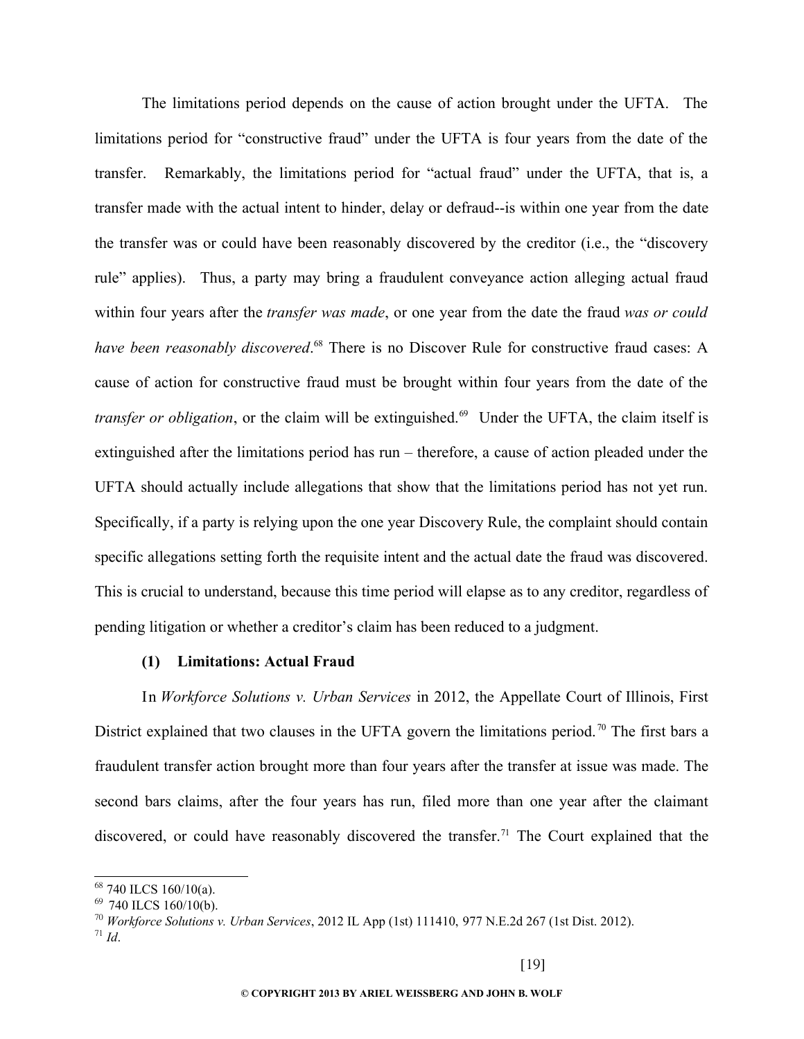The limitations period depends on the cause of action brought under the UFTA. The limitations period for "constructive fraud" under the UFTA is four years from the date of the transfer. Remarkably, the limitations period for "actual fraud" under the UFTA, that is, a transfer made with the actual intent to hinder, delay or defraud--is within one year from the date the transfer was or could have been reasonably discovered by the creditor (i.e., the "discovery rule" applies). Thus, a party may bring a fraudulent conveyance action alleging actual fraud within four years after the *transfer was made*, or one year from the date the fraud *was or could have been reasonably discovered*.[68] There is no Discover Rule for constructive fraud cases: A cause of action for constructive fraud must be brought within four years from the date of the *transfer or obligation*, or the claim will be extinguished.[69] Under the UFTA, the claim itself is extinguished after the limitations period has run – therefore, a cause of action pleaded under the UFTA should actually include allegations that show that the limitations period has not yet run. Specifically, if a party is relying upon the one year Discovery Rule, the complaint should contain specific allegations setting forth the requisite intent and the actual date the fraud was discovered. This is crucial to understand, because this time period will elapse as to any creditor, regardless of pending litigation or whether a creditor's claim has been reduced to a judgment.

**(1) Limitations: Actual Fraud**

In *Workforce Solutions v. Urban Services* in 2012, the Appellate Court of Illinois, First District explained that two clauses in the UFTA govern the limitations period.[70] The first bars a fraudulent transfer action brought more than four years after the transfer at issue was made. The second bars claims, after the four years has run, filed more than one year after the claimant discovered, or could have reasonably discovered the transfer.[71] The Court explained that the

---

[68] 740 ILCS 160/10(a).

[69] 740 ILCS 160/10(b).

[70] *Workforce Solutions v. Urban Services*, 2012 IL App (1st) 111410, 977 N.E.2d 267 (1st Dist. 2012).

[71] *Id*.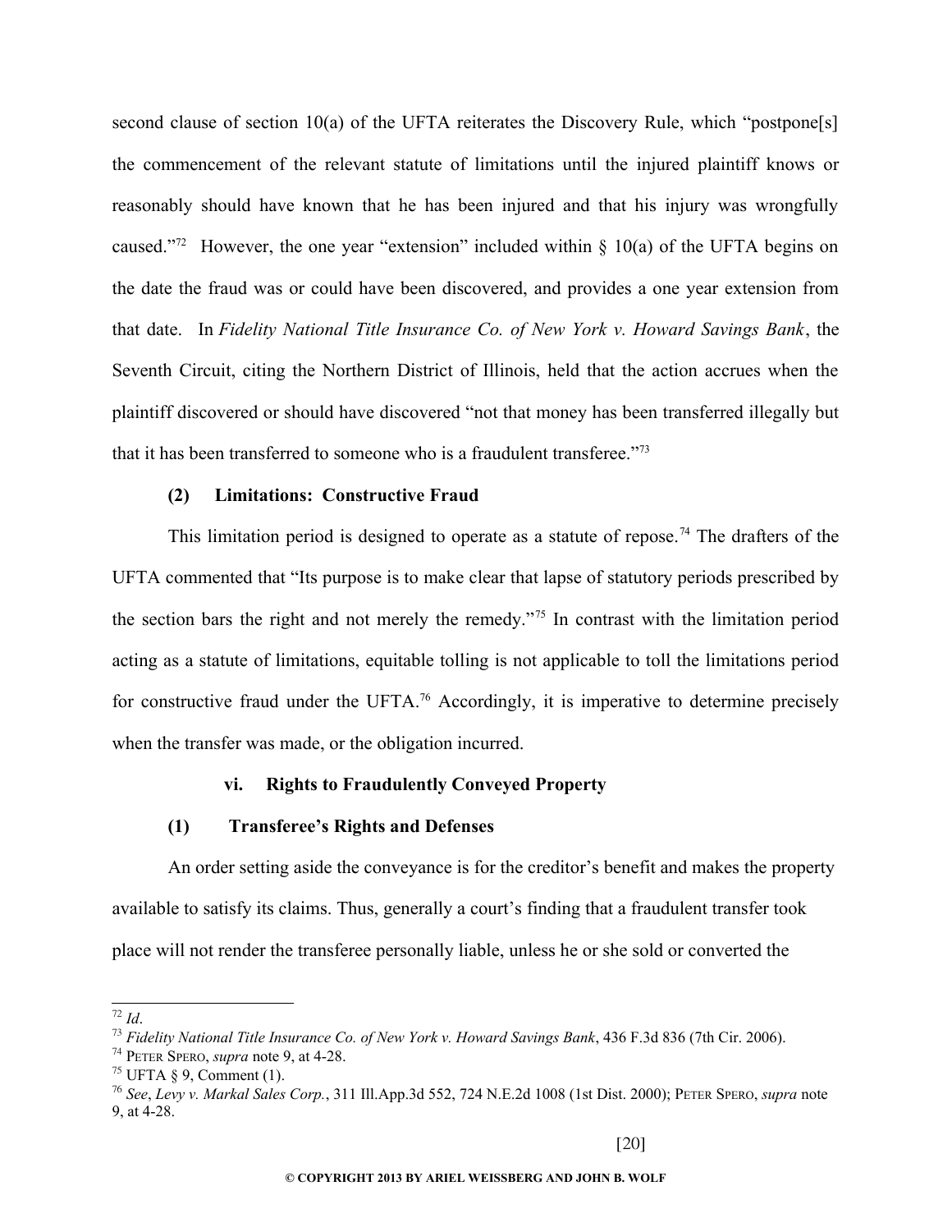second clause of section 10(a) of the UFTA reiterates the Discovery Rule, which "postpone[s] the commencement of the relevant statute of limitations until the injured plaintiff knows or reasonably should have known that he has been injured and that his injury was wrongfully caused."[72] However, the one year "extension" included within § 10(a) of the UFTA begins on the date the fraud was or could have been discovered, and provides a one year extension from that date. In *Fidelity National Title Insurance Co. of New York v. Howard Savings Bank*, the Seventh Circuit, citing the Northern District of Illinois, held that the action accrues when the plaintiff discovered or should have discovered "not that money has been transferred illegally but that it has been transferred to someone who is a fraudulent transferee."[73]

**(2) Limitations: Constructive Fraud**

This limitation period is designed to operate as a statute of repose.[74] The drafters of the UFTA commented that "Its purpose is to make clear that lapse of statutory periods prescribed by the section bars the right and not merely the remedy."[75] In contrast with the limitation period acting as a statute of limitations, equitable tolling is not applicable to toll the limitations period for constructive fraud under the UFTA.[76] Accordingly, it is imperative to determine precisely when the transfer was made, or the obligation incurred.

**vi. Rights to Fraudulently Conveyed Property**

**(1) Transferee's Rights and Defenses**

An order setting aside the conveyance is for the creditor's benefit and makes the property available to satisfy its claims. Thus, generally a court's finding that a fraudulent transfer took place will not render the transferee personally liable, unless he or she sold or converted the

---

[72] *Id*.

[73] *Fidelity National Title Insurance Co. of New York v. Howard Savings Bank*, 436 F.3d 836 (7th Cir. 2006).

[74] PETER SPERO, *supra* note 9, at 4-28.

[75] UFTA § 9, Comment (1).

[76] *See*, *Levy v. Markal Sales Corp.*, 311 Ill.App.3d 552, 724 N.E.2d 1008 (1st Dist. 2000); PETER SPERO, *supra* note 9, at 4-28.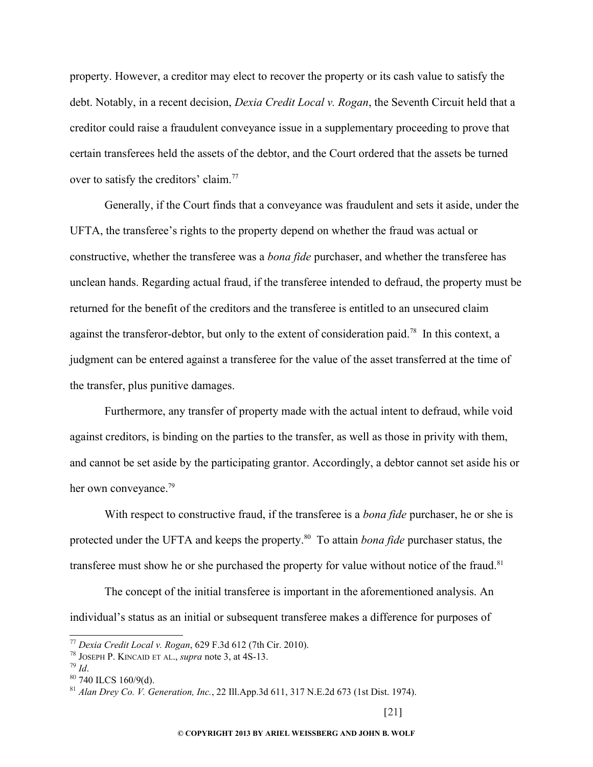property. However, a creditor may elect to recover the property or its cash value to satisfy the debt. Notably, in a recent decision, *Dexia Credit Local v. Rogan*, the Seventh Circuit held that a creditor could raise a fraudulent conveyance issue in a supplementary proceeding to prove that certain transferees held the assets of the debtor, and the Court ordered that the assets be turned over to satisfy the creditors' claim.[77]

Generally, if the Court finds that a conveyance was fraudulent and sets it aside, under the UFTA, the transferee's rights to the property depend on whether the fraud was actual or constructive, whether the transferee was a *bona fide* purchaser, and whether the transferee has unclean hands. Regarding actual fraud, if the transferee intended to defraud, the property must be returned for the benefit of the creditors and the transferee is entitled to an unsecured claim against the transferor-debtor, but only to the extent of consideration paid.[78] In this context, a judgment can be entered against a transferee for the value of the asset transferred at the time of the transfer, plus punitive damages.

Furthermore, any transfer of property made with the actual intent to defraud, while void against creditors, is binding on the parties to the transfer, as well as those in privity with them, and cannot be set aside by the participating grantor. Accordingly, a debtor cannot set aside his or her own conveyance.[79]

With respect to constructive fraud, if the transferee is a *bona fide* purchaser, he or she is protected under the UFTA and keeps the property.[80] To attain *bona fide* purchaser status, the transferee must show he or she purchased the property for value without notice of the fraud.[81]

The concept of the initial transferee is important in the aforementioned analysis. An individual's status as an initial or subsequent transferee makes a difference for purposes of

[77] *Dexia Credit Local v. Rogan*, 629 F.3d 612 (7th Cir. 2010).

[78] JOSEPH P. KINCAID ET AL., *supra* note 3, at 4S-13.

[79] *Id*.

[80] 740 ILCS 160/9(d).

[81] *Alan Drey Co. V. Generation, Inc.*, 22 Ill.App.3d 611, 317 N.E.2d 673 (1st Dist. 1974).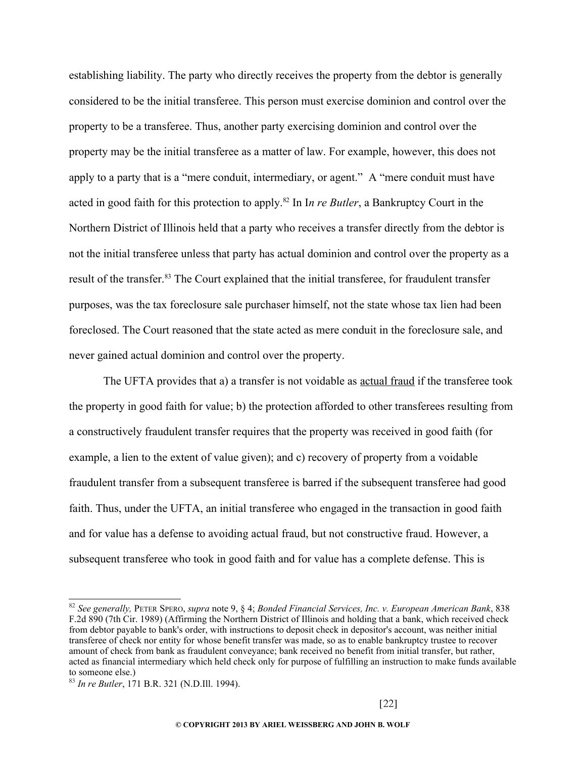establishing liability. The party who directly receives the property from the debtor is generally considered to be the initial transferee. This person must exercise dominion and control over the property to be a transferee. Thus, another party exercising dominion and control over the property may be the initial transferee as a matter of law. For example, however, this does not apply to a party that is a "mere conduit, intermediary, or agent." A "mere conduit must have acted in good faith for this protection to apply.[82] In I*n re Butler*, a Bankruptcy Court in the Northern District of Illinois held that a party who receives a transfer directly from the debtor is not the initial transferee unless that party has actual dominion and control over the property as a result of the transfer.[83] The Court explained that the initial transferee, for fraudulent transfer purposes, was the tax foreclosure sale purchaser himself, not the state whose tax lien had been foreclosed. The Court reasoned that the state acted as mere conduit in the foreclosure sale, and never gained actual dominion and control over the property.

The UFTA provides that a) a transfer is not voidable as <u>actual fraud</u> if the transferee took the property in good faith for value; b) the protection afforded to other transferees resulting from a constructively fraudulent transfer requires that the property was received in good faith (for example, a lien to the extent of value given); and c) recovery of property from a voidable fraudulent transfer from a subsequent transferee is barred if the subsequent transferee had good faith. Thus, under the UFTA, an initial transferee who engaged in the transaction in good faith and for value has a defense to avoiding actual fraud, but not constructive fraud. However, a subsequent transferee who took in good faith and for value has a complete defense. This is

---

[82] *See generally,* PETER SPERO, *supra* note 9, § 4; *Bonded Financial Services, Inc. v. European American Bank*, 838 F.2d 890 (7th Cir. 1989) (Affirming the Northern District of Illinois and holding that a bank, which received check from debtor payable to bank's order, with instructions to deposit check in depositor's account, was neither initial transferee of check nor entity for whose benefit transfer was made, so as to enable bankruptcy trustee to recover amount of check from bank as fraudulent conveyance; bank received no benefit from initial transfer, but rather, acted as financial intermediary which held check only for purpose of fulfilling an instruction to make funds available to someone else.)

[83] *In re Butler*, 171 B.R. 321 (N.D.Ill. 1994).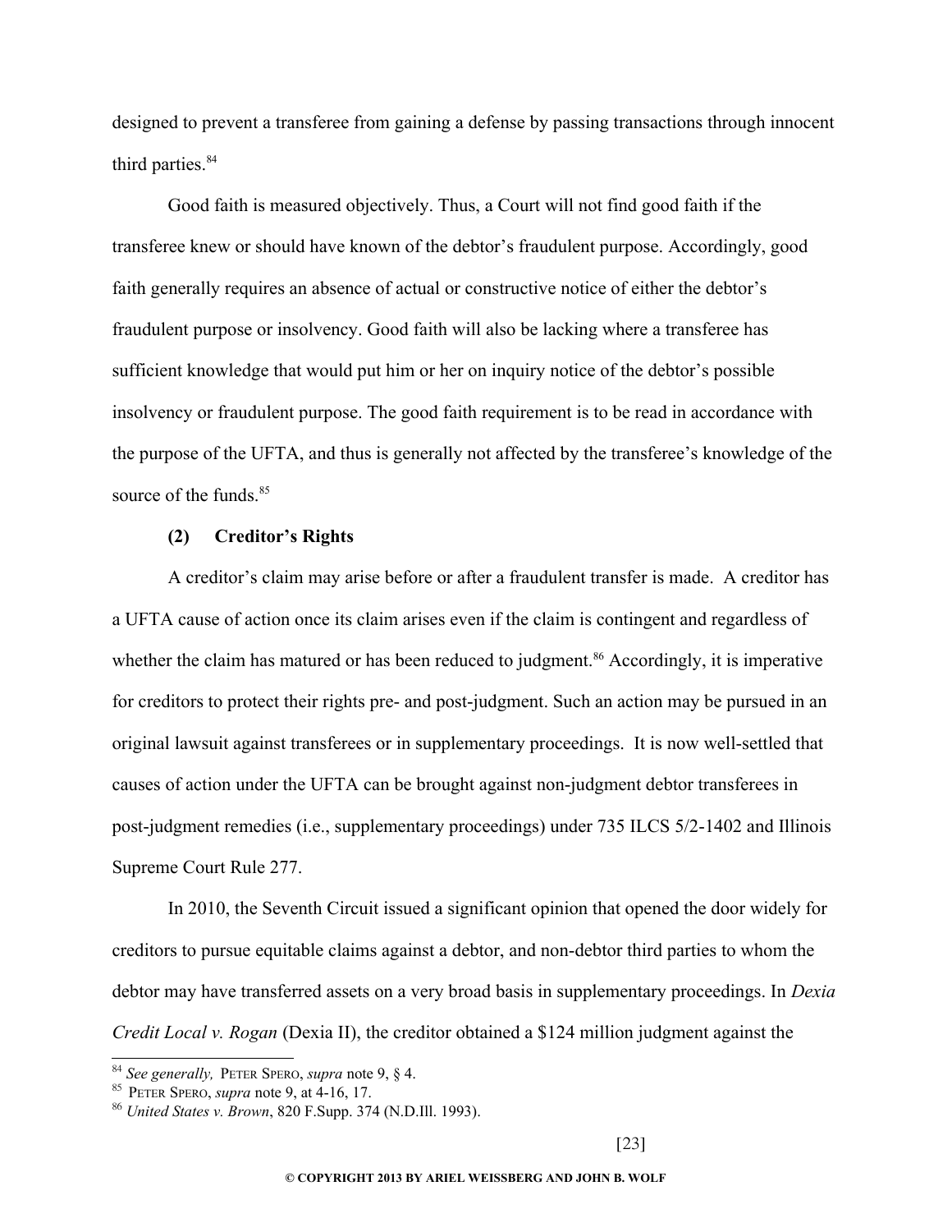designed to prevent a transferee from gaining a defense by passing transactions through innocent third parties.[84]

Good faith is measured objectively. Thus, a Court will not find good faith if the transferee knew or should have known of the debtor's fraudulent purpose. Accordingly, good faith generally requires an absence of actual or constructive notice of either the debtor's fraudulent purpose or insolvency. Good faith will also be lacking where a transferee has sufficient knowledge that would put him or her on inquiry notice of the debtor's possible insolvency or fraudulent purpose. The good faith requirement is to be read in accordance with the purpose of the UFTA, and thus is generally not affected by the transferee's knowledge of the source of the funds.[85]

**(2) Creditor's Rights**

A creditor's claim may arise before or after a fraudulent transfer is made. A creditor has a UFTA cause of action once its claim arises even if the claim is contingent and regardless of whether the claim has matured or has been reduced to judgment.[86] Accordingly, it is imperative for creditors to protect their rights pre- and post-judgment. Such an action may be pursued in an original lawsuit against transferees or in supplementary proceedings. It is now well-settled that causes of action under the UFTA can be brought against non-judgment debtor transferees in post-judgment remedies (i.e., supplementary proceedings) under 735 ILCS 5/2-1402 and Illinois Supreme Court Rule 277.

In 2010, the Seventh Circuit issued a significant opinion that opened the door widely for creditors to pursue equitable claims against a debtor, and non-debtor third parties to whom the debtor may have transferred assets on a very broad basis in supplementary proceedings. In *Dexia Credit Local v. Rogan* (Dexia II), the creditor obtained a $124 million judgment against the

---

[84] *See generally,* PETER SPERO, *supra* note 9, § 4.

[85] PETER SPERO, *supra* note 9, at 4-16, 17.

[86] *United States v. Brown*, 820 F.Supp. 374 (N.D.Ill. 1993).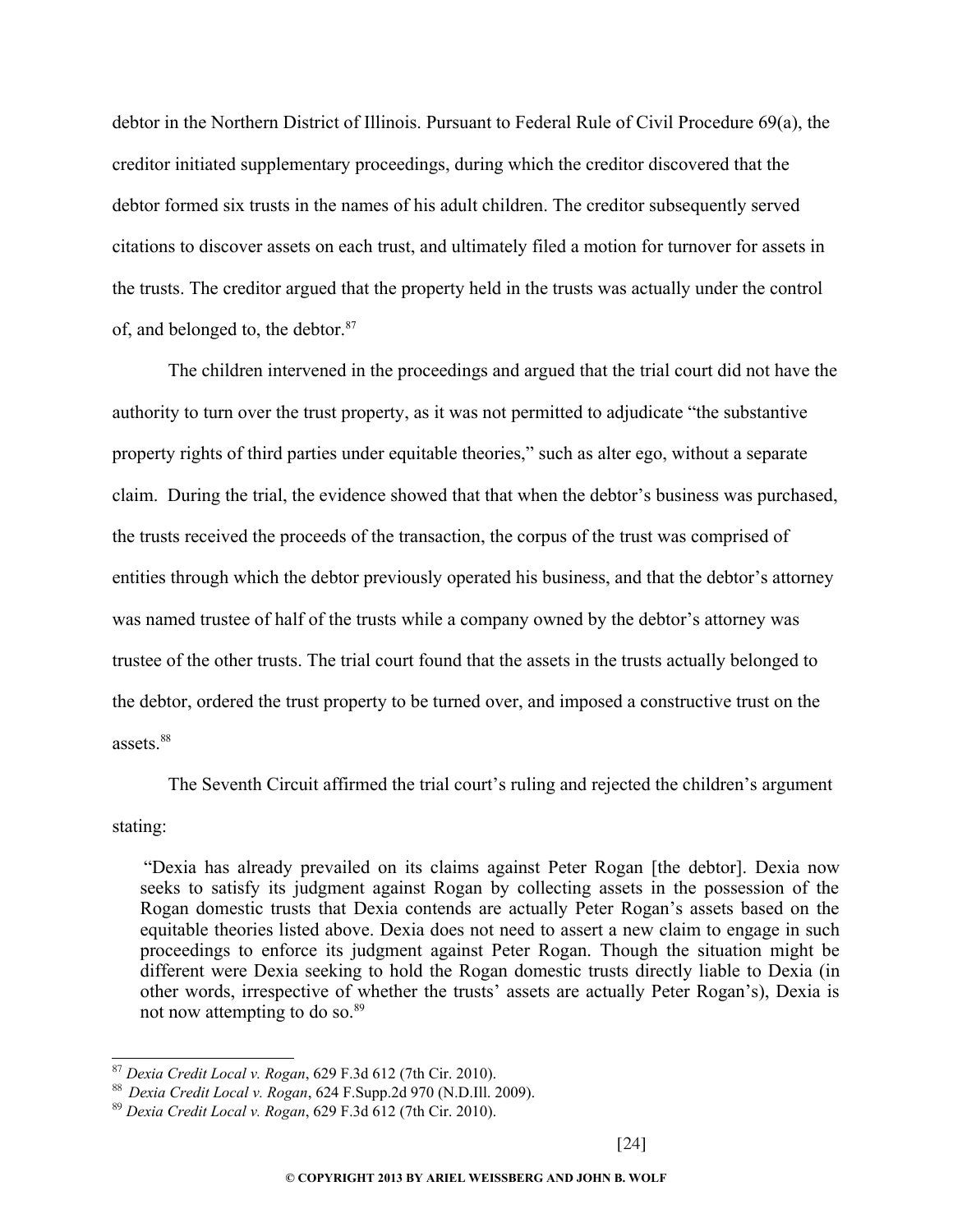debtor in the Northern District of Illinois. Pursuant to Federal Rule of Civil Procedure 69(a), the creditor initiated supplementary proceedings, during which the creditor discovered that the debtor formed six trusts in the names of his adult children. The creditor subsequently served citations to discover assets on each trust, and ultimately filed a motion for turnover for assets in the trusts. The creditor argued that the property held in the trusts was actually under the control of, and belonged to, the debtor.[87]

The children intervened in the proceedings and argued that the trial court did not have the authority to turn over the trust property, as it was not permitted to adjudicate "the substantive property rights of third parties under equitable theories," such as alter ego, without a separate claim. During the trial, the evidence showed that that when the debtor's business was purchased, the trusts received the proceeds of the transaction, the corpus of the trust was comprised of entities through which the debtor previously operated his business, and that the debtor's attorney was named trustee of half of the trusts while a company owned by the debtor's attorney was trustee of the other trusts. The trial court found that the assets in the trusts actually belonged to the debtor, ordered the trust property to be turned over, and imposed a constructive trust on the assets.[88]

The Seventh Circuit affirmed the trial court's ruling and rejected the children's argument stating:

> "Dexia has already prevailed on its claims against Peter Rogan [the debtor]. Dexia now seeks to satisfy its judgment against Rogan by collecting assets in the possession of the Rogan domestic trusts that Dexia contends are actually Peter Rogan's assets based on the equitable theories listed above. Dexia does not need to assert a new claim to engage in such proceedings to enforce its judgment against Peter Rogan. Though the situation might be different were Dexia seeking to hold the Rogan domestic trusts directly liable to Dexia (in other words, irrespective of whether the trusts' assets are actually Peter Rogan's), Dexia is not now attempting to do so.[89]

---

[87] *Dexia Credit Local v. Rogan*, 629 F.3d 612 (7th Cir. 2010).

[88] *Dexia Credit Local v. Rogan*, 624 F.Supp.2d 970 (N.D.Ill. 2009).

[89] *Dexia Credit Local v. Rogan*, 629 F.3d 612 (7th Cir. 2010).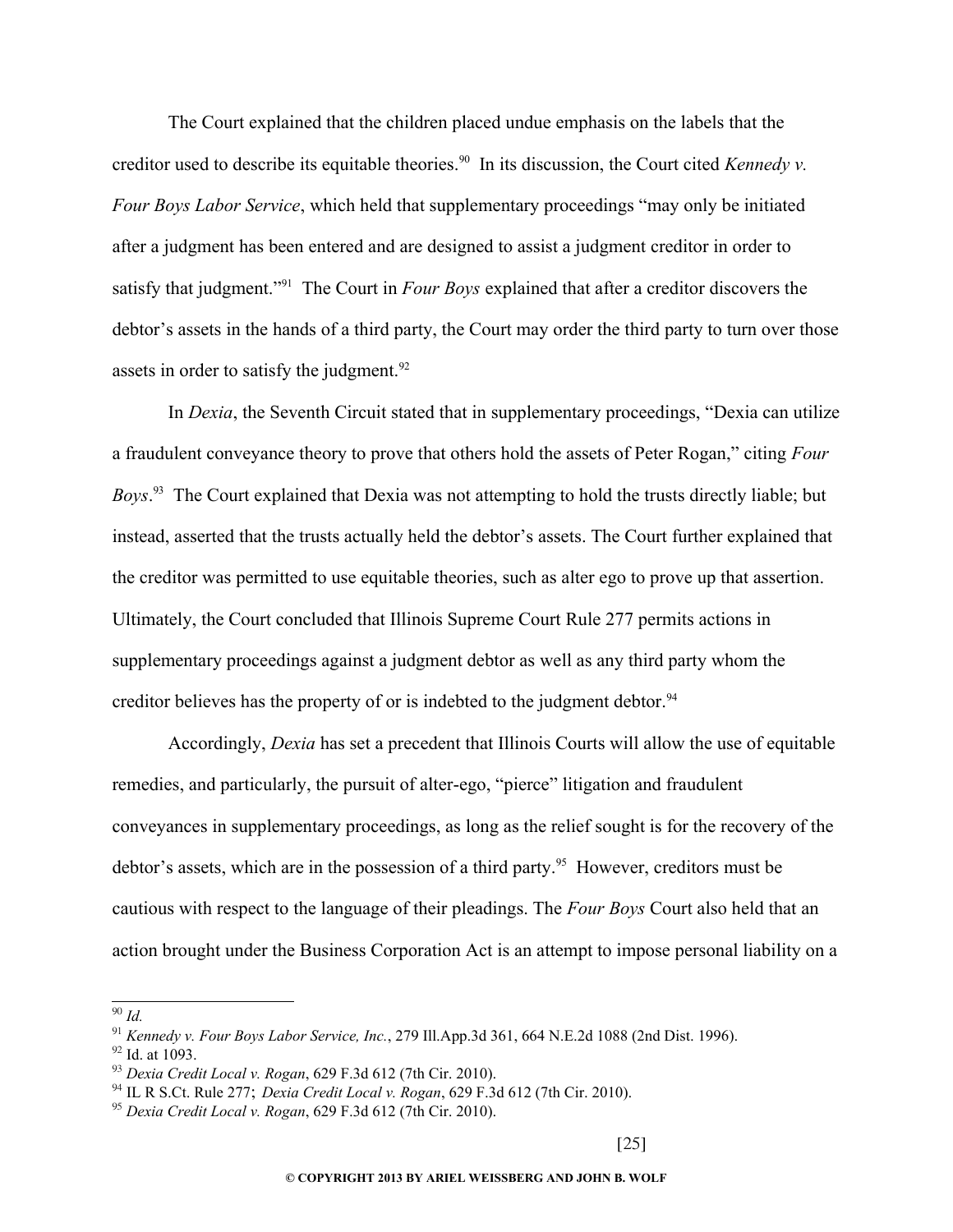The Court explained that the children placed undue emphasis on the labels that the creditor used to describe its equitable theories.[90] In its discussion, the Court cited *Kennedy v. Four Boys Labor Service*, which held that supplementary proceedings "may only be initiated after a judgment has been entered and are designed to assist a judgment creditor in order to satisfy that judgment."[91] The Court in *Four Boys* explained that after a creditor discovers the debtor's assets in the hands of a third party, the Court may order the third party to turn over those assets in order to satisfy the judgment.[92]

In *Dexia*, the Seventh Circuit stated that in supplementary proceedings, "Dexia can utilize a fraudulent conveyance theory to prove that others hold the assets of Peter Rogan," citing *Four Boys*.[93] The Court explained that Dexia was not attempting to hold the trusts directly liable; but instead, asserted that the trusts actually held the debtor's assets. The Court further explained that the creditor was permitted to use equitable theories, such as alter ego to prove up that assertion. Ultimately, the Court concluded that Illinois Supreme Court Rule 277 permits actions in supplementary proceedings against a judgment debtor as well as any third party whom the creditor believes has the property of or is indebted to the judgment debtor.[94]

Accordingly, *Dexia* has set a precedent that Illinois Courts will allow the use of equitable remedies, and particularly, the pursuit of alter-ego, "pierce" litigation and fraudulent conveyances in supplementary proceedings, as long as the relief sought is for the recovery of the debtor's assets, which are in the possession of a third party.[95] However, creditors must be cautious with respect to the language of their pleadings. The *Four Boys* Court also held that an action brought under the Business Corporation Act is an attempt to impose personal liability on a

---

[90] *Id.*

[91] *Kennedy v. Four Boys Labor Service, Inc.*, 279 Ill.App.3d 361, 664 N.E.2d 1088 (2nd Dist. 1996).

[92] Id. at 1093.

[93] *Dexia Credit Local v. Rogan*, 629 F.3d 612 (7th Cir. 2010).

[94] IL R S.Ct. Rule 277; *Dexia Credit Local v. Rogan*, 629 F.3d 612 (7th Cir. 2010).

[95] *Dexia Credit Local v. Rogan*, 629 F.3d 612 (7th Cir. 2010).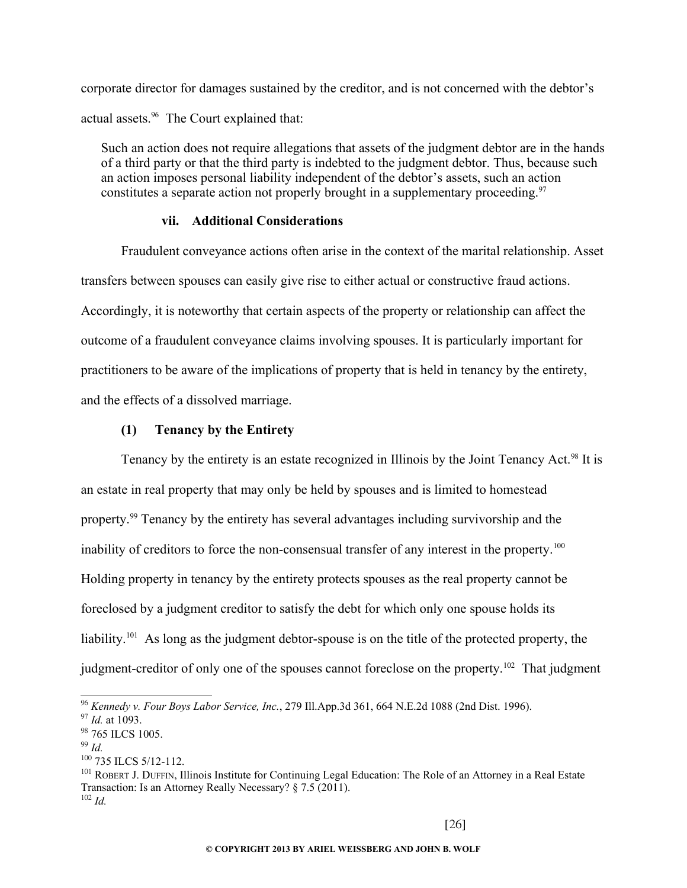corporate director for damages sustained by the creditor, and is not concerned with the debtor's actual assets.[96] The Court explained that:

> Such an action does not require allegations that assets of the judgment debtor are in the hands of a third party or that the third party is indebted to the judgment debtor. Thus, because such an action imposes personal liability independent of the debtor's assets, such an action constitutes a separate action not properly brought in a supplementary proceeding.[97]

#### vii. Additional Considerations

Fraudulent conveyance actions often arise in the context of the marital relationship. Asset transfers between spouses can easily give rise to either actual or constructive fraud actions. Accordingly, it is noteworthy that certain aspects of the property or relationship can affect the outcome of a fraudulent conveyance claims involving spouses. It is particularly important for practitioners to be aware of the implications of property that is held in tenancy by the entirety, and the effects of a dissolved marriage.

##### (1) Tenancy by the Entirety

Tenancy by the entirety is an estate recognized in Illinois by the Joint Tenancy Act.[98] It is an estate in real property that may only be held by spouses and is limited to homestead property.[99] Tenancy by the entirety has several advantages including survivorship and the inability of creditors to force the non-consensual transfer of any interest in the property.[100] Holding property in tenancy by the entirety protects spouses as the real property cannot be foreclosed by a judgment creditor to satisfy the debt for which only one spouse holds its liability.[101] As long as the judgment debtor-spouse is on the title of the protected property, the judgment-creditor of only one of the spouses cannot foreclose on the property.[102] That judgment

---

[96] *Kennedy v. Four Boys Labor Service, Inc.*, 279 Ill.App.3d 361, 664 N.E.2d 1088 (2nd Dist. 1996).

[97] *Id.* at 1093.

[98] 765 ILCS 1005.

[99] *Id.*

[100] 735 ILCS 5/12-112.

[101] Robert J. Duffin, Illinois Institute for Continuing Legal Education: The Role of an Attorney in a Real Estate Transaction: Is an Attorney Really Necessary? § 7.5 (2011).

[102] *Id.*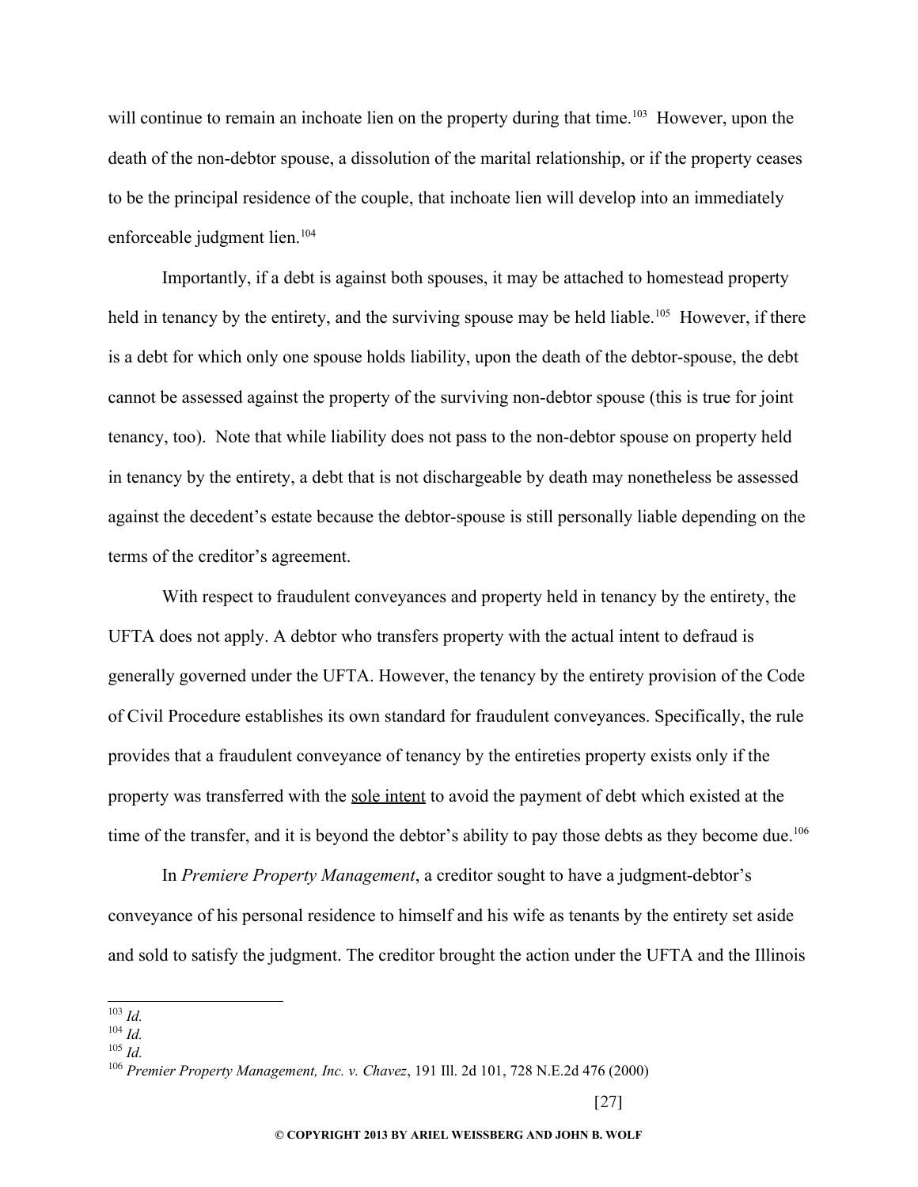will continue to remain an inchoate lien on the property during that time.[103] However, upon the death of the non-debtor spouse, a dissolution of the marital relationship, or if the property ceases to be the principal residence of the couple, that inchoate lien will develop into an immediately enforceable judgment lien.[104]

Importantly, if a debt is against both spouses, it may be attached to homestead property held in tenancy by the entirety, and the surviving spouse may be held liable.[105] However, if there is a debt for which only one spouse holds liability, upon the death of the debtor-spouse, the debt cannot be assessed against the property of the surviving non-debtor spouse (this is true for joint tenancy, too). Note that while liability does not pass to the non-debtor spouse on property held in tenancy by the entirety, a debt that is not dischargeable by death may nonetheless be assessed against the decedent's estate because the debtor-spouse is still personally liable depending on the terms of the creditor's agreement.

With respect to fraudulent conveyances and property held in tenancy by the entirety, the UFTA does not apply. A debtor who transfers property with the actual intent to defraud is generally governed under the UFTA. However, the tenancy by the entirety provision of the Code of Civil Procedure establishes its own standard for fraudulent conveyances. Specifically, the rule provides that a fraudulent conveyance of tenancy by the entireties property exists only if the property was transferred with the <u>sole intent</u> to avoid the payment of debt which existed at the time of the transfer, and it is beyond the debtor's ability to pay those debts as they become due.[106]

In *Premiere Property Management*, a creditor sought to have a judgment-debtor's conveyance of his personal residence to himself and his wife as tenants by the entirety set aside and sold to satisfy the judgment. The creditor brought the action under the UFTA and the Illinois

---

[103] *Id.*

[104] *Id.*

[105] *Id.*

[106] *Premier Property Management, Inc. v. Chavez*, 191 Ill. 2d 101, 728 N.E.2d 476 (2000)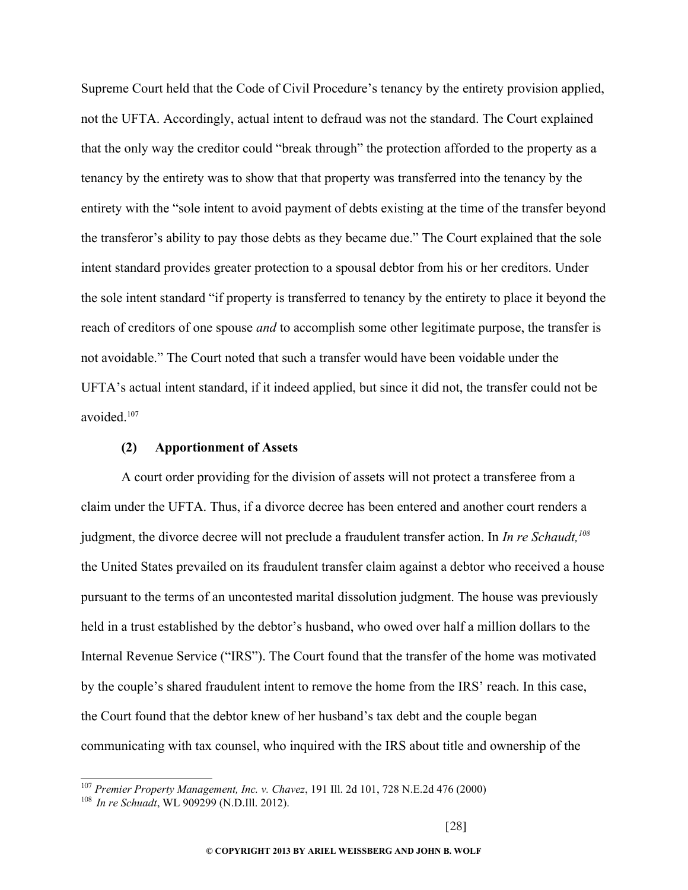Supreme Court held that the Code of Civil Procedure's tenancy by the entirety provision applied, not the UFTA. Accordingly, actual intent to defraud was not the standard. The Court explained that the only way the creditor could "break through" the protection afforded to the property as a tenancy by the entirety was to show that that property was transferred into the tenancy by the entirety with the "sole intent to avoid payment of debts existing at the time of the transfer beyond the transferor's ability to pay those debts as they became due." The Court explained that the sole intent standard provides greater protection to a spousal debtor from his or her creditors. Under the sole intent standard "if property is transferred to tenancy by the entirety to place it beyond the reach of creditors of one spouse *and* to accomplish some other legitimate purpose, the transfer is not avoidable." The Court noted that such a transfer would have been voidable under the UFTA's actual intent standard, if it indeed applied, but since it did not, the transfer could not be avoided.[107]

**(2) Apportionment of Assets**

A court order providing for the division of assets will not protect a transferee from a claim under the UFTA. Thus, if a divorce decree has been entered and another court renders a judgment, the divorce decree will not preclude a fraudulent transfer action. In *In re Schaudt,*[108] the United States prevailed on its fraudulent transfer claim against a debtor who received a house pursuant to the terms of an uncontested marital dissolution judgment. The house was previously held in a trust established by the debtor's husband, who owed over half a million dollars to the Internal Revenue Service ("IRS"). The Court found that the transfer of the home was motivated by the couple's shared fraudulent intent to remove the home from the IRS' reach. In this case, the Court found that the debtor knew of her husband's tax debt and the couple began communicating with tax counsel, who inquired with the IRS about title and ownership of the

---

[107] *Premier Property Management, Inc. v. Chavez*, 191 Ill. 2d 101, 728 N.E.2d 476 (2000)

[108] *In re Schuadt*, WL 909299 (N.D.Ill. 2012).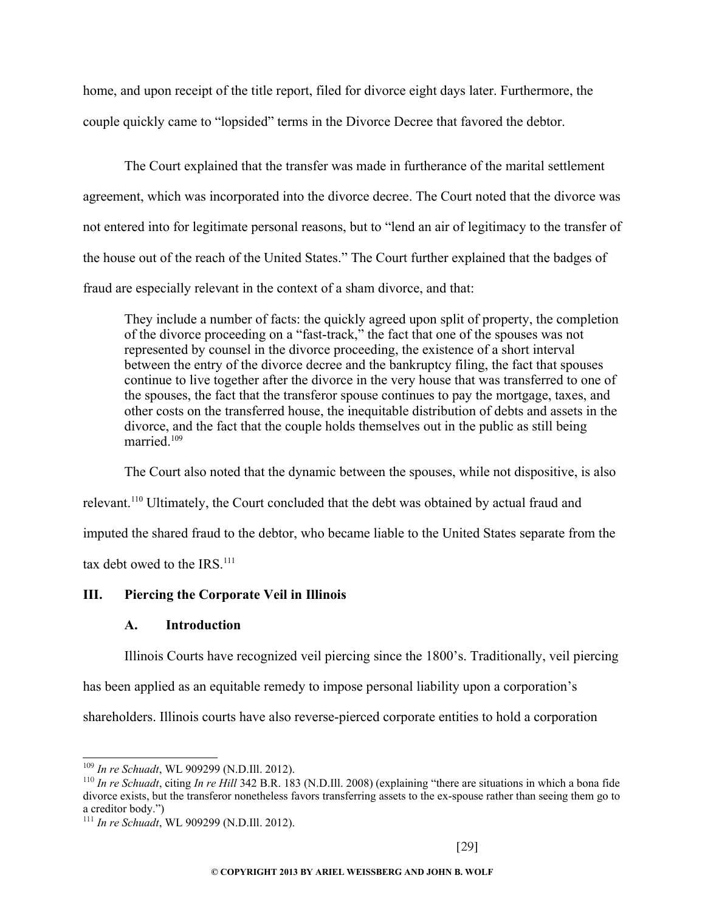home, and upon receipt of the title report, filed for divorce eight days later. Furthermore, the couple quickly came to "lopsided" terms in the Divorce Decree that favored the debtor.

The Court explained that the transfer was made in furtherance of the marital settlement agreement, which was incorporated into the divorce decree. The Court noted that the divorce was not entered into for legitimate personal reasons, but to "lend an air of legitimacy to the transfer of the house out of the reach of the United States." The Court further explained that the badges of fraud are especially relevant in the context of a sham divorce, and that:

> They include a number of facts: the quickly agreed upon split of property, the completion of the divorce proceeding on a "fast-track," the fact that one of the spouses was not represented by counsel in the divorce proceeding, the existence of a short interval between the entry of the divorce decree and the bankruptcy filing, the fact that spouses continue to live together after the divorce in the very house that was transferred to one of the spouses, the fact that the transferor spouse continues to pay the mortgage, taxes, and other costs on the transferred house, the inequitable distribution of debts and assets in the divorce, and the fact that the couple holds themselves out in the public as still being married.[109]

The Court also noted that the dynamic between the spouses, while not dispositive, is also relevant.[110] Ultimately, the Court concluded that the debt was obtained by actual fraud and imputed the shared fraud to the debtor, who became liable to the United States separate from the tax debt owed to the IRS.[111]

## III. Piercing the Corporate Veil in Illinois

### A. Introduction

Illinois Courts have recognized veil piercing since the 1800's. Traditionally, veil piercing has been applied as an equitable remedy to impose personal liability upon a corporation's shareholders. Illinois courts have also reverse-pierced corporate entities to hold a corporation

---

[109] *In re Schuadt*, WL 909299 (N.D.Ill. 2012).

[110] *In re Schuadt*, citing *In re Hill* 342 B.R. 183 (N.D.Ill. 2008) (explaining "there are situations in which a bona fide divorce exists, but the transferor nonetheless favors transferring assets to the ex-spouse rather than seeing them go to a creditor body.")

[111] *In re Schuadt*, WL 909299 (N.D.Ill. 2012).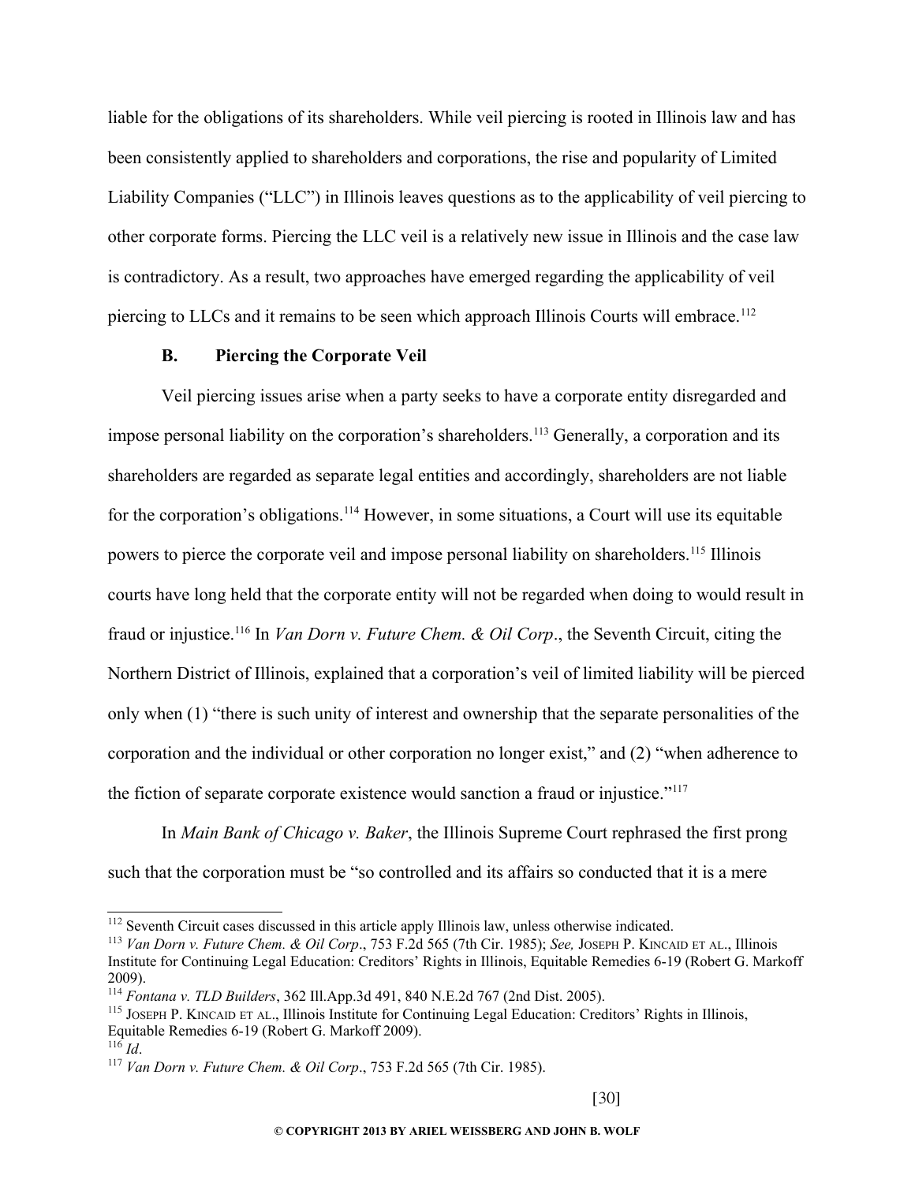liable for the obligations of its shareholders. While veil piercing is rooted in Illinois law and has been consistently applied to shareholders and corporations, the rise and popularity of Limited Liability Companies ("LLC") in Illinois leaves questions as to the applicability of veil piercing to other corporate forms. Piercing the LLC veil is a relatively new issue in Illinois and the case law is contradictory. As a result, two approaches have emerged regarding the applicability of veil piercing to LLCs and it remains to be seen which approach Illinois Courts will embrace.[112]

### B. Piercing the Corporate Veil

Veil piercing issues arise when a party seeks to have a corporate entity disregarded and impose personal liability on the corporation's shareholders.[113] Generally, a corporation and its shareholders are regarded as separate legal entities and accordingly, shareholders are not liable for the corporation's obligations.[114] However, in some situations, a Court will use its equitable powers to pierce the corporate veil and impose personal liability on shareholders.[115] Illinois courts have long held that the corporate entity will not be regarded when doing to would result in fraud or injustice.[116] In *Van Dorn v. Future Chem. & Oil Corp*., the Seventh Circuit, citing the Northern District of Illinois, explained that a corporation's veil of limited liability will be pierced only when (1) "there is such unity of interest and ownership that the separate personalities of the corporation and the individual or other corporation no longer exist," and (2) "when adherence to the fiction of separate corporate existence would sanction a fraud or injustice."[117]

In *Main Bank of Chicago v. Baker*, the Illinois Supreme Court rephrased the first prong such that the corporation must be "so controlled and its affairs so conducted that it is a mere

---

[112] Seventh Circuit cases discussed in this article apply Illinois law, unless otherwise indicated.

[113] *Van Dorn v. Future Chem. & Oil Corp*., 753 F.2d 565 (7th Cir. 1985); *See,* JOSEPH P. KINCAID ET AL., Illinois Institute for Continuing Legal Education: Creditors' Rights in Illinois, Equitable Remedies 6-19 (Robert G. Markoff 2009).

[114] *Fontana v. TLD Builders*, 362 Ill.App.3d 491, 840 N.E.2d 767 (2nd Dist. 2005).

[115] JOSEPH P. KINCAID ET AL., Illinois Institute for Continuing Legal Education: Creditors' Rights in Illinois, Equitable Remedies 6-19 (Robert G. Markoff 2009).

[116] *Id*.

[117] *Van Dorn v. Future Chem. & Oil Corp*., 753 F.2d 565 (7th Cir. 1985).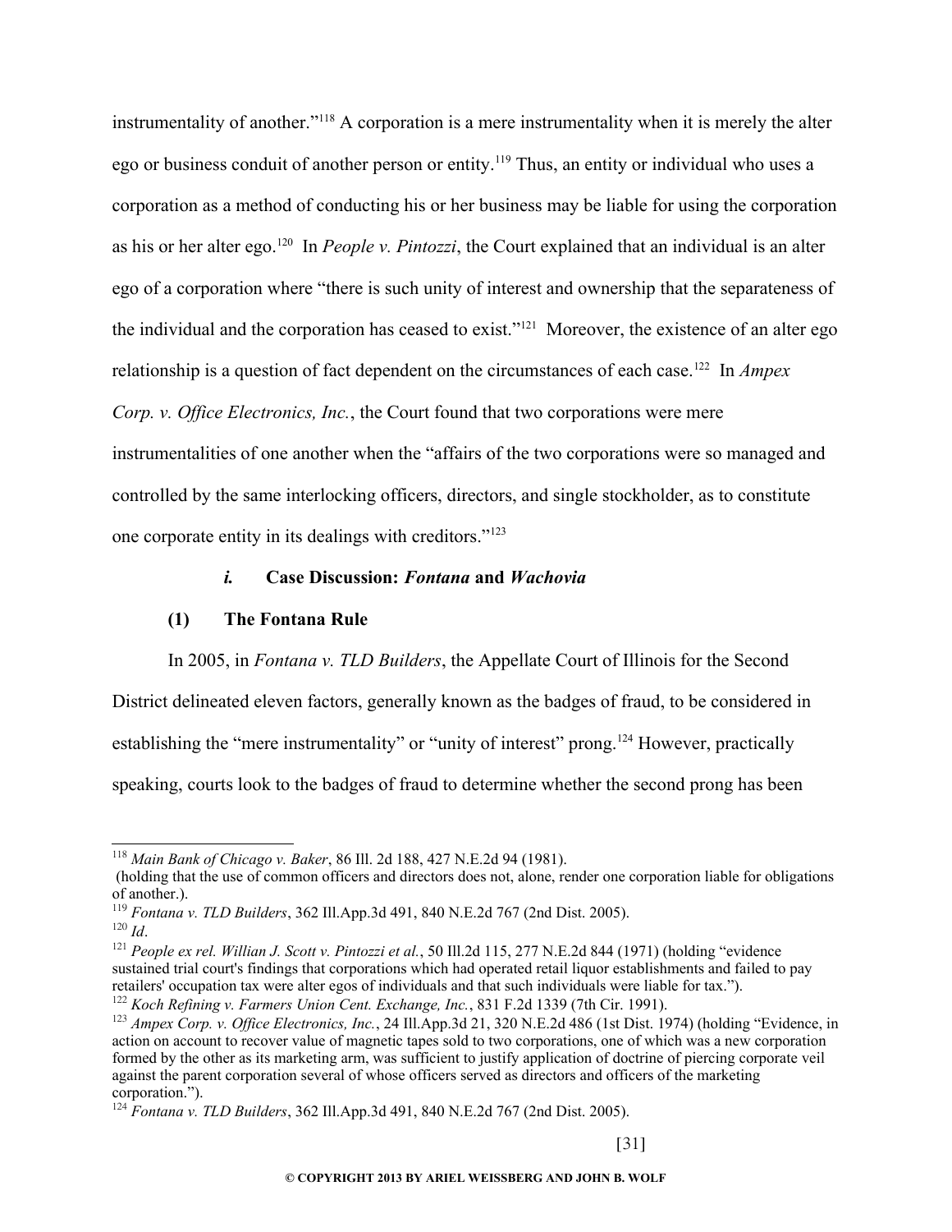instrumentality of another."[118] A corporation is a mere instrumentality when it is merely the alter ego or business conduit of another person or entity.[119] Thus, an entity or individual who uses a corporation as a method of conducting his or her business may be liable for using the corporation as his or her alter ego.[120] In *People v. Pintozzi*, the Court explained that an individual is an alter ego of a corporation where "there is such unity of interest and ownership that the separateness of the individual and the corporation has ceased to exist."[121] Moreover, the existence of an alter ego relationship is a question of fact dependent on the circumstances of each case.[122] In *Ampex Corp. v. Office Electronics, Inc.*, the Court found that two corporations were mere instrumentalities of one another when the "affairs of the two corporations were so managed and controlled by the same interlocking officers, directors, and single stockholder, as to constitute one corporate entity in its dealings with creditors."[123]

#### *i.* Case Discussion: *Fontana* and *Wachovia*

##### (1) The Fontana Rule

In 2005, in *Fontana v. TLD Builders*, the Appellate Court of Illinois for the Second District delineated eleven factors, generally known as the badges of fraud, to be considered in establishing the "mere instrumentality" or "unity of interest" prong.[124] However, practically speaking, courts look to the badges of fraud to determine whether the second prong has been

---

[118] *Main Bank of Chicago v. Baker*, 86 Ill. 2d 188, 427 N.E.2d 94 (1981).
(holding that the use of common officers and directors does not, alone, render one corporation liable for obligations of another.).

[119] *Fontana v. TLD Builders*, 362 Ill.App.3d 491, 840 N.E.2d 767 (2nd Dist. 2005).

[120] *Id*.

[121] *People ex rel. Willian J. Scott v. Pintozzi et al.*, 50 Ill.2d 115, 277 N.E.2d 844 (1971) (holding "evidence sustained trial court's findings that corporations which had operated retail liquor establishments and failed to pay retailers' occupation tax were alter egos of individuals and that such individuals were liable for tax.").

[122] *Koch Refining v. Farmers Union Cent. Exchange, Inc.*, 831 F.2d 1339 (7th Cir. 1991).

[123] *Ampex Corp. v. Office Electronics, Inc.*, 24 Ill.App.3d 21, 320 N.E.2d 486 (1st Dist. 1974) (holding "Evidence, in action on account to recover value of magnetic tapes sold to two corporations, one of which was a new corporation formed by the other as its marketing arm, was sufficient to justify application of doctrine of piercing corporate veil against the parent corporation several of whose officers served as directors and officers of the marketing corporation.").

[124] *Fontana v. TLD Builders*, 362 Ill.App.3d 491, 840 N.E.2d 767 (2nd Dist. 2005).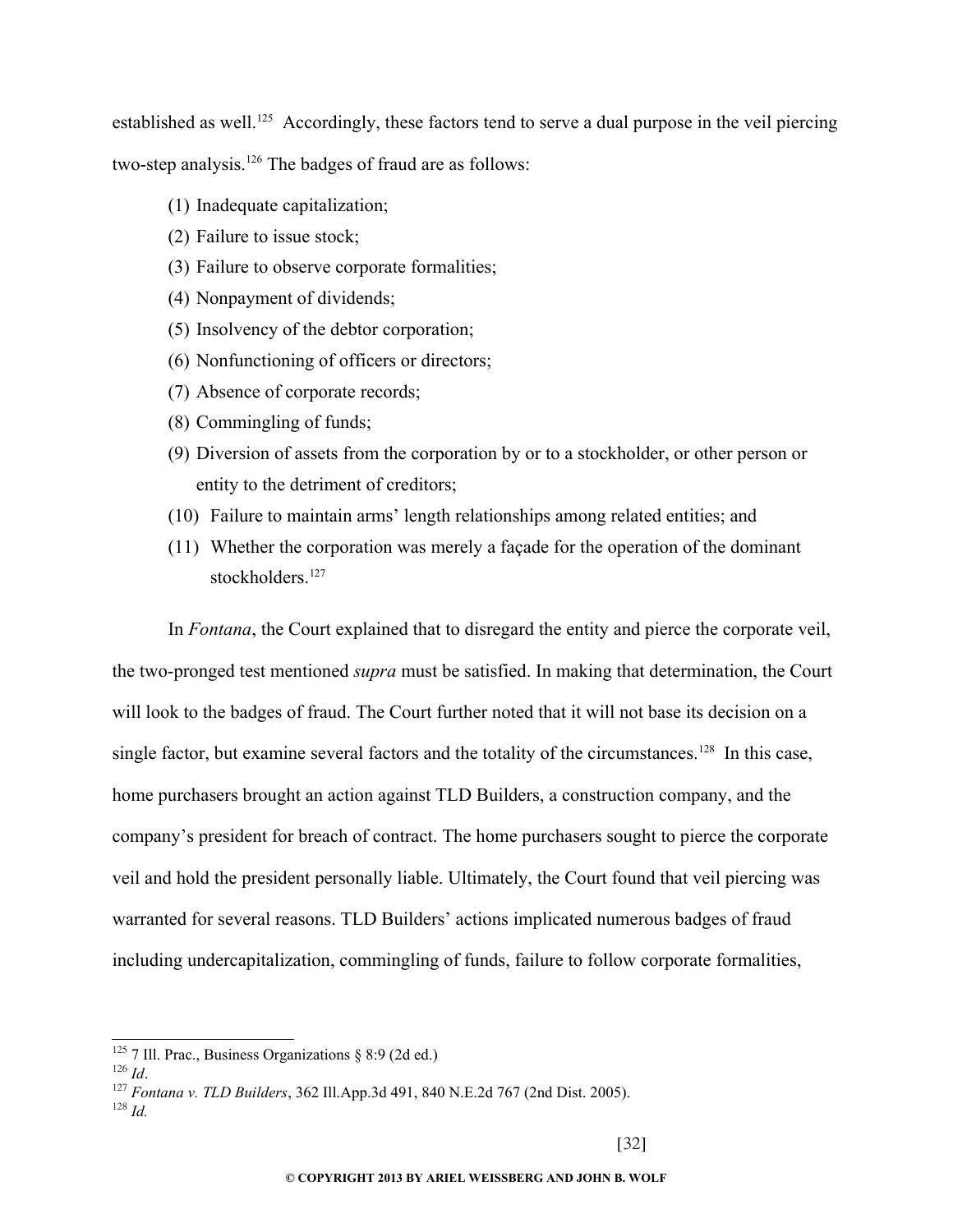established as well.[125] Accordingly, these factors tend to serve a dual purpose in the veil piercing two-step analysis.[126] The badges of fraud are as follows:

(1) Inadequate capitalization;
(2) Failure to issue stock;
(3) Failure to observe corporate formalities;
(4) Nonpayment of dividends;
(5) Insolvency of the debtor corporation;
(6) Nonfunctioning of officers or directors;
(7) Absence of corporate records;
(8) Commingling of funds;
(9) Diversion of assets from the corporation by or to a stockholder, or other person or entity to the detriment of creditors;
(10) Failure to maintain arms' length relationships among related entities; and
(11) Whether the corporation was merely a façade for the operation of the dominant stockholders.[127]

In *Fontana*, the Court explained that to disregard the entity and pierce the corporate veil, the two-pronged test mentioned *supra* must be satisfied. In making that determination, the Court will look to the badges of fraud. The Court further noted that it will not base its decision on a single factor, but examine several factors and the totality of the circumstances.[128] In this case, home purchasers brought an action against TLD Builders, a construction company, and the company's president for breach of contract. The home purchasers sought to pierce the corporate veil and hold the president personally liable. Ultimately, the Court found that veil piercing was warranted for several reasons. TLD Builders' actions implicated numerous badges of fraud including undercapitalization, commingling of funds, failure to follow corporate formalities,

---

[125] 7 Ill. Prac., Business Organizations § 8:9 (2d ed.)
[126] *Id*.
[127] *Fontana v. TLD Builders*, 362 Ill.App.3d 491, 840 N.E.2d 767 (2nd Dist. 2005).
[128] *Id.*

© COPYRIGHT 2013 BY ARIEL WEISSBERG AND JOHN B. WOLF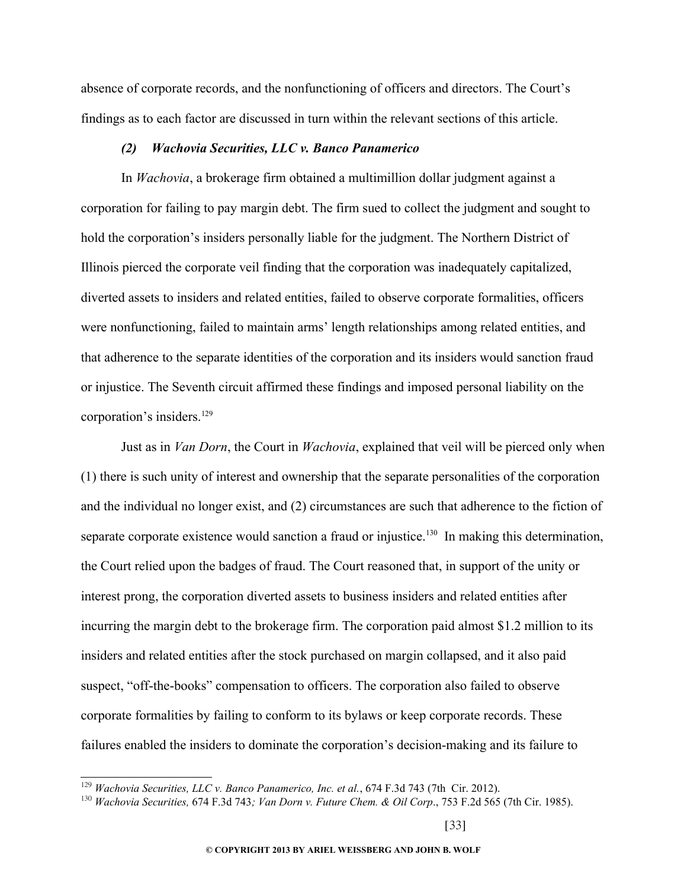absence of corporate records, and the nonfunctioning of officers and directors. The Court's findings as to each factor are discussed in turn within the relevant sections of this article.

### *(2) Wachovia Securities, LLC v. Banco Panamerico*

In *Wachovia*, a brokerage firm obtained a multimillion dollar judgment against a corporation for failing to pay margin debt. The firm sued to collect the judgment and sought to hold the corporation's insiders personally liable for the judgment. The Northern District of Illinois pierced the corporate veil finding that the corporation was inadequately capitalized, diverted assets to insiders and related entities, failed to observe corporate formalities, officers were nonfunctioning, failed to maintain arms' length relationships among related entities, and that adherence to the separate identities of the corporation and its insiders would sanction fraud or injustice. The Seventh circuit affirmed these findings and imposed personal liability on the corporation's insiders.[129]

Just as in *Van Dorn*, the Court in *Wachovia*, explained that veil will be pierced only when (1) there is such unity of interest and ownership that the separate personalities of the corporation and the individual no longer exist, and (2) circumstances are such that adherence to the fiction of separate corporate existence would sanction a fraud or injustice.[130] In making this determination, the Court relied upon the badges of fraud. The Court reasoned that, in support of the unity or interest prong, the corporation diverted assets to business insiders and related entities after incurring the margin debt to the brokerage firm. The corporation paid almost $1.2 million to its insiders and related entities after the stock purchased on margin collapsed, and it also paid suspect, "off-the-books" compensation to officers. The corporation also failed to observe corporate formalities by failing to conform to its bylaws or keep corporate records. These failures enabled the insiders to dominate the corporation's decision-making and its failure to

---

[129] *Wachovia Securities, LLC v. Banco Panamerico, Inc. et al.*, 674 F.3d 743 (7th Cir. 2012).

[130] *Wachovia Securities,* 674 F.3d 743*; Van Dorn v. Future Chem. & Oil Corp*., 753 F.2d 565 (7th Cir. 1985).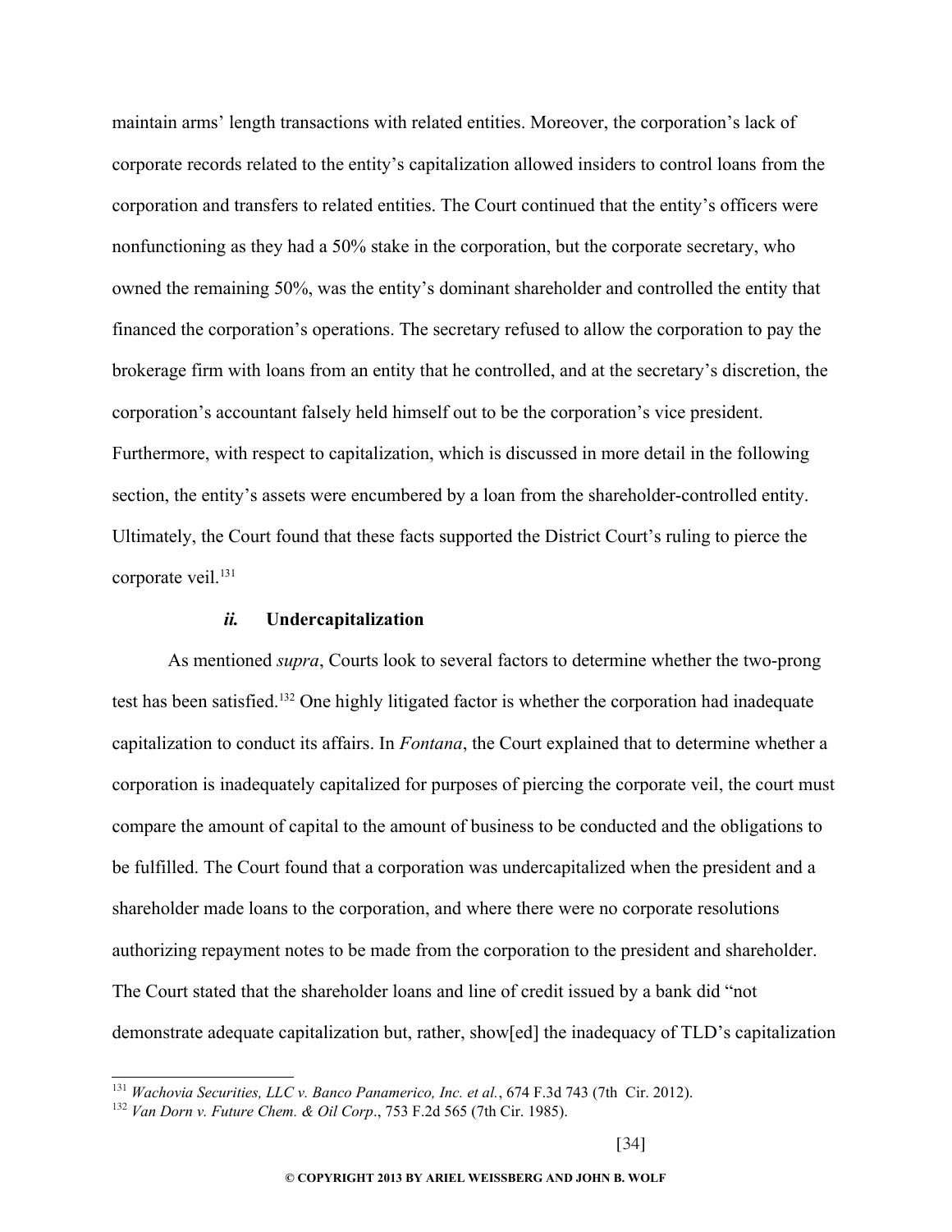maintain arms' length transactions with related entities. Moreover, the corporation's lack of corporate records related to the entity's capitalization allowed insiders to control loans from the corporation and transfers to related entities. The Court continued that the entity's officers were nonfunctioning as they had a 50% stake in the corporation, but the corporate secretary, who owned the remaining 50%, was the entity's dominant shareholder and controlled the entity that financed the corporation's operations. The secretary refused to allow the corporation to pay the brokerage firm with loans from an entity that he controlled, and at the secretary's discretion, the corporation's accountant falsely held himself out to be the corporation's vice president. Furthermore, with respect to capitalization, which is discussed in more detail in the following section, the entity's assets were encumbered by a loan from the shareholder-controlled entity. Ultimately, the Court found that these facts supported the District Court's ruling to pierce the corporate veil.[131]

#### *ii.* Undercapitalization

As mentioned *supra*, Courts look to several factors to determine whether the two-prong test has been satisfied.[132] One highly litigated factor is whether the corporation had inadequate capitalization to conduct its affairs. In *Fontana*, the Court explained that to determine whether a corporation is inadequately capitalized for purposes of piercing the corporate veil, the court must compare the amount of capital to the amount of business to be conducted and the obligations to be fulfilled. The Court found that a corporation was undercapitalized when the president and a shareholder made loans to the corporation, and where there were no corporate resolutions authorizing repayment notes to be made from the corporation to the president and shareholder. The Court stated that the shareholder loans and line of credit issued by a bank did "not demonstrate adequate capitalization but, rather, show[ed] the inadequacy of TLD's capitalization

---

[131] *Wachovia Securities, LLC v. Banco Panamerico, Inc. et al.*, 674 F.3d 743 (7th Cir. 2012).

[132] *Van Dorn v. Future Chem. & Oil Corp*., 753 F.2d 565 (7th Cir. 1985).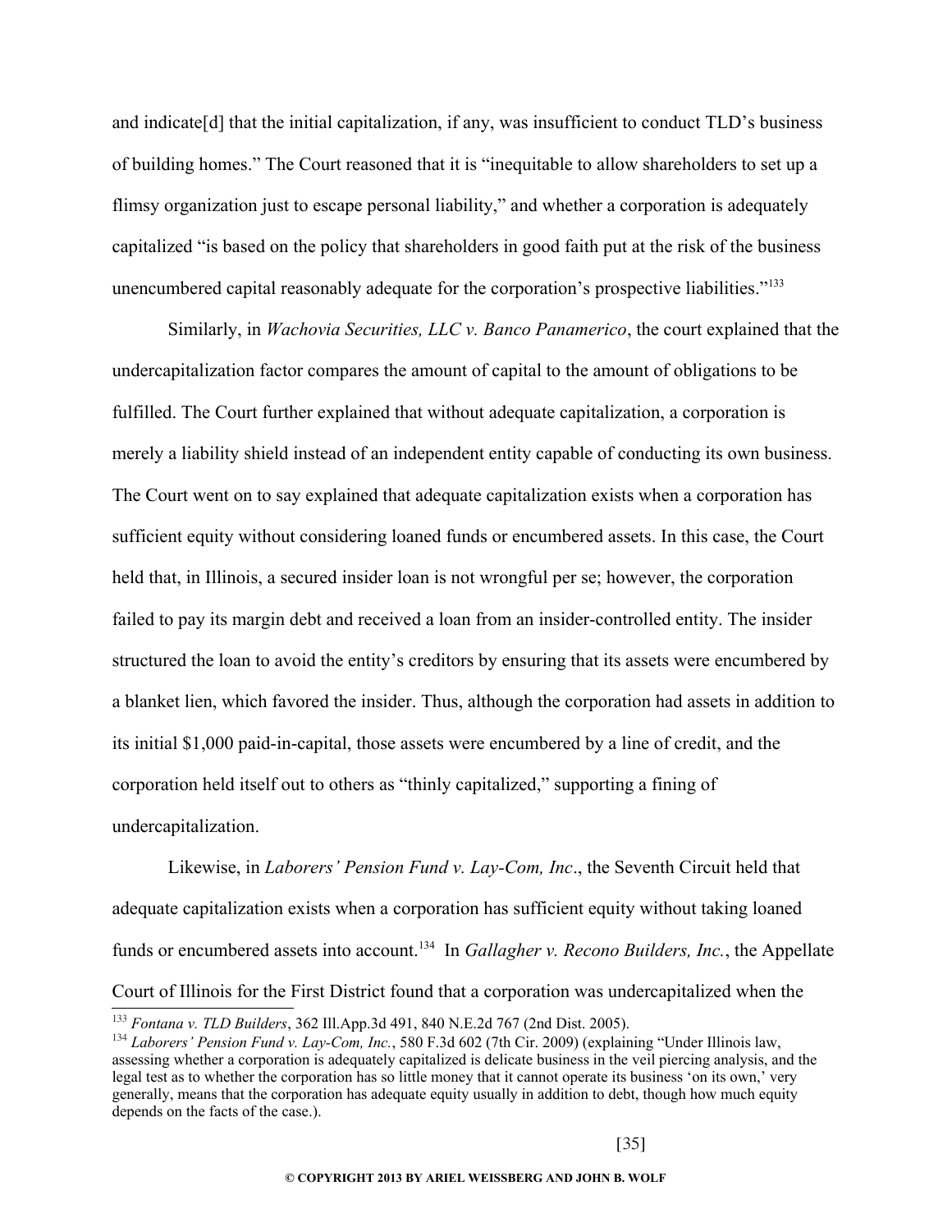and indicate[d] that the initial capitalization, if any, was insufficient to conduct TLD's business of building homes." The Court reasoned that it is "inequitable to allow shareholders to set up a flimsy organization just to escape personal liability," and whether a corporation is adequately capitalized "is based on the policy that shareholders in good faith put at the risk of the business unencumbered capital reasonably adequate for the corporation's prospective liabilities."[133]

Similarly, in *Wachovia Securities, LLC v. Banco Panamerico*, the court explained that the undercapitalization factor compares the amount of capital to the amount of obligations to be fulfilled. The Court further explained that without adequate capitalization, a corporation is merely a liability shield instead of an independent entity capable of conducting its own business. The Court went on to say explained that adequate capitalization exists when a corporation has sufficient equity without considering loaned funds or encumbered assets. In this case, the Court held that, in Illinois, a secured insider loan is not wrongful per se; however, the corporation failed to pay its margin debt and received a loan from an insider-controlled entity. The insider structured the loan to avoid the entity's creditors by ensuring that its assets were encumbered by a blanket lien, which favored the insider. Thus, although the corporation had assets in addition to its initial $1,000 paid-in-capital, those assets were encumbered by a line of credit, and the corporation held itself out to others as "thinly capitalized," supporting a fining of undercapitalization.

Likewise, in *Laborers' Pension Fund v. Lay-Com, Inc*., the Seventh Circuit held that adequate capitalization exists when a corporation has sufficient equity without taking loaned funds or encumbered assets into account.[134] In *Gallagher v. Recono Builders, Inc.*, the Appellate Court of Illinois for the First District found that a corporation was undercapitalized when the

---

[133] *Fontana v. TLD Builders*, 362 Ill.App.3d 491, 840 N.E.2d 767 (2nd Dist. 2005).

[134] *Laborers' Pension Fund v. Lay-Com, Inc.*, 580 F.3d 602 (7th Cir. 2009) (explaining "Under Illinois law, assessing whether a corporation is adequately capitalized is delicate business in the veil piercing analysis, and the legal test as to whether the corporation has so little money that it cannot operate its business 'on its own,' very generally, means that the corporation has adequate equity usually in addition to debt, though how much equity depends on the facts of the case.).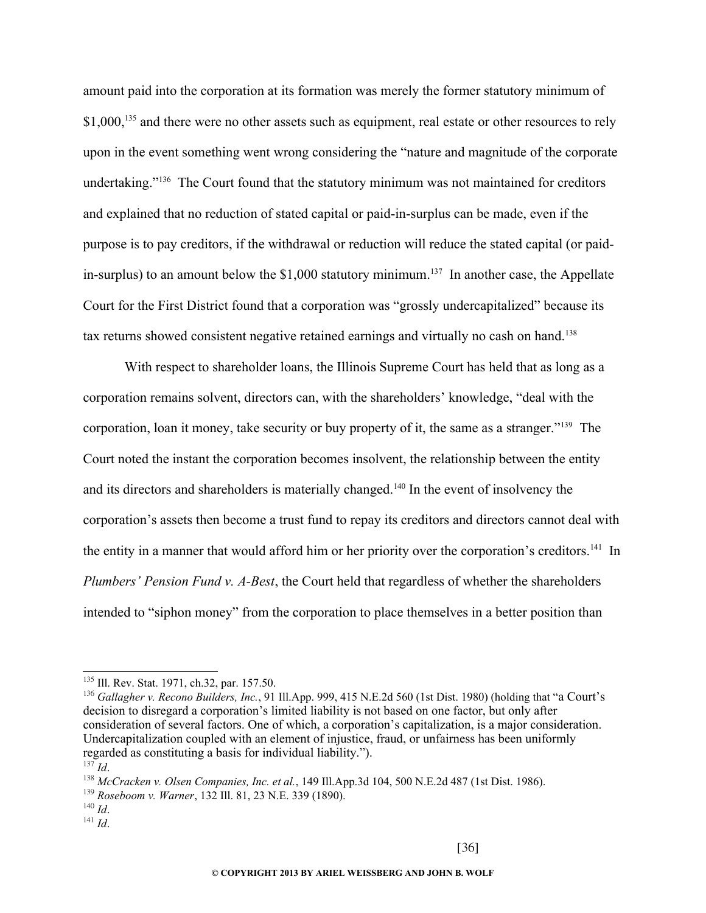amount paid into the corporation at its formation was merely the former statutory minimum of $1,000,[135] and there were no other assets such as equipment, real estate or other resources to rely upon in the event something went wrong considering the "nature and magnitude of the corporate undertaking."[136] The Court found that the statutory minimum was not maintained for creditors and explained that no reduction of stated capital or paid-in-surplus can be made, even if the purpose is to pay creditors, if the withdrawal or reduction will reduce the stated capital (or paid-in-surplus) to an amount below the $1,000 statutory minimum.[137] In another case, the Appellate Court for the First District found that a corporation was "grossly undercapitalized" because its tax returns showed consistent negative retained earnings and virtually no cash on hand.[138]

With respect to shareholder loans, the Illinois Supreme Court has held that as long as a corporation remains solvent, directors can, with the shareholders' knowledge, "deal with the corporation, loan it money, take security or buy property of it, the same as a stranger."[139] The Court noted the instant the corporation becomes insolvent, the relationship between the entity and its directors and shareholders is materially changed.[140] In the event of insolvency the corporation's assets then become a trust fund to repay its creditors and directors cannot deal with the entity in a manner that would afford him or her priority over the corporation's creditors.[141] In *Plumbers' Pension Fund v. A-Best*, the Court held that regardless of whether the shareholders intended to "siphon money" from the corporation to place themselves in a better position than

---

[135] Ill. Rev. Stat. 1971, ch.32, par. 157.50.

[136] *Gallagher v. Recono Builders, Inc.*, 91 Ill.App. 999, 415 N.E.2d 560 (1st Dist. 1980) (holding that "a Court's decision to disregard a corporation's limited liability is not based on one factor, but only after consideration of several factors. One of which, a corporation's capitalization, is a major consideration. Undercapitalization coupled with an element of injustice, fraud, or unfairness has been uniformly regarded as constituting a basis for individual liability.").

[137] *Id*.

[138] *McCracken v. Olsen Companies, Inc. et al.*, 149 Ill.App.3d 104, 500 N.E.2d 487 (1st Dist. 1986).

[139] *Roseboom v. Warner*, 132 Ill. 81, 23 N.E. 339 (1890).

[140] *Id*.

[141] *Id*.

**© COPYRIGHT 2013 BY ARIEL WEISSBERG AND JOHN B. WOLF**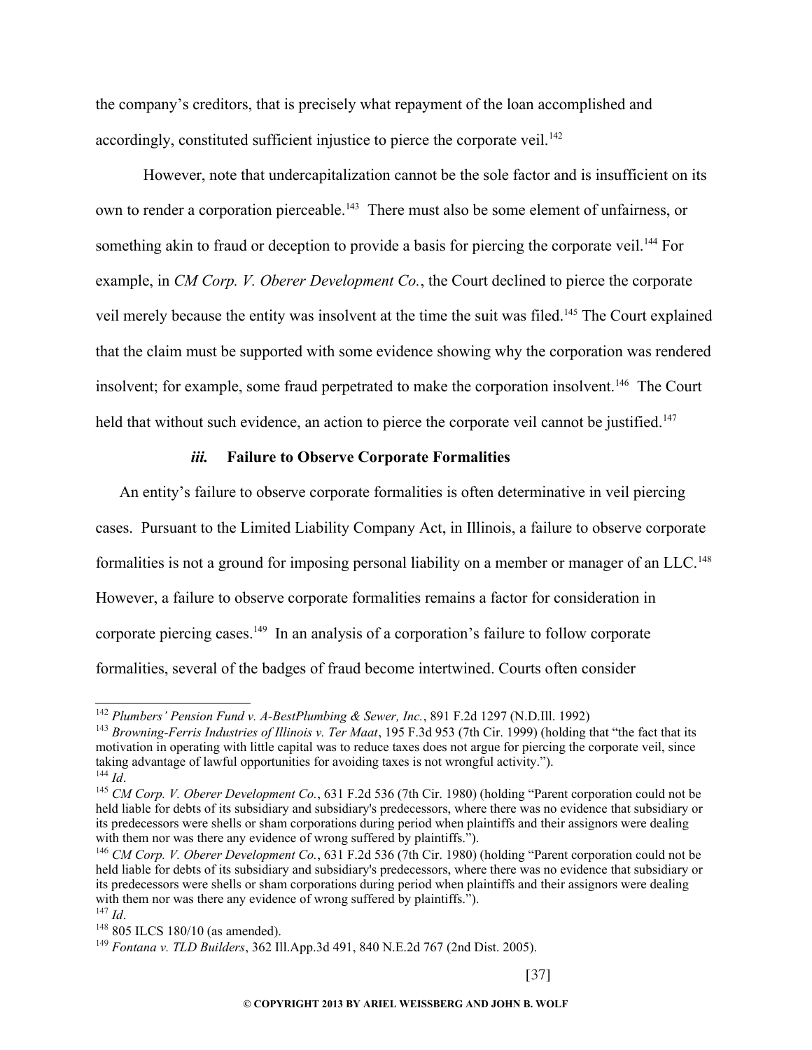the company's creditors, that is precisely what repayment of the loan accomplished and accordingly, constituted sufficient injustice to pierce the corporate veil.[142]

However, note that undercapitalization cannot be the sole factor and is insufficient on its own to render a corporation pierceable.[143] There must also be some element of unfairness, or something akin to fraud or deception to provide a basis for piercing the corporate veil.[144] For example, in *CM Corp. V. Oberer Development Co.*, the Court declined to pierce the corporate veil merely because the entity was insolvent at the time the suit was filed.[145] The Court explained that the claim must be supported with some evidence showing why the corporation was rendered insolvent; for example, some fraud perpetrated to make the corporation insolvent.[146] The Court held that without such evidence, an action to pierce the corporate veil cannot be justified.[147]

#### ***iii.*** **Failure to Observe Corporate Formalities**

An entity's failure to observe corporate formalities is often determinative in veil piercing cases. Pursuant to the Limited Liability Company Act, in Illinois, a failure to observe corporate formalities is not a ground for imposing personal liability on a member or manager of an LLC.[148] However, a failure to observe corporate formalities remains a factor for consideration in corporate piercing cases.[149] In an analysis of a corporation's failure to follow corporate formalities, several of the badges of fraud become intertwined. Courts often consider

---

[142] *Plumbers' Pension Fund v. A-BestPlumbing & Sewer, Inc.*, 891 F.2d 1297 (N.D.Ill. 1992)

[143] *Browning-Ferris Industries of Illinois v. Ter Maat*, 195 F.3d 953 (7th Cir. 1999) (holding that "the fact that its motivation in operating with little capital was to reduce taxes does not argue for piercing the corporate veil, since taking advantage of lawful opportunities for avoiding taxes is not wrongful activity.").

[144] *Id*.

[145] *CM Corp. V. Oberer Development Co.*, 631 F.2d 536 (7th Cir. 1980) (holding "Parent corporation could not be held liable for debts of its subsidiary and subsidiary's predecessors, where there was no evidence that subsidiary or its predecessors were shells or sham corporations during period when plaintiffs and their assignors were dealing with them nor was there any evidence of wrong suffered by plaintiffs.").

[146] *CM Corp. V. Oberer Development Co.*, 631 F.2d 536 (7th Cir. 1980) (holding "Parent corporation could not be held liable for debts of its subsidiary and subsidiary's predecessors, where there was no evidence that subsidiary or its predecessors were shells or sham corporations during period when plaintiffs and their assignors were dealing with them nor was there any evidence of wrong suffered by plaintiffs.").

[147] *Id*.

[148] 805 ILCS 180/10 (as amended).

[149] *Fontana v. TLD Builders*, 362 Ill.App.3d 491, 840 N.E.2d 767 (2nd Dist. 2005).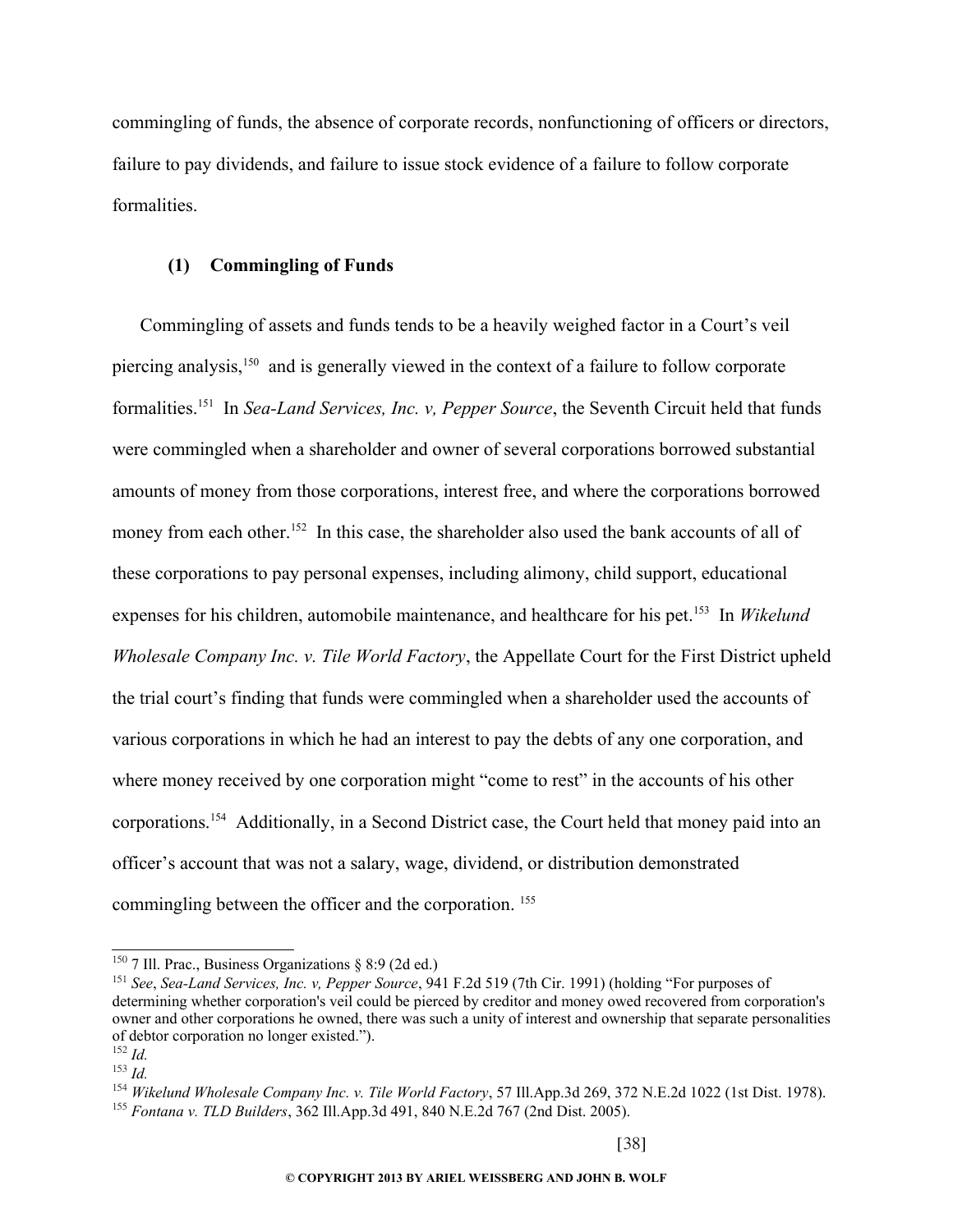commingling of funds, the absence of corporate records, nonfunctioning of officers or directors, failure to pay dividends, and failure to issue stock evidence of a failure to follow corporate formalities.

#### (1) Commingling of Funds

Commingling of assets and funds tends to be a heavily weighed factor in a Court's veil piercing analysis,[150] and is generally viewed in the context of a failure to follow corporate formalities.[151] In *Sea-Land Services, Inc. v, Pepper Source*, the Seventh Circuit held that funds were commingled when a shareholder and owner of several corporations borrowed substantial amounts of money from those corporations, interest free, and where the corporations borrowed money from each other.[152] In this case, the shareholder also used the bank accounts of all of these corporations to pay personal expenses, including alimony, child support, educational expenses for his children, automobile maintenance, and healthcare for his pet.[153] In *Wikelund Wholesale Company Inc. v. Tile World Factory*, the Appellate Court for the First District upheld the trial court's finding that funds were commingled when a shareholder used the accounts of various corporations in which he had an interest to pay the debts of any one corporation, and where money received by one corporation might "come to rest" in the accounts of his other corporations.[154] Additionally, in a Second District case, the Court held that money paid into an officer's account that was not a salary, wage, dividend, or distribution demonstrated commingling between the officer and the corporation.[155]

---

[150] 7 Ill. Prac., Business Organizations § 8:9 (2d ed.)

[151] *See*, *Sea-Land Services, Inc. v, Pepper Source*, 941 F.2d 519 (7th Cir. 1991) (holding "For purposes of determining whether corporation's veil could be pierced by creditor and money owed recovered from corporation's owner and other corporations he owned, there was such a unity of interest and ownership that separate personalities of debtor corporation no longer existed.").

[152] *Id.*

[153] *Id.*

[154] *Wikelund Wholesale Company Inc. v. Tile World Factory*, 57 Ill.App.3d 269, 372 N.E.2d 1022 (1st Dist. 1978).

[155] *Fontana v. TLD Builders*, 362 Ill.App.3d 491, 840 N.E.2d 767 (2nd Dist. 2005).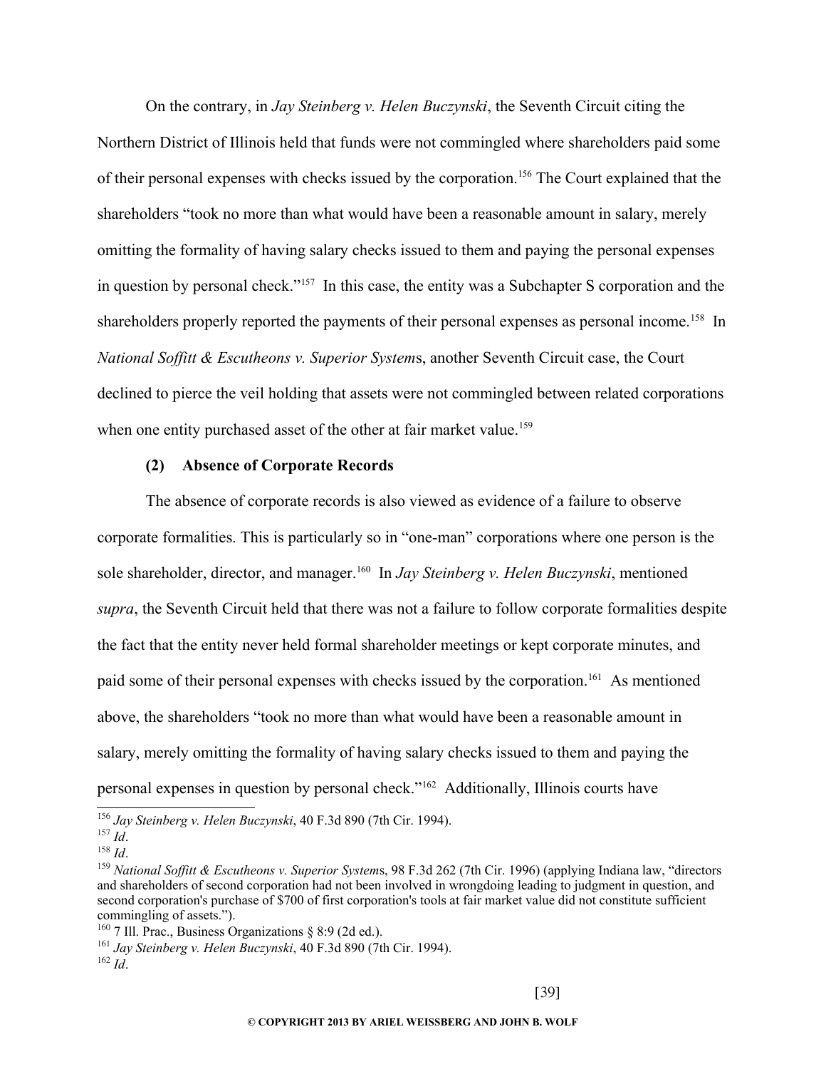On the contrary, in *Jay Steinberg v. Helen Buczynski*, the Seventh Circuit citing the Northern District of Illinois held that funds were not commingled where shareholders paid some of their personal expenses with checks issued by the corporation.[156] The Court explained that the shareholders "took no more than what would have been a reasonable amount in salary, merely omitting the formality of having salary checks issued to them and paying the personal expenses in question by personal check."[157] In this case, the entity was a Subchapter S corporation and the shareholders properly reported the payments of their personal expenses as personal income.[158] In *National Soffitt & Escutheons v. Superior System*s, another Seventh Circuit case, the Court declined to pierce the veil holding that assets were not commingled between related corporations when one entity purchased asset of the other at fair market value.[159]

**(2) Absence of Corporate Records**

The absence of corporate records is also viewed as evidence of a failure to observe corporate formalities. This is particularly so in "one-man" corporations where one person is the sole shareholder, director, and manager.[160] In *Jay Steinberg v. Helen Buczynski*, mentioned *supra*, the Seventh Circuit held that there was not a failure to follow corporate formalities despite the fact that the entity never held formal shareholder meetings or kept corporate minutes, and paid some of their personal expenses with checks issued by the corporation.[161] As mentioned above, the shareholders "took no more than what would have been a reasonable amount in salary, merely omitting the formality of having salary checks issued to them and paying the personal expenses in question by personal check."[162] Additionally, Illinois courts have

---

[156] *Jay Steinberg v. Helen Buczynski*, 40 F.3d 890 (7th Cir. 1994).
[157] *Id*.
[158] *Id*.
[159] *National Soffitt & Escutheons v. Superior System*s, 98 F.3d 262 (7th Cir. 1996) (applying Indiana law, "directors and shareholders of second corporation had not been involved in wrongdoing leading to judgment in question, and second corporation's purchase of $700 of first corporation's tools at fair market value did not constitute sufficient commingling of assets.").
[160] 7 Ill. Prac., Business Organizations § 8:9 (2d ed.).
[161] *Jay Steinberg v. Helen Buczynski*, 40 F.3d 890 (7th Cir. 1994).
[162] *Id*.

**© COPYRIGHT 2013 BY ARIEL WEISSBERG AND JOHN B. WOLF**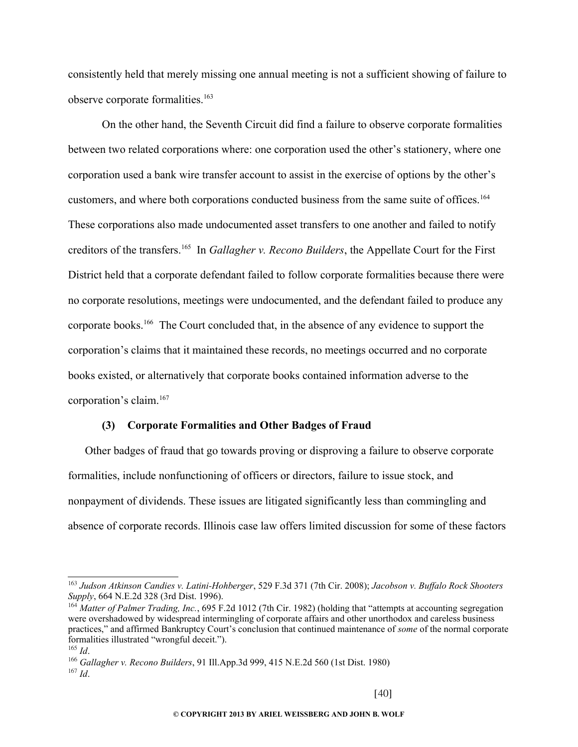consistently held that merely missing one annual meeting is not a sufficient showing of failure to observe corporate formalities.[163]

On the other hand, the Seventh Circuit did find a failure to observe corporate formalities between two related corporations where: one corporation used the other's stationery, where one corporation used a bank wire transfer account to assist in the exercise of options by the other's customers, and where both corporations conducted business from the same suite of offices.[164] These corporations also made undocumented asset transfers to one another and failed to notify creditors of the transfers.[165] In *Gallagher v. Recono Builders*, the Appellate Court for the First District held that a corporate defendant failed to follow corporate formalities because there were no corporate resolutions, meetings were undocumented, and the defendant failed to produce any corporate books.[166] The Court concluded that, in the absence of any evidence to support the corporation's claims that it maintained these records, no meetings occurred and no corporate books existed, or alternatively that corporate books contained information adverse to the corporation's claim.[167]

#### (3) Corporate Formalities and Other Badges of Fraud

Other badges of fraud that go towards proving or disproving a failure to observe corporate formalities, include nonfunctioning of officers or directors, failure to issue stock, and nonpayment of dividends. These issues are litigated significantly less than commingling and absence of corporate records. Illinois case law offers limited discussion for some of these factors

---

[163] *Judson Atkinson Candies v. Latini-Hohberger*, 529 F.3d 371 (7th Cir. 2008); *Jacobson v. Buffalo Rock Shooters Supply*, 664 N.E.2d 328 (3rd Dist. 1996).

[164] *Matter of Palmer Trading, Inc.*, 695 F.2d 1012 (7th Cir. 1982) (holding that "attempts at accounting segregation were overshadowed by widespread intermingling of corporate affairs and other unorthodox and careless business practices," and affirmed Bankruptcy Court's conclusion that continued maintenance of *some* of the normal corporate formalities illustrated "wrongful deceit.").

[165] *Id*.

[166] *Gallagher v. Recono Builders*, 91 Ill.App.3d 999, 415 N.E.2d 560 (1st Dist. 1980)

[167] *Id*.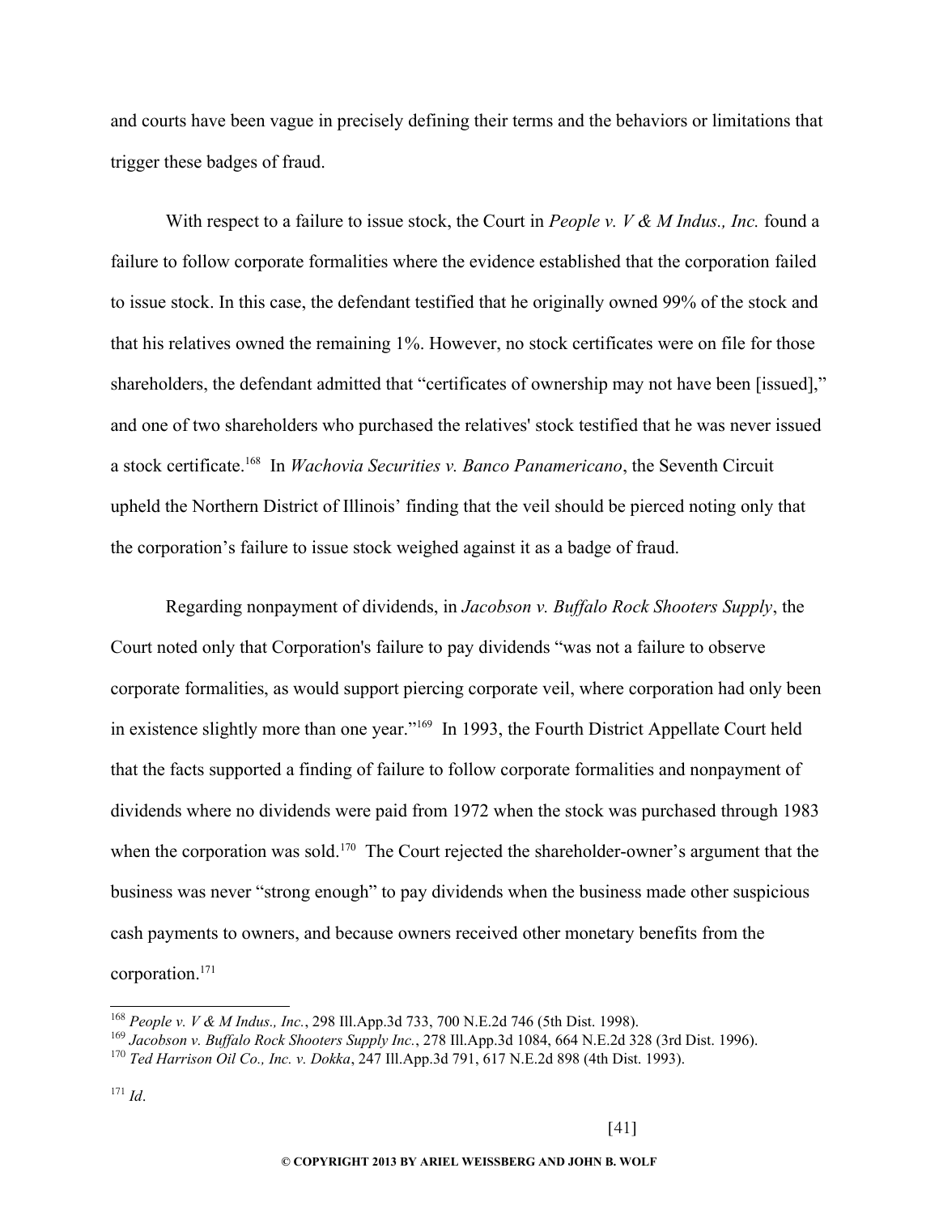and courts have been vague in precisely defining their terms and the behaviors or limitations that trigger these badges of fraud.

With respect to a failure to issue stock, the Court in *People v. V & M Indus., Inc.* found a failure to follow corporate formalities where the evidence established that the corporation failed to issue stock. In this case, the defendant testified that he originally owned 99% of the stock and that his relatives owned the remaining 1%. However, no stock certificates were on file for those shareholders, the defendant admitted that "certificates of ownership may not have been [issued]," and one of two shareholders who purchased the relatives' stock testified that he was never issued a stock certificate.[168] In *Wachovia Securities v. Banco Panamericano*, the Seventh Circuit upheld the Northern District of Illinois' finding that the veil should be pierced noting only that the corporation's failure to issue stock weighed against it as a badge of fraud.

Regarding nonpayment of dividends, in *Jacobson v. Buffalo Rock Shooters Supply*, the Court noted only that Corporation's failure to pay dividends "was not a failure to observe corporate formalities, as would support piercing corporate veil, where corporation had only been in existence slightly more than one year."[169] In 1993, the Fourth District Appellate Court held that the facts supported a finding of failure to follow corporate formalities and nonpayment of dividends where no dividends were paid from 1972 when the stock was purchased through 1983 when the corporation was sold.[170] The Court rejected the shareholder-owner's argument that the business was never "strong enough" to pay dividends when the business made other suspicious cash payments to owners, and because owners received other monetary benefits from the corporation.[171]

---

[168] *People v. V & M Indus., Inc.*, 298 Ill.App.3d 733, 700 N.E.2d 746 (5th Dist. 1998).

[169] *Jacobson v. Buffalo Rock Shooters Supply Inc.*, 278 Ill.App.3d 1084, 664 N.E.2d 328 (3rd Dist. 1996).

[170] *Ted Harrison Oil Co., Inc. v. Dokka*, 247 Ill.App.3d 791, 617 N.E.2d 898 (4th Dist. 1993).

[171] *Id*.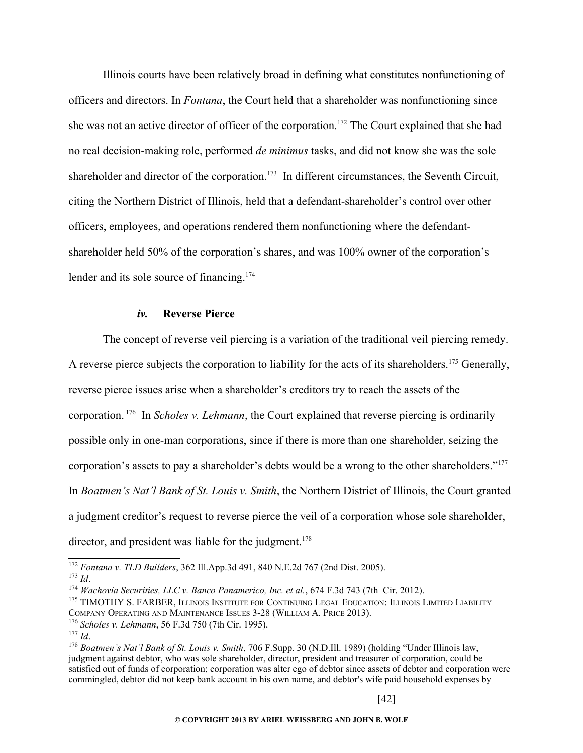Illinois courts have been relatively broad in defining what constitutes nonfunctioning of officers and directors. In *Fontana*, the Court held that a shareholder was nonfunctioning since she was not an active director of officer of the corporation.[172] The Court explained that she had no real decision-making role, performed *de minimus* tasks, and did not know she was the sole shareholder and director of the corporation.[173] In different circumstances, the Seventh Circuit, citing the Northern District of Illinois, held that a defendant-shareholder's control over other officers, employees, and operations rendered them nonfunctioning where the defendant-shareholder held 50% of the corporation's shares, and was 100% owner of the corporation's lender and its sole source of financing.[174]

### *iv.* Reverse Pierce

The concept of reverse veil piercing is a variation of the traditional veil piercing remedy. A reverse pierce subjects the corporation to liability for the acts of its shareholders.[175] Generally, reverse pierce issues arise when a shareholder's creditors try to reach the assets of the corporation.[176] In *Scholes v. Lehmann*, the Court explained that reverse piercing is ordinarily possible only in one-man corporations, since if there is more than one shareholder, seizing the corporation's assets to pay a shareholder's debts would be a wrong to the other shareholders."[177] In *Boatmen's Nat'l Bank of St. Louis v. Smith*, the Northern District of Illinois, the Court granted a judgment creditor's request to reverse pierce the veil of a corporation whose sole shareholder, director, and president was liable for the judgment.[178]

---

[172] *Fontana v. TLD Builders*, 362 Ill.App.3d 491, 840 N.E.2d 767 (2nd Dist. 2005).

[173] *Id*.

[174] *Wachovia Securities, LLC v. Banco Panamerico, Inc. et al.*, 674 F.3d 743 (7th Cir. 2012).

[175] TIMOTHY S. FARBER, ILLINOIS INSTITUTE FOR CONTINUING LEGAL EDUCATION: ILLINOIS LIMITED LIABILITY COMPANY OPERATING AND MAINTENANCE ISSUES 3-28 (WILLIAM A. PRICE 2013).

[176] *Scholes v. Lehmann*, 56 F.3d 750 (7th Cir. 1995).

[177] *Id*.

[178] *Boatmen's Nat'l Bank of St. Louis v. Smith*, 706 F.Supp. 30 (N.D.Ill. 1989) (holding "Under Illinois law, judgment against debtor, who was sole shareholder, director, president and treasurer of corporation, could be satisfied out of funds of corporation; corporation was alter ego of debtor since assets of debtor and corporation were commingled, debtor did not keep bank account in his own name, and debtor's wife paid household expenses by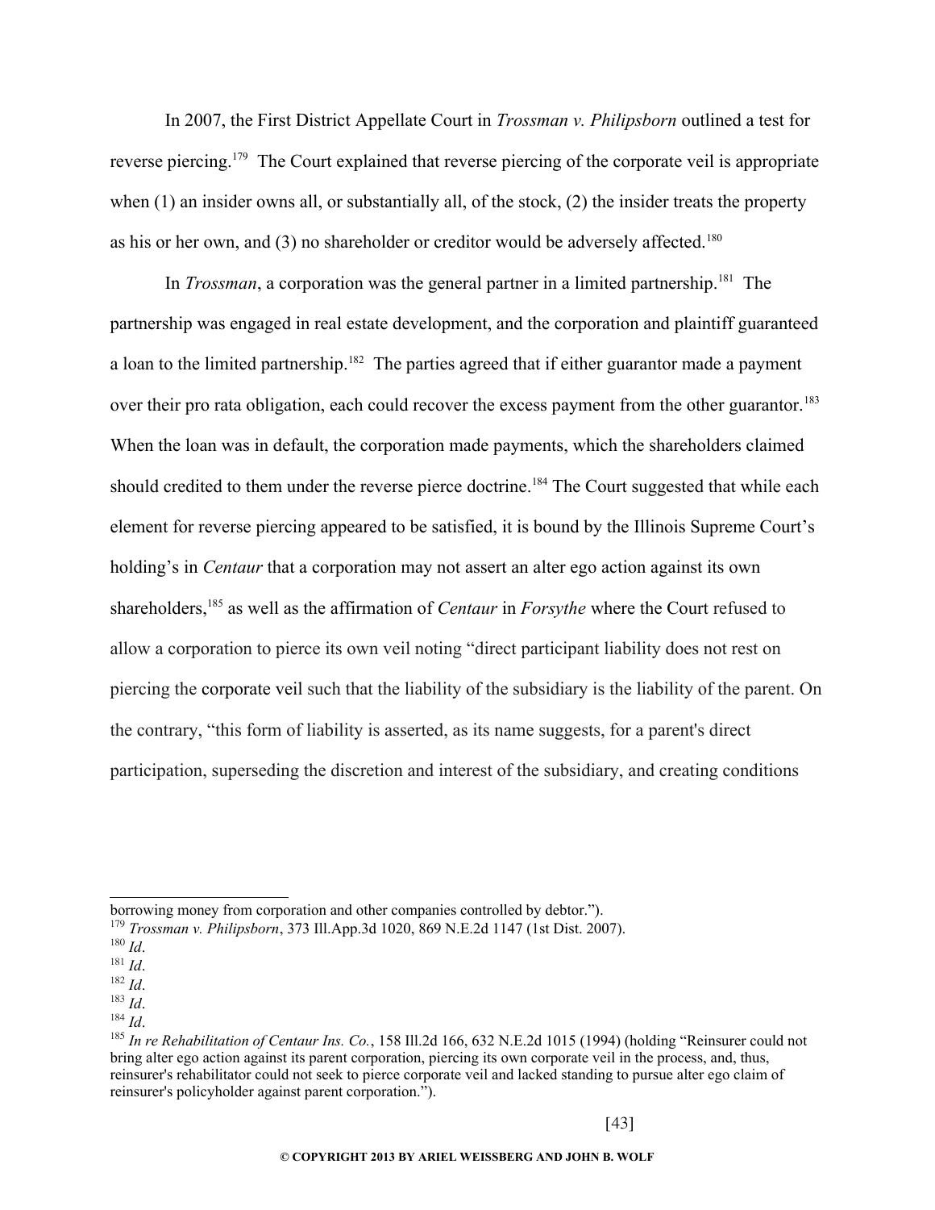In 2007, the First District Appellate Court in *Trossman v. Philipsborn* outlined a test for reverse piercing.[179] The Court explained that reverse piercing of the corporate veil is appropriate when (1) an insider owns all, or substantially all, of the stock, (2) the insider treats the property as his or her own, and (3) no shareholder or creditor would be adversely affected.[180]

In *Trossman*, a corporation was the general partner in a limited partnership.[181] The partnership was engaged in real estate development, and the corporation and plaintiff guaranteed a loan to the limited partnership.[182] The parties agreed that if either guarantor made a payment over their pro rata obligation, each could recover the excess payment from the other guarantor.[183] When the loan was in default, the corporation made payments, which the shareholders claimed should credited to them under the reverse pierce doctrine.[184] The Court suggested that while each element for reverse piercing appeared to be satisfied, it is bound by the Illinois Supreme Court's holding's in *Centaur* that a corporation may not assert an alter ego action against its own shareholders,[185] as well as the affirmation of *Centaur* in *Forsythe* where the Court refused to allow a corporation to pierce its own veil noting "direct participant liability does not rest on piercing the corporate veil such that the liability of the subsidiary is the liability of the parent. On the contrary, "this form of liability is asserted, as its name suggests, for a parent's direct participation, superseding the discretion and interest of the subsidiary, and creating conditions

---

borrowing money from corporation and other companies controlled by debtor.").

[179] *Trossman v. Philipsborn*, 373 Ill.App.3d 1020, 869 N.E.2d 1147 (1st Dist. 2007).

[180] *Id*.

[181] *Id*.

[182] *Id*.

[183] *Id*.

[184] *Id*.

[185] *In re Rehabilitation of Centaur Ins. Co.*, 158 Ill.2d 166, 632 N.E.2d 1015 (1994) (holding "Reinsurer could not bring alter ego action against its parent corporation, piercing its own corporate veil in the process, and, thus, reinsurer's rehabilitator could not seek to pierce corporate veil and lacked standing to pursue alter ego claim of reinsurer's policyholder against parent corporation.").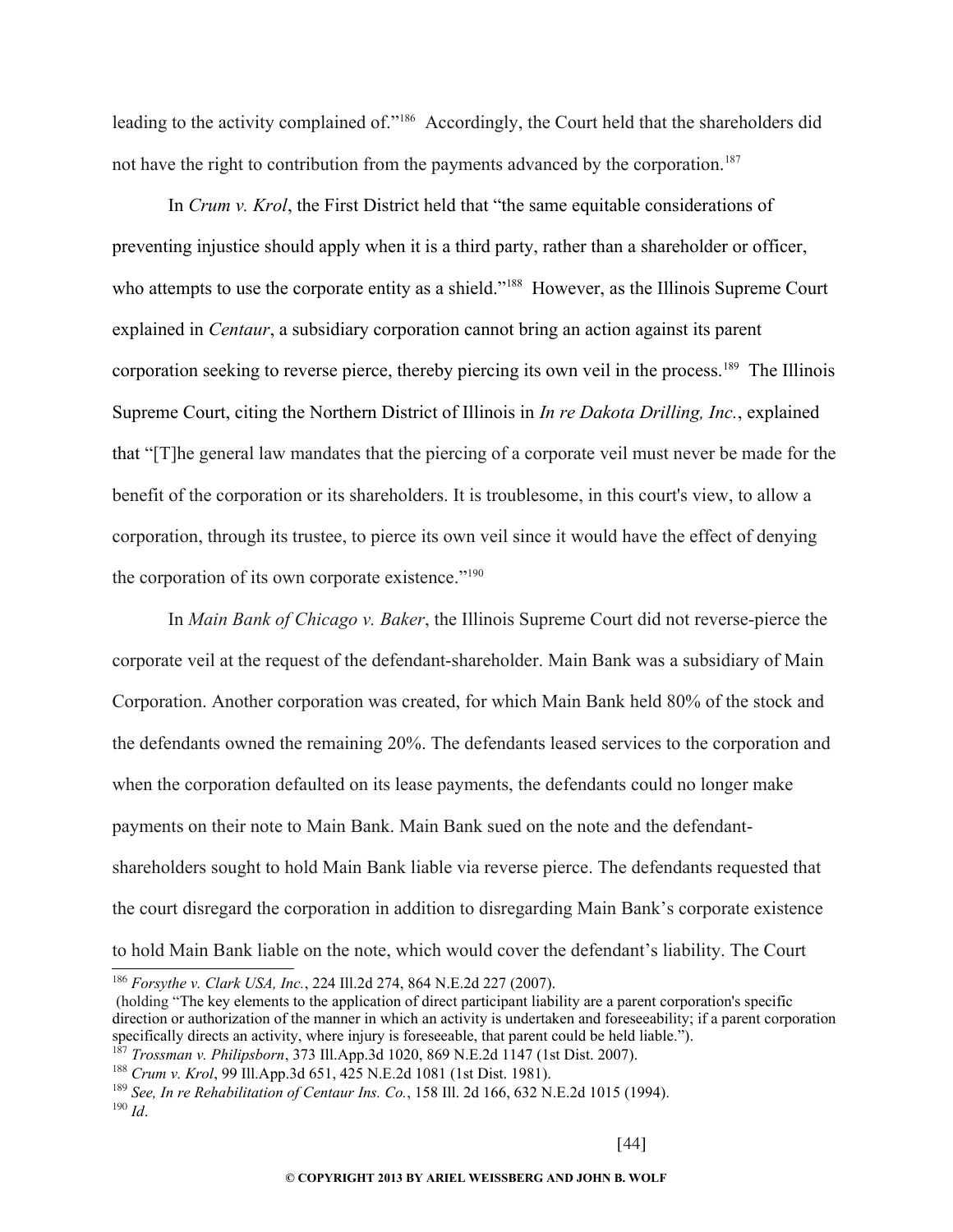leading to the activity complained of."[186] Accordingly, the Court held that the shareholders did not have the right to contribution from the payments advanced by the corporation.[187]

In *Crum v. Krol*, the First District held that "the same equitable considerations of preventing injustice should apply when it is a third party, rather than a shareholder or officer, who attempts to use the corporate entity as a shield."[188] However, as the Illinois Supreme Court explained in *Centaur*, a subsidiary corporation cannot bring an action against its parent corporation seeking to reverse pierce, thereby piercing its own veil in the process.[189] The Illinois Supreme Court, citing the Northern District of Illinois in *In re Dakota Drilling, Inc.*, explained that "[T]he general law mandates that the piercing of a corporate veil must never be made for the benefit of the corporation or its shareholders. It is troublesome, in this court's view, to allow a corporation, through its trustee, to pierce its own veil since it would have the effect of denying the corporation of its own corporate existence."[190]

In *Main Bank of Chicago v. Baker*, the Illinois Supreme Court did not reverse-pierce the corporate veil at the request of the defendant-shareholder. Main Bank was a subsidiary of Main Corporation. Another corporation was created, for which Main Bank held 80% of the stock and the defendants owned the remaining 20%. The defendants leased services to the corporation and when the corporation defaulted on its lease payments, the defendants could no longer make payments on their note to Main Bank. Main Bank sued on the note and the defendant-shareholders sought to hold Main Bank liable via reverse pierce. The defendants requested that the court disregard the corporation in addition to disregarding Main Bank's corporate existence to hold Main Bank liable on the note, which would cover the defendant's liability. The Court

---

[186] *Forsythe v. Clark USA, Inc.*, 224 Ill.2d 274, 864 N.E.2d 227 (2007).
(holding "The key elements to the application of direct participant liability are a parent corporation's specific direction or authorization of the manner in which an activity is undertaken and foreseeability; if a parent corporation specifically directs an activity, where injury is foreseeable, that parent could be held liable.").

[187] *Trossman v. Philipsborn*, 373 Ill.App.3d 1020, 869 N.E.2d 1147 (1st Dist. 2007).

[188] *Crum v. Krol*, 99 Ill.App.3d 651, 425 N.E.2d 1081 (1st Dist. 1981).

[189] *See, In re Rehabilitation of Centaur Ins. Co.*, 158 Ill. 2d 166, 632 N.E.2d 1015 (1994).

[190] *Id*.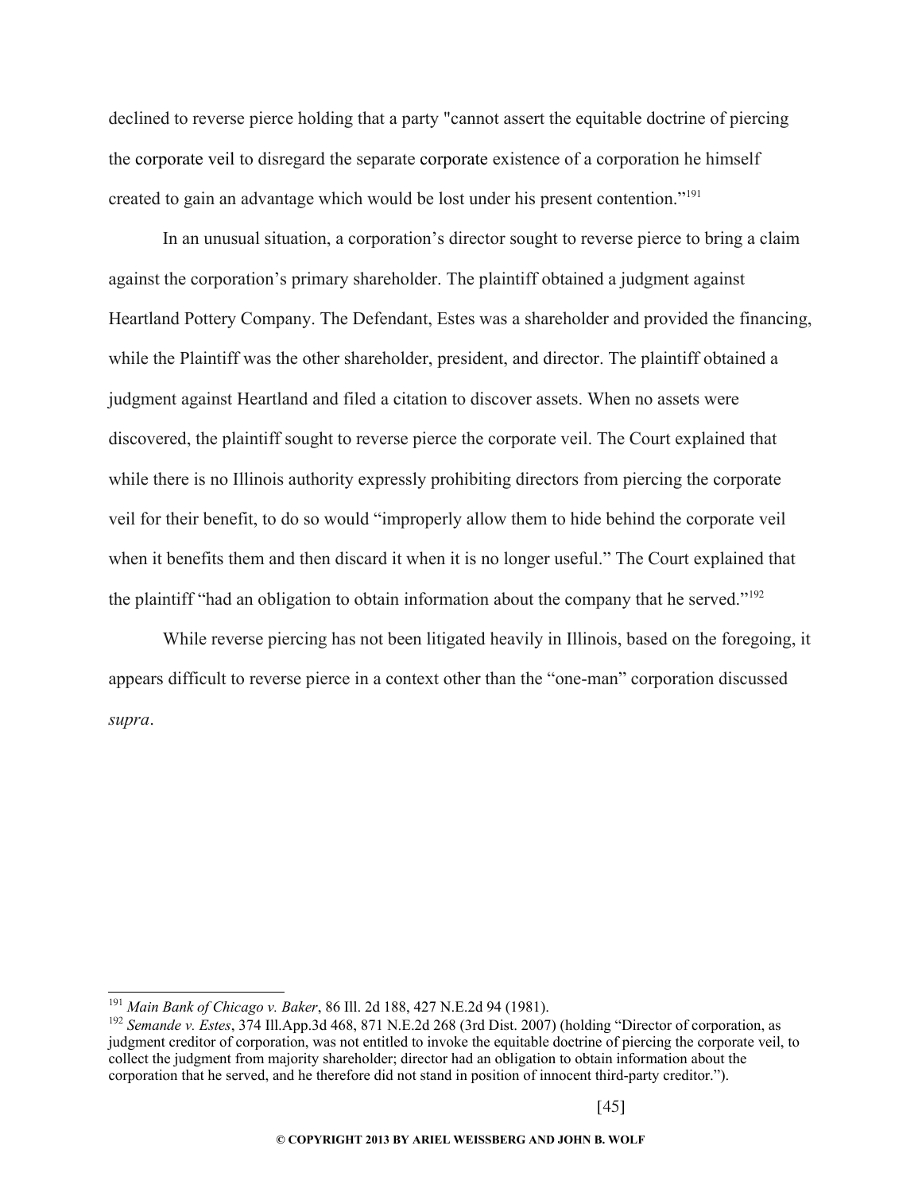declined to reverse pierce holding that a party "cannot assert the equitable doctrine of piercing the corporate veil to disregard the separate corporate existence of a corporation he himself created to gain an advantage which would be lost under his present contention."[191]

In an unusual situation, a corporation's director sought to reverse pierce to bring a claim against the corporation's primary shareholder. The plaintiff obtained a judgment against Heartland Pottery Company. The Defendant, Estes was a shareholder and provided the financing, while the Plaintiff was the other shareholder, president, and director. The plaintiff obtained a judgment against Heartland and filed a citation to discover assets. When no assets were discovered, the plaintiff sought to reverse pierce the corporate veil. The Court explained that while there is no Illinois authority expressly prohibiting directors from piercing the corporate veil for their benefit, to do so would "improperly allow them to hide behind the corporate veil when it benefits them and then discard it when it is no longer useful." The Court explained that the plaintiff "had an obligation to obtain information about the company that he served."[192]

While reverse piercing has not been litigated heavily in Illinois, based on the foregoing, it appears difficult to reverse pierce in a context other than the "one-man" corporation discussed *supra*.

---

[191] *Main Bank of Chicago v. Baker*, 86 Ill. 2d 188, 427 N.E.2d 94 (1981).

[192] *Semande v. Estes*, 374 Ill.App.3d 468, 871 N.E.2d 268 (3rd Dist. 2007) (holding "Director of corporation, as judgment creditor of corporation, was not entitled to invoke the equitable doctrine of piercing the corporate veil, to collect the judgment from majority shareholder; director had an obligation to obtain information about the corporation that he served, and he therefore did not stand in position of innocent third-party creditor.").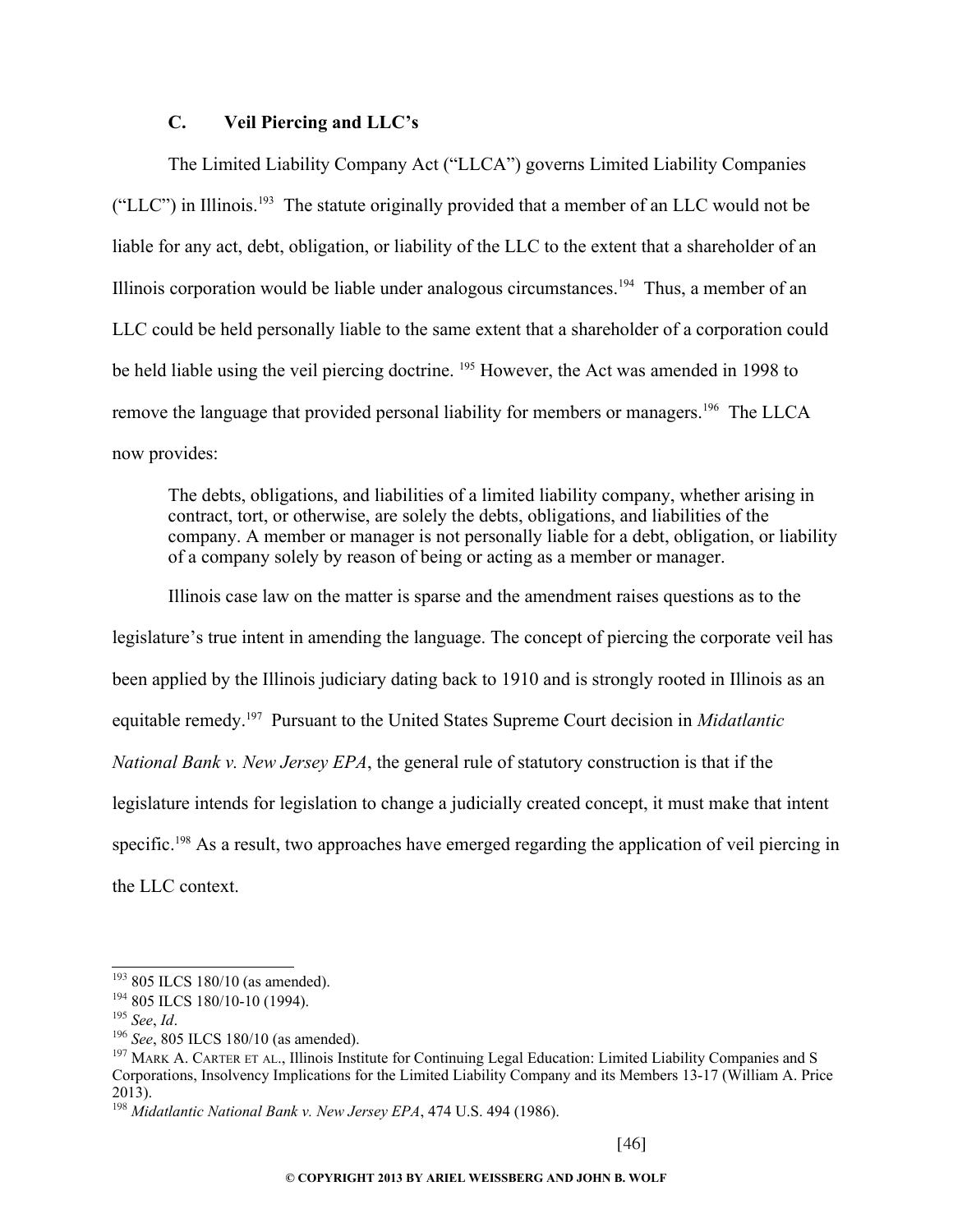### C. Veil Piercing and LLC's

The Limited Liability Company Act ("LLCA") governs Limited Liability Companies ("LLC") in Illinois.[193] The statute originally provided that a member of an LLC would not be liable for any act, debt, obligation, or liability of the LLC to the extent that a shareholder of an Illinois corporation would be liable under analogous circumstances.[194] Thus, a member of an LLC could be held personally liable to the same extent that a shareholder of a corporation could be held liable using the veil piercing doctrine. [195] However, the Act was amended in 1998 to remove the language that provided personal liability for members or managers.[196] The LLCA now provides:

> The debts, obligations, and liabilities of a limited liability company, whether arising in contract, tort, or otherwise, are solely the debts, obligations, and liabilities of the company. A member or manager is not personally liable for a debt, obligation, or liability of a company solely by reason of being or acting as a member or manager.

Illinois case law on the matter is sparse and the amendment raises questions as to the legislature's true intent in amending the language. The concept of piercing the corporate veil has been applied by the Illinois judiciary dating back to 1910 and is strongly rooted in Illinois as an equitable remedy.[197] Pursuant to the United States Supreme Court decision in *Midatlantic National Bank v. New Jersey EPA*, the general rule of statutory construction is that if the legislature intends for legislation to change a judicially created concept, it must make that intent specific.[198] As a result, two approaches have emerged regarding the application of veil piercing in the LLC context.

---

[193] 805 ILCS 180/10 (as amended).
[194] 805 ILCS 180/10-10 (1994).
[195] *See*, *Id*.
[196] *See*, 805 ILCS 180/10 (as amended).
[197] MARK A. CARTER ET AL., Illinois Institute for Continuing Legal Education: Limited Liability Companies and S Corporations, Insolvency Implications for the Limited Liability Company and its Members 13-17 (William A. Price 2013).
[198] *Midatlantic National Bank v. New Jersey EPA*, 474 U.S. 494 (1986).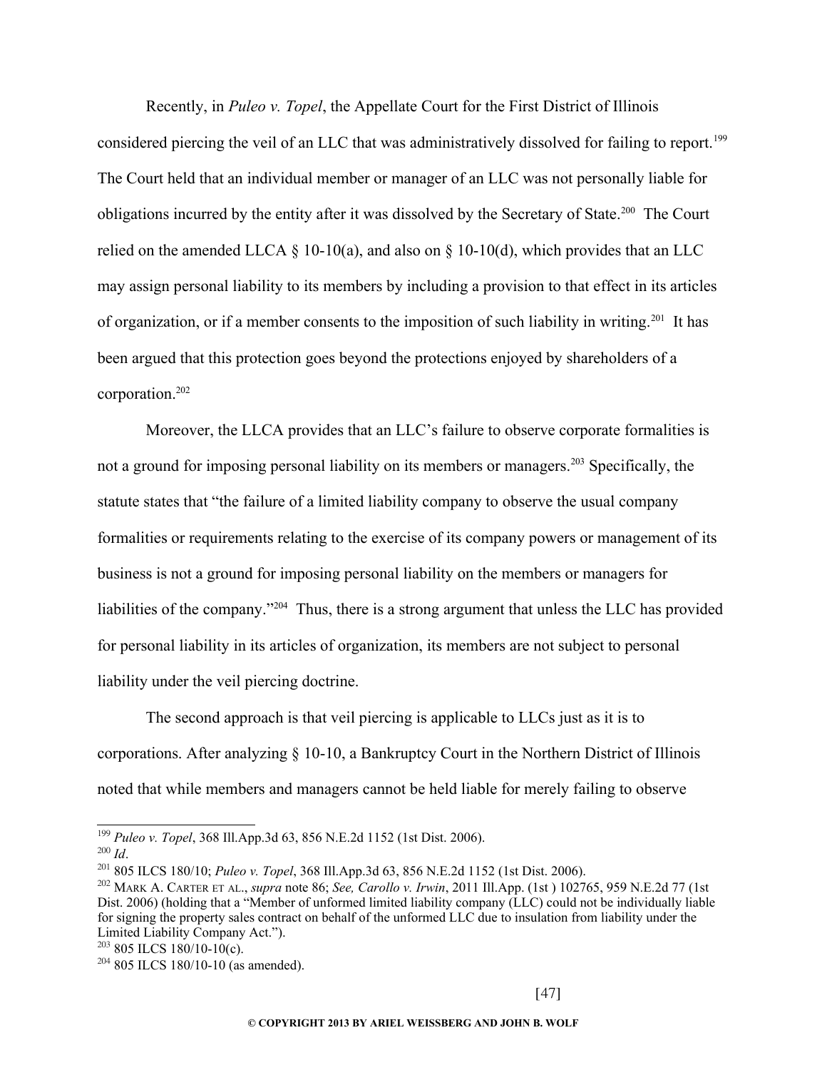Recently, in *Puleo v. Topel*, the Appellate Court for the First District of Illinois considered piercing the veil of an LLC that was administratively dissolved for failing to report.[199] The Court held that an individual member or manager of an LLC was not personally liable for obligations incurred by the entity after it was dissolved by the Secretary of State.[200] The Court relied on the amended LLCA § 10-10(a), and also on § 10-10(d), which provides that an LLC may assign personal liability to its members by including a provision to that effect in its articles of organization, or if a member consents to the imposition of such liability in writing.[201] It has been argued that this protection goes beyond the protections enjoyed by shareholders of a corporation.[202]

Moreover, the LLCA provides that an LLC's failure to observe corporate formalities is not a ground for imposing personal liability on its members or managers.[203] Specifically, the statute states that "the failure of a limited liability company to observe the usual company formalities or requirements relating to the exercise of its company powers or management of its business is not a ground for imposing personal liability on the members or managers for liabilities of the company."[204] Thus, there is a strong argument that unless the LLC has provided for personal liability in its articles of organization, its members are not subject to personal liability under the veil piercing doctrine.

The second approach is that veil piercing is applicable to LLCs just as it is to corporations. After analyzing § 10-10, a Bankruptcy Court in the Northern District of Illinois noted that while members and managers cannot be held liable for merely failing to observe

---

[199] *Puleo v. Topel*, 368 Ill.App.3d 63, 856 N.E.2d 1152 (1st Dist. 2006).

[200] *Id*.

[201] 805 ILCS 180/10; *Puleo v. Topel*, 368 Ill.App.3d 63, 856 N.E.2d 1152 (1st Dist. 2006).

[202] MARK A. CARTER ET AL., *supra* note 86; *See, Carollo v. Irwin*, 2011 Ill.App. (1st ) 102765, 959 N.E.2d 77 (1st Dist. 2006) (holding that a "Member of unformed limited liability company (LLC) could not be individually liable for signing the property sales contract on behalf of the unformed LLC due to insulation from liability under the Limited Liability Company Act.").

[203] 805 ILCS 180/10-10(c).

[204] 805 ILCS 180/10-10 (as amended).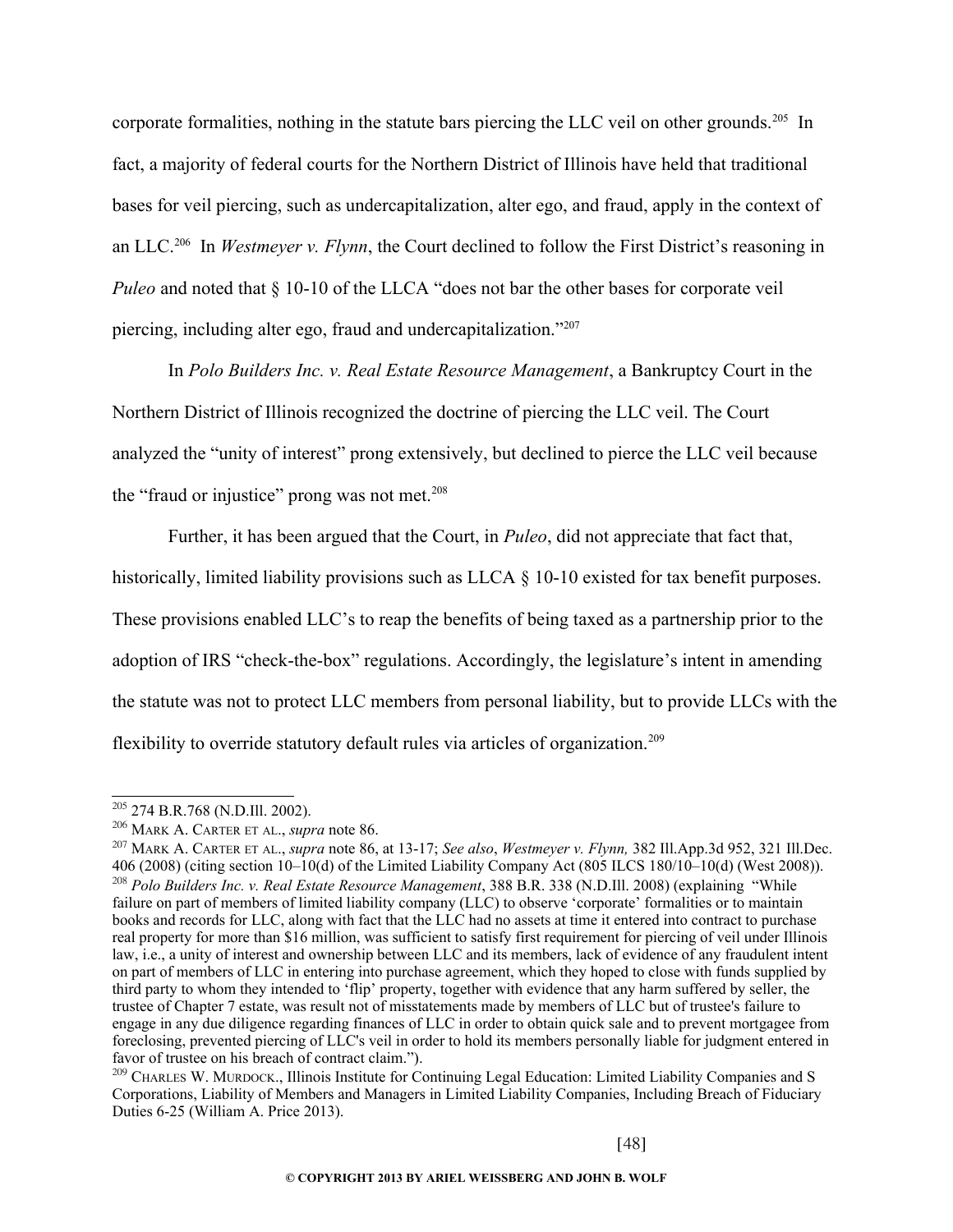corporate formalities, nothing in the statute bars piercing the LLC veil on other grounds.[205] In fact, a majority of federal courts for the Northern District of Illinois have held that traditional bases for veil piercing, such as undercapitalization, alter ego, and fraud, apply in the context of an LLC.[206] In *Westmeyer v. Flynn*, the Court declined to follow the First District's reasoning in *Puleo* and noted that § 10-10 of the LLCA "does not bar the other bases for corporate veil piercing, including alter ego, fraud and undercapitalization."[207]

In *Polo Builders Inc. v. Real Estate Resource Management*, a Bankruptcy Court in the Northern District of Illinois recognized the doctrine of piercing the LLC veil. The Court analyzed the "unity of interest" prong extensively, but declined to pierce the LLC veil because the "fraud or injustice" prong was not met.[208]

Further, it has been argued that the Court, in *Puleo*, did not appreciate that fact that, historically, limited liability provisions such as LLCA § 10-10 existed for tax benefit purposes. These provisions enabled LLC's to reap the benefits of being taxed as a partnership prior to the adoption of IRS "check-the-box" regulations. Accordingly, the legislature's intent in amending the statute was not to protect LLC members from personal liability, but to provide LLCs with the flexibility to override statutory default rules via articles of organization.[209]

---

[205] 274 B.R.768 (N.D.Ill. 2002).

[206] MARK A. CARTER ET AL., *supra* note 86.

[207] MARK A. CARTER ET AL., *supra* note 86, at 13-17; *See also*, *Westmeyer v. Flynn,* 382 Ill.App.3d 952, 321 Ill.Dec. 406 (2008) (citing section 10–10(d) of the Limited Liability Company Act (805 ILCS 180/10–10(d) (West 2008)).

[208] *Polo Builders Inc. v. Real Estate Resource Management*, 388 B.R. 338 (N.D.Ill. 2008) (explaining "While failure on part of members of limited liability company (LLC) to observe 'corporate' formalities or to maintain books and records for LLC, along with fact that the LLC had no assets at time it entered into contract to purchase real property for more than $16 million, was sufficient to satisfy first requirement for piercing of veil under Illinois law, i.e., a unity of interest and ownership between LLC and its members, lack of evidence of any fraudulent intent on part of members of LLC in entering into purchase agreement, which they hoped to close with funds supplied by third party to whom they intended to 'flip' property, together with evidence that any harm suffered by seller, the trustee of Chapter 7 estate, was result not of misstatements made by members of LLC but of trustee's failure to engage in any due diligence regarding finances of LLC in order to obtain quick sale and to prevent mortgagee from foreclosing, prevented piercing of LLC's veil in order to hold its members personally liable for judgment entered in favor of trustee on his breach of contract claim.").

[209] CHARLES W. MURDOCK., Illinois Institute for Continuing Legal Education: Limited Liability Companies and S Corporations, Liability of Members and Managers in Limited Liability Companies, Including Breach of Fiduciary Duties 6-25 (William A. Price 2013).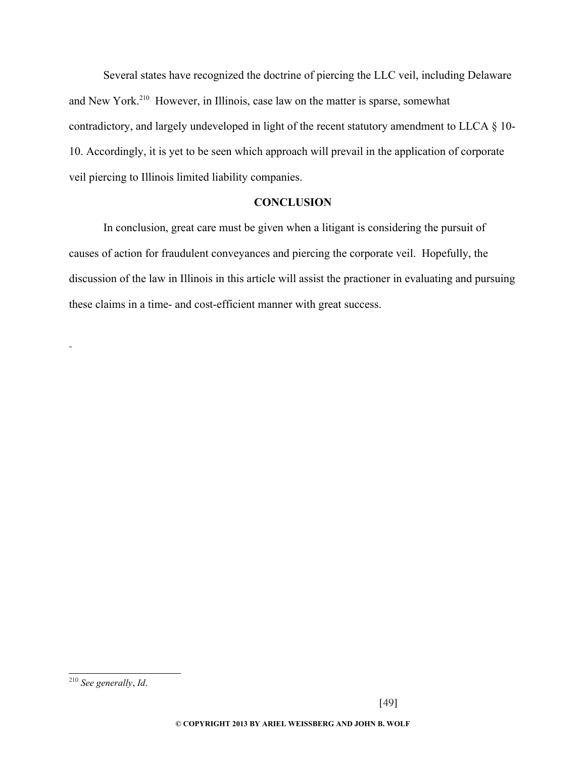Several states have recognized the doctrine of piercing the LLC veil, including Delaware and New York.[210] However, in Illinois, case law on the matter is sparse, somewhat contradictory, and largely undeveloped in light of the recent statutory amendment to LLCA § 10-10. Accordingly, it is yet to be seen which approach will prevail in the application of corporate veil piercing to Illinois limited liability companies.

## CONCLUSION

In conclusion, great care must be given when a litigant is considering the pursuit of causes of action for fraudulent conveyances and piercing the corporate veil. Hopefully, the discussion of the law in Illinois in this article will assist the practioner in evaluating and pursuing these claims in a time- and cost-efficient manner with great success.

---

[210] *See generally*, *Id*.

© COPYRIGHT 2013 BY ARIEL WEISSBERG AND JOHN B. WOLF